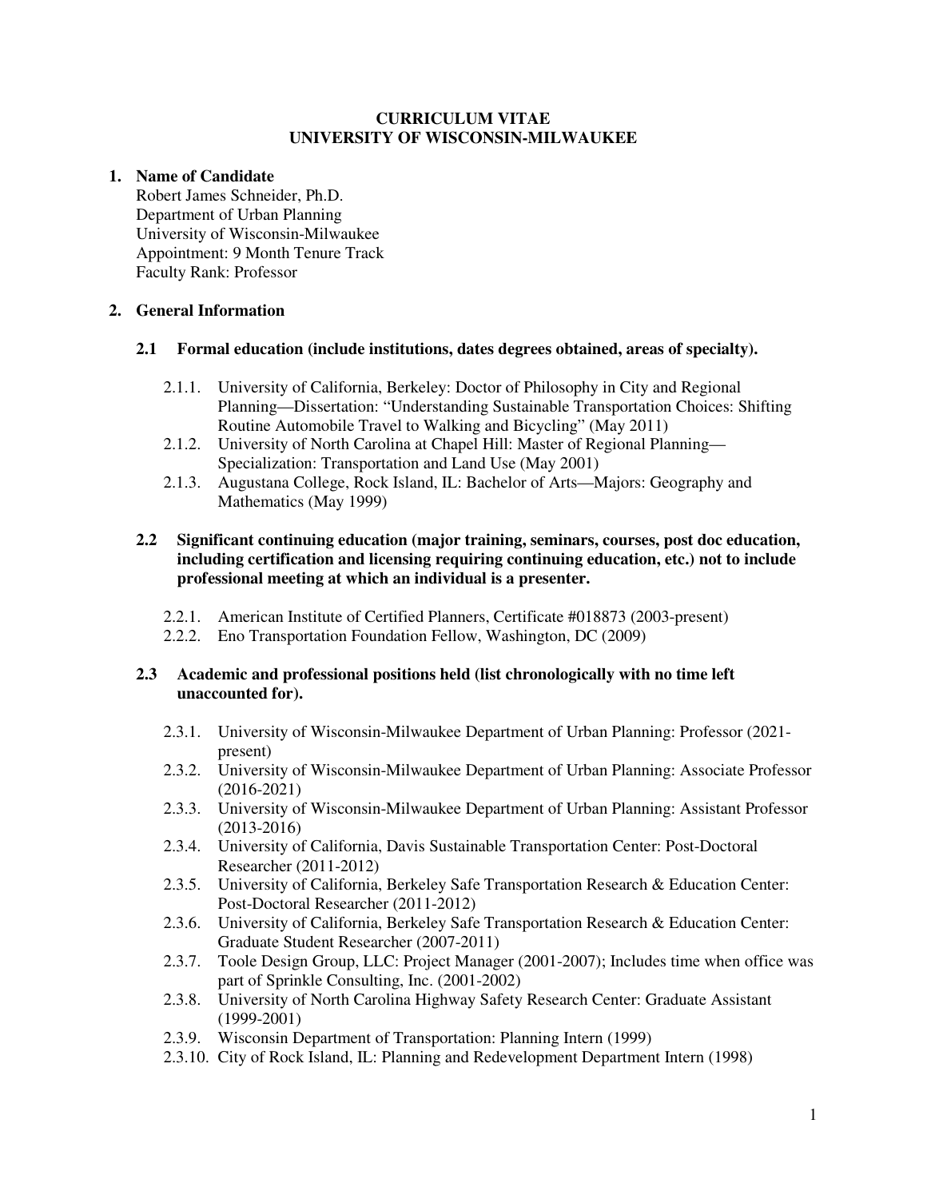# CURRICULUM VITAE
# UNIVERSITY OF WISCONSIN-MILWAUKEE

## 1. Name of Candidate

Robert James Schneider, Ph.D.
Department of Urban Planning
University of Wisconsin-Milwaukee
Appointment: 9 Month Tenure Track
Faculty Rank: Professor

## 2. General Information

### 2.1 Formal education (include institutions, dates degrees obtained, areas of specialty).

2.1.1. University of California, Berkeley: Doctor of Philosophy in City and Regional Planning—Dissertation: "Understanding Sustainable Transportation Choices: Shifting Routine Automobile Travel to Walking and Bicycling" (May 2011)

2.1.2. University of North Carolina at Chapel Hill: Master of Regional Planning—Specialization: Transportation and Land Use (May 2001)

2.1.3. Augustana College, Rock Island, IL: Bachelor of Arts—Majors: Geography and Mathematics (May 1999)

### 2.2 Significant continuing education (major training, seminars, courses, post doc education, including certification and licensing requiring continuing education, etc.) not to include professional meeting at which an individual is a presenter.

2.2.1. American Institute of Certified Planners, Certificate #018873 (2003-present)

2.2.2. Eno Transportation Foundation Fellow, Washington, DC (2009)

### 2.3 Academic and professional positions held (list chronologically with no time left unaccounted for).

2.3.1. University of Wisconsin-Milwaukee Department of Urban Planning: Professor (2021-present)

2.3.2. University of Wisconsin-Milwaukee Department of Urban Planning: Associate Professor (2016-2021)

2.3.3. University of Wisconsin-Milwaukee Department of Urban Planning: Assistant Professor (2013-2016)

2.3.4. University of California, Davis Sustainable Transportation Center: Post-Doctoral Researcher (2011-2012)

2.3.5. University of California, Berkeley Safe Transportation Research & Education Center: Post-Doctoral Researcher (2011-2012)

2.3.6. University of California, Berkeley Safe Transportation Research & Education Center: Graduate Student Researcher (2007-2011)

2.3.7. Toole Design Group, LLC: Project Manager (2001-2007); Includes time when office was part of Sprinkle Consulting, Inc. (2001-2002)

2.3.8. University of North Carolina Highway Safety Research Center: Graduate Assistant (1999-2001)

2.3.9. Wisconsin Department of Transportation: Planning Intern (1999)

2.3.10. City of Rock Island, IL: Planning and Redevelopment Department Intern (1998)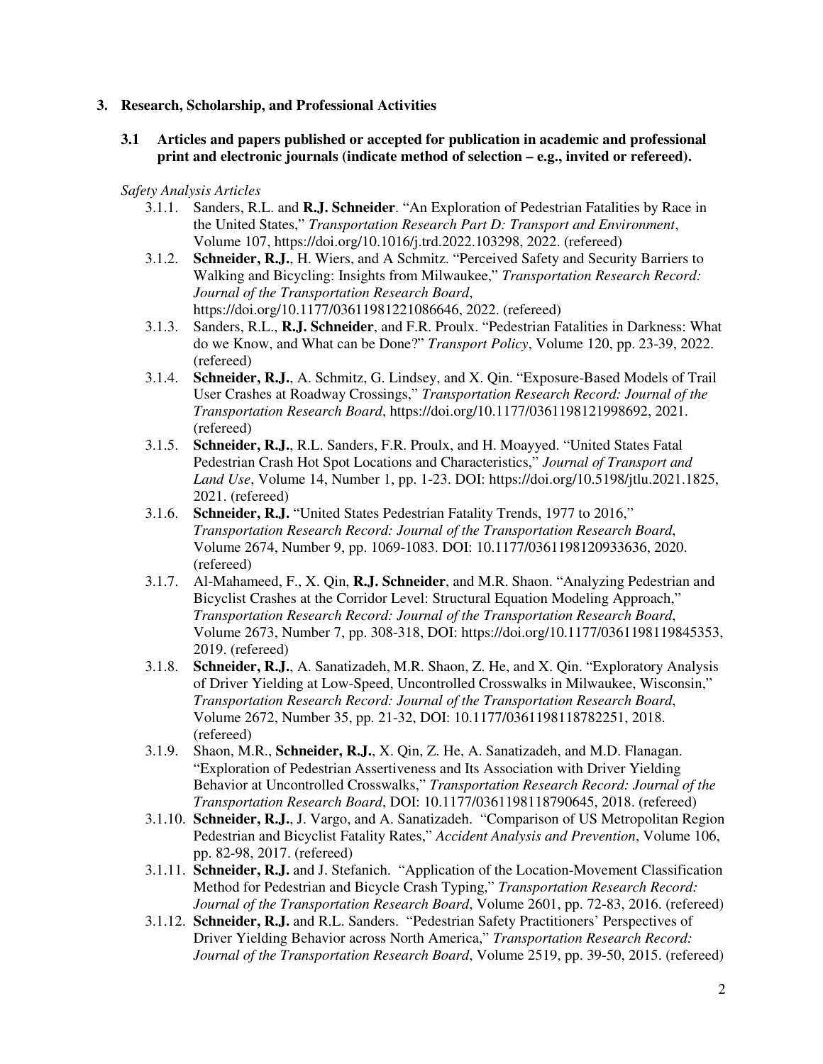## 3. Research, Scholarship, and Professional Activities

### 3.1 Articles and papers published or accepted for publication in academic and professional print and electronic journals (indicate method of selection – e.g., invited or refereed).

*Safety Analysis Articles*

- 3.1.1. Sanders, R.L. and **R.J. Schneider**. “An Exploration of Pedestrian Fatalities by Race in the United States,” *Transportation Research Part D: Transport and Environment*, Volume 107, https://doi.org/10.1016/j.trd.2022.103298, 2022. (refereed)
- 3.1.2. **Schneider, R.J.**, H. Wiers, and A Schmitz. “Perceived Safety and Security Barriers to Walking and Bicycling: Insights from Milwaukee,” *Transportation Research Record: Journal of the Transportation Research Board*, https://doi.org/10.1177/03611981221086646, 2022. (refereed)
- 3.1.3. Sanders, R.L., **R.J. Schneider**, and F.R. Proulx. “Pedestrian Fatalities in Darkness: What do we Know, and What can be Done?” *Transport Policy*, Volume 120, pp. 23-39, 2022. (refereed)
- 3.1.4. **Schneider, R.J.**, A. Schmitz, G. Lindsey, and X. Qin. “Exposure-Based Models of Trail User Crashes at Roadway Crossings,” *Transportation Research Record: Journal of the Transportation Research Board*, https://doi.org/10.1177/0361198121998692, 2021. (refereed)
- 3.1.5. **Schneider, R.J.**, R.L. Sanders, F.R. Proulx, and H. Moayyed. “United States Fatal Pedestrian Crash Hot Spot Locations and Characteristics,” *Journal of Transport and Land Use*, Volume 14, Number 1, pp. 1-23. DOI: https://doi.org/10.5198/jtlu.2021.1825, 2021. (refereed)
- 3.1.6. **Schneider, R.J.** “United States Pedestrian Fatality Trends, 1977 to 2016,” *Transportation Research Record: Journal of the Transportation Research Board*, Volume 2674, Number 9, pp. 1069-1083. DOI: 10.1177/0361198120933636, 2020. (refereed)
- 3.1.7. Al-Mahameed, F., X. Qin, **R.J. Schneider**, and M.R. Shaon. “Analyzing Pedestrian and Bicyclist Crashes at the Corridor Level: Structural Equation Modeling Approach,” *Transportation Research Record: Journal of the Transportation Research Board*, Volume 2673, Number 7, pp. 308-318, DOI: https://doi.org/10.1177/0361198119845353, 2019. (refereed)
- 3.1.8. **Schneider, R.J.**, A. Sanatizadeh, M.R. Shaon, Z. He, and X. Qin. “Exploratory Analysis of Driver Yielding at Low-Speed, Uncontrolled Crosswalks in Milwaukee, Wisconsin,” *Transportation Research Record: Journal of the Transportation Research Board*, Volume 2672, Number 35, pp. 21-32, DOI: 10.1177/0361198118782251, 2018. (refereed)
- 3.1.9. Shaon, M.R., **Schneider, R.J.**, X. Qin, Z. He, A. Sanatizadeh, and M.D. Flanagan. “Exploration of Pedestrian Assertiveness and Its Association with Driver Yielding Behavior at Uncontrolled Crosswalks,” *Transportation Research Record: Journal of the Transportation Research Board*, DOI: 10.1177/0361198118790645, 2018. (refereed)
- 3.1.10. **Schneider, R.J.**, J. Vargo, and A. Sanatizadeh. “Comparison of US Metropolitan Region Pedestrian and Bicyclist Fatality Rates,” *Accident Analysis and Prevention*, Volume 106, pp. 82-98, 2017. (refereed)
- 3.1.11. **Schneider, R.J.** and J. Stefanich. “Application of the Location-Movement Classification Method for Pedestrian and Bicycle Crash Typing,” *Transportation Research Record: Journal of the Transportation Research Board*, Volume 2601, pp. 72-83, 2016. (refereed)
- 3.1.12. **Schneider, R.J.** and R.L. Sanders. “Pedestrian Safety Practitioners’ Perspectives of Driver Yielding Behavior across North America,” *Transportation Research Record: Journal of the Transportation Research Board*, Volume 2519, pp. 39-50, 2015. (refereed)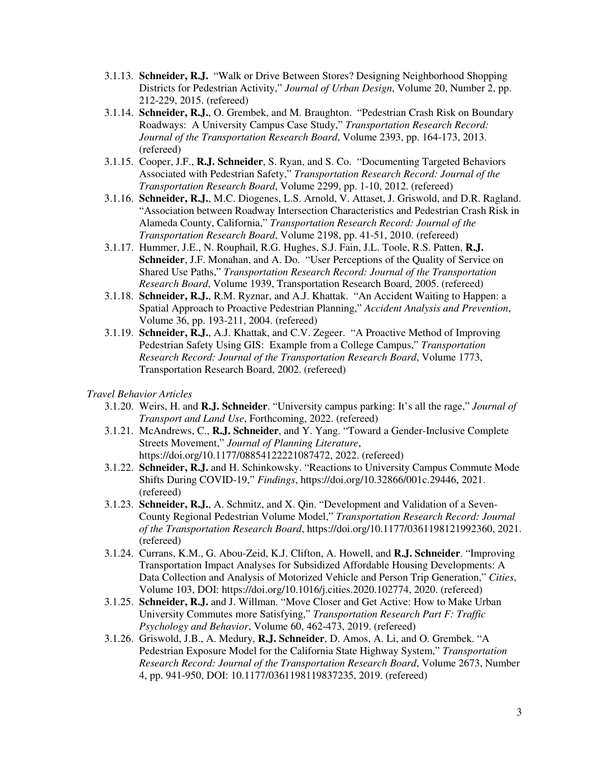3.1.13. **Schneider, R.J.** "Walk or Drive Between Stores? Designing Neighborhood Shopping Districts for Pedestrian Activity," *Journal of Urban Design*, Volume 20, Number 2, pp. 212-229, 2015. (refereed)

3.1.14. **Schneider, R.J.**, O. Grembek, and M. Braughton. "Pedestrian Crash Risk on Boundary Roadways: A University Campus Case Study," *Transportation Research Record: Journal of the Transportation Research Board*, Volume 2393, pp. 164-173, 2013. (refereed)

3.1.15. Cooper, J.F., **R.J. Schneider**, S. Ryan, and S. Co. "Documenting Targeted Behaviors Associated with Pedestrian Safety," *Transportation Research Record: Journal of the Transportation Research Board*, Volume 2299, pp. 1-10, 2012. (refereed)

3.1.16. **Schneider, R.J.**, M.C. Diogenes, L.S. Arnold, V. Attaset, J. Griswold, and D.R. Ragland. "Association between Roadway Intersection Characteristics and Pedestrian Crash Risk in Alameda County, California," *Transportation Research Record: Journal of the Transportation Research Board*, Volume 2198, pp. 41-51, 2010. (refereed)

3.1.17. Hummer, J.E., N. Rouphail, R.G. Hughes, S.J. Fain, J.L. Toole, R.S. Patten, **R.J. Schneider**, J.F. Monahan, and A. Do. "User Perceptions of the Quality of Service on Shared Use Paths," *Transportation Research Record: Journal of the Transportation Research Board*, Volume 1939, Transportation Research Board, 2005. (refereed)

3.1.18. **Schneider, R.J.**, R.M. Ryznar, and A.J. Khattak. "An Accident Waiting to Happen: a Spatial Approach to Proactive Pedestrian Planning," *Accident Analysis and Prevention*, Volume 36, pp. 193-211, 2004. (refereed)

3.1.19. **Schneider, R.J.**, A.J. Khattak, and C.V. Zegeer. "A Proactive Method of Improving Pedestrian Safety Using GIS: Example from a College Campus," *Transportation Research Record: Journal of the Transportation Research Board*, Volume 1773, Transportation Research Board, 2002. (refereed)

*Travel Behavior Articles*

3.1.20. Weirs, H. and **R.J. Schneider**. "University campus parking: It's all the rage," *Journal of Transport and Land Use*, Forthcoming, 2022. (refereed)

3.1.21. McAndrews, C., **R.J. Schneider**, and Y. Yang. "Toward a Gender-Inclusive Complete Streets Movement," *Journal of Planning Literature*, https://doi.org/10.1177/08854122221087472, 2022. (refereed)

3.1.22. **Schneider, R.J.** and H. Schinkowsky. "Reactions to University Campus Commute Mode Shifts During COVID-19," *Findings*, https://doi.org/10.32866/001c.29446, 2021. (refereed)

3.1.23. **Schneider, R.J.**, A. Schmitz, and X. Qin. "Development and Validation of a Seven-County Regional Pedestrian Volume Model," *Transportation Research Record: Journal of the Transportation Research Board*, https://doi.org/10.1177/0361198121992360, 2021. (refereed)

3.1.24. Currans, K.M., G. Abou-Zeid, K.J. Clifton, A. Howell, and **R.J. Schneider**. "Improving Transportation Impact Analyses for Subsidized Affordable Housing Developments: A Data Collection and Analysis of Motorized Vehicle and Person Trip Generation," *Cities*, Volume 103, DOI: https://doi.org/10.1016/j.cities.2020.102774, 2020. (refereed)

3.1.25. **Schneider, R.J.** and J. Willman. "Move Closer and Get Active: How to Make Urban University Commutes more Satisfying," *Transportation Research Part F: Traffic Psychology and Behavior*, Volume 60, 462-473, 2019. (refereed)

3.1.26. Griswold, J.B., A. Medury, **R.J. Schneider**, D. Amos, A. Li, and O. Grembek. "A Pedestrian Exposure Model for the California State Highway System," *Transportation Research Record: Journal of the Transportation Research Board*, Volume 2673, Number 4, pp. 941-950, DOI: 10.1177/0361198119837235, 2019. (refereed)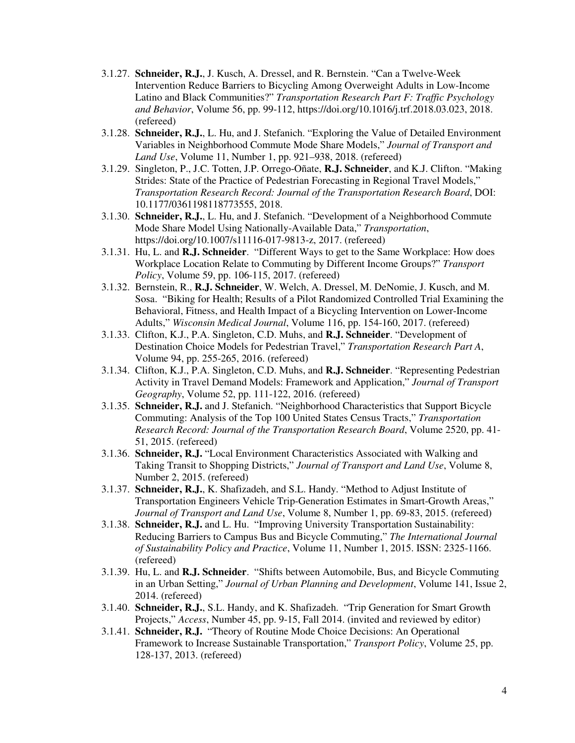- 3.1.27. **Schneider, R.J.**, J. Kusch, A. Dressel, and R. Bernstein. "Can a Twelve-Week Intervention Reduce Barriers to Bicycling Among Overweight Adults in Low-Income Latino and Black Communities?" *Transportation Research Part F: Traffic Psychology and Behavior*, Volume 56, pp. 99-112, https://doi.org/10.1016/j.trf.2018.03.023, 2018. (refereed)
- 3.1.28. **Schneider, R.J.**, L. Hu, and J. Stefanich. "Exploring the Value of Detailed Environment Variables in Neighborhood Commute Mode Share Models," *Journal of Transport and Land Use*, Volume 11, Number 1, pp. 921–938, 2018. (refereed)
- 3.1.29. Singleton, P., J.C. Totten, J.P. Orrego-Oñate, **R.J. Schneider**, and K.J. Clifton. "Making Strides: State of the Practice of Pedestrian Forecasting in Regional Travel Models," *Transportation Research Record: Journal of the Transportation Research Board*, DOI: 10.1177/0361198118773555, 2018.
- 3.1.30. **Schneider, R.J.**, L. Hu, and J. Stefanich. "Development of a Neighborhood Commute Mode Share Model Using Nationally-Available Data," *Transportation*, https://doi.org/10.1007/s11116-017-9813-z, 2017. (refereed)
- 3.1.31. Hu, L. and **R.J. Schneider**. "Different Ways to get to the Same Workplace: How does Workplace Location Relate to Commuting by Different Income Groups?" *Transport Policy*, Volume 59, pp. 106-115, 2017. (refereed)
- 3.1.32. Bernstein, R., **R.J. Schneider**, W. Welch, A. Dressel, M. DeNomie, J. Kusch, and M. Sosa. "Biking for Health; Results of a Pilot Randomized Controlled Trial Examining the Behavioral, Fitness, and Health Impact of a Bicycling Intervention on Lower-Income Adults," *Wisconsin Medical Journal*, Volume 116, pp. 154-160, 2017. (refereed)
- 3.1.33. Clifton, K.J., P.A. Singleton, C.D. Muhs, and **R.J. Schneider**. "Development of Destination Choice Models for Pedestrian Travel," *Transportation Research Part A*, Volume 94, pp. 255-265, 2016. (refereed)
- 3.1.34. Clifton, K.J., P.A. Singleton, C.D. Muhs, and **R.J. Schneider**. "Representing Pedestrian Activity in Travel Demand Models: Framework and Application," *Journal of Transport Geography*, Volume 52, pp. 111-122, 2016. (refereed)
- 3.1.35. **Schneider, R.J.** and J. Stefanich. "Neighborhood Characteristics that Support Bicycle Commuting: Analysis of the Top 100 United States Census Tracts," *Transportation Research Record: Journal of the Transportation Research Board*, Volume 2520, pp. 41-51, 2015. (refereed)
- 3.1.36. **Schneider, R.J.** "Local Environment Characteristics Associated with Walking and Taking Transit to Shopping Districts," *Journal of Transport and Land Use*, Volume 8, Number 2, 2015. (refereed)
- 3.1.37. **Schneider, R.J.**, K. Shafizadeh, and S.L. Handy. "Method to Adjust Institute of Transportation Engineers Vehicle Trip-Generation Estimates in Smart-Growth Areas," *Journal of Transport and Land Use*, Volume 8, Number 1, pp. 69-83, 2015. (refereed)
- 3.1.38. **Schneider, R.J.** and L. Hu. "Improving University Transportation Sustainability: Reducing Barriers to Campus Bus and Bicycle Commuting," *The International Journal of Sustainability Policy and Practice*, Volume 11, Number 1, 2015. ISSN: 2325-1166. (refereed)
- 3.1.39. Hu, L. and **R.J. Schneider**. "Shifts between Automobile, Bus, and Bicycle Commuting in an Urban Setting," *Journal of Urban Planning and Development*, Volume 141, Issue 2, 2014. (refereed)
- 3.1.40. **Schneider, R.J.**, S.L. Handy, and K. Shafizadeh. "Trip Generation for Smart Growth Projects," *Access*, Number 45, pp. 9-15, Fall 2014. (invited and reviewed by editor)
- 3.1.41. **Schneider, R.J.** "Theory of Routine Mode Choice Decisions: An Operational Framework to Increase Sustainable Transportation," *Transport Policy*, Volume 25, pp. 128-137, 2013. (refereed)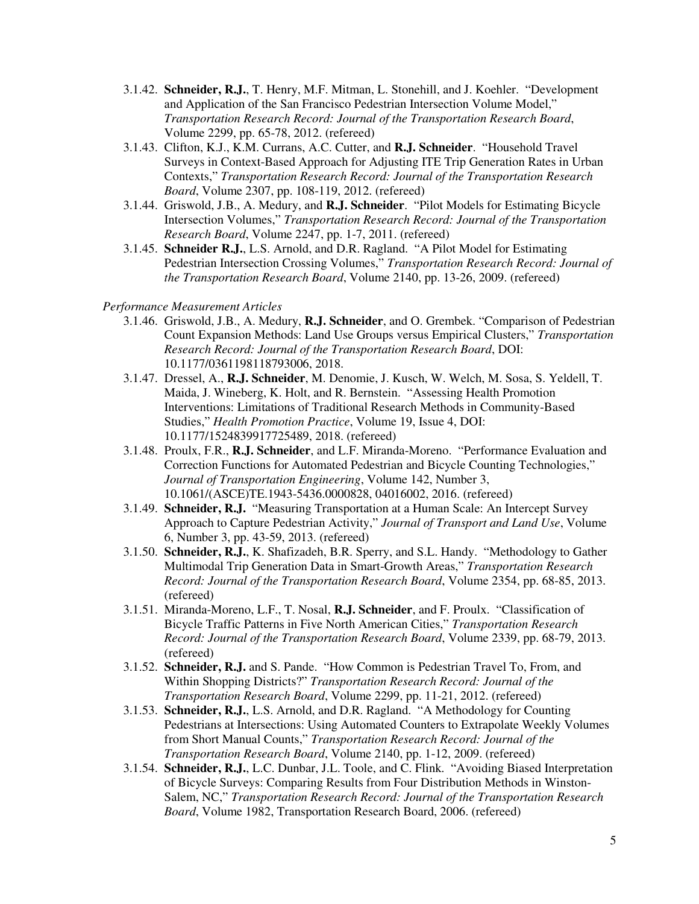3.1.42. **Schneider, R.J.**, T. Henry, M.F. Mitman, L. Stonehill, and J. Koehler. "Development and Application of the San Francisco Pedestrian Intersection Volume Model," *Transportation Research Record: Journal of the Transportation Research Board*, Volume 2299, pp. 65-78, 2012. (refereed)

3.1.43. Clifton, K.J., K.M. Currans, A.C. Cutter, and **R.J. Schneider**. "Household Travel Surveys in Context-Based Approach for Adjusting ITE Trip Generation Rates in Urban Contexts," *Transportation Research Record: Journal of the Transportation Research Board*, Volume 2307, pp. 108-119, 2012. (refereed)

3.1.44. Griswold, J.B., A. Medury, and **R.J. Schneider**. "Pilot Models for Estimating Bicycle Intersection Volumes," *Transportation Research Record: Journal of the Transportation Research Board*, Volume 2247, pp. 1-7, 2011. (refereed)

3.1.45. **Schneider R.J.**, L.S. Arnold, and D.R. Ragland. "A Pilot Model for Estimating Pedestrian Intersection Crossing Volumes," *Transportation Research Record: Journal of the Transportation Research Board*, Volume 2140, pp. 13-26, 2009. (refereed)

*Performance Measurement Articles*

3.1.46. Griswold, J.B., A. Medury, **R.J. Schneider**, and O. Grembek. "Comparison of Pedestrian Count Expansion Methods: Land Use Groups versus Empirical Clusters," *Transportation Research Record: Journal of the Transportation Research Board*, DOI: 10.1177/0361198118793006, 2018.

3.1.47. Dressel, A., **R.J. Schneider**, M. Denomie, J. Kusch, W. Welch, M. Sosa, S. Yeldell, T. Maida, J. Wineberg, K. Holt, and R. Bernstein. "Assessing Health Promotion Interventions: Limitations of Traditional Research Methods in Community-Based Studies," *Health Promotion Practice*, Volume 19, Issue 4, DOI: 10.1177/1524839917725489, 2018. (refereed)

3.1.48. Proulx, F.R., **R.J. Schneider**, and L.F. Miranda-Moreno. "Performance Evaluation and Correction Functions for Automated Pedestrian and Bicycle Counting Technologies," *Journal of Transportation Engineering*, Volume 142, Number 3, 10.1061/(ASCE)TE.1943-5436.0000828, 04016002, 2016. (refereed)

3.1.49. **Schneider, R.J.** "Measuring Transportation at a Human Scale: An Intercept Survey Approach to Capture Pedestrian Activity," *Journal of Transport and Land Use*, Volume 6, Number 3, pp. 43-59, 2013. (refereed)

3.1.50. **Schneider, R.J.**, K. Shafizadeh, B.R. Sperry, and S.L. Handy. "Methodology to Gather Multimodal Trip Generation Data in Smart-Growth Areas," *Transportation Research Record: Journal of the Transportation Research Board*, Volume 2354, pp. 68-85, 2013. (refereed)

3.1.51. Miranda-Moreno, L.F., T. Nosal, **R.J. Schneider**, and F. Proulx. "Classification of Bicycle Traffic Patterns in Five North American Cities," *Transportation Research Record: Journal of the Transportation Research Board*, Volume 2339, pp. 68-79, 2013. (refereed)

3.1.52. **Schneider, R.J.** and S. Pande. "How Common is Pedestrian Travel To, From, and Within Shopping Districts?" *Transportation Research Record: Journal of the Transportation Research Board*, Volume 2299, pp. 11-21, 2012. (refereed)

3.1.53. **Schneider, R.J.**, L.S. Arnold, and D.R. Ragland. "A Methodology for Counting Pedestrians at Intersections: Using Automated Counters to Extrapolate Weekly Volumes from Short Manual Counts," *Transportation Research Record: Journal of the Transportation Research Board*, Volume 2140, pp. 1-12, 2009. (refereed)

3.1.54. **Schneider, R.J.**, L.C. Dunbar, J.L. Toole, and C. Flink. "Avoiding Biased Interpretation of Bicycle Surveys: Comparing Results from Four Distribution Methods in Winston-Salem, NC," *Transportation Research Record: Journal of the Transportation Research Board*, Volume 1982, Transportation Research Board, 2006. (refereed)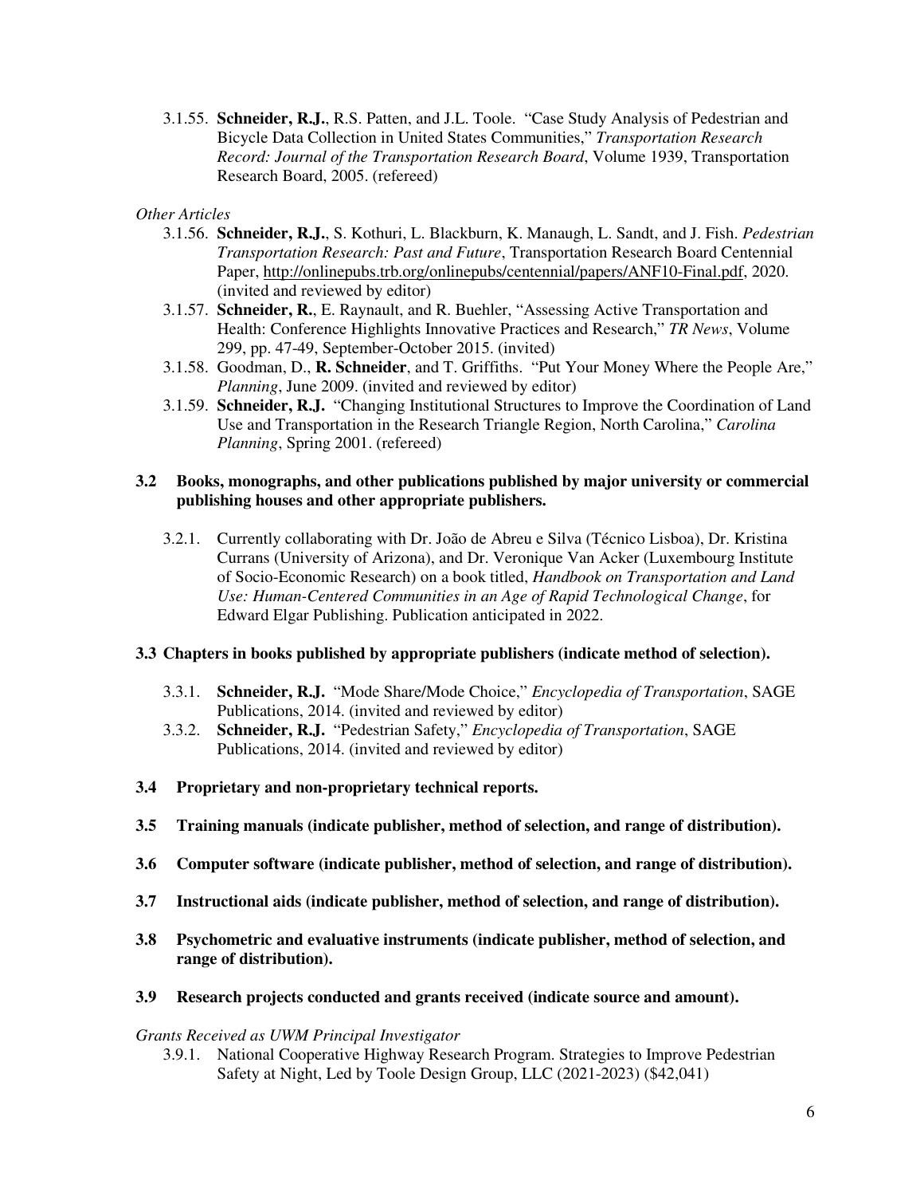3.1.55. **Schneider, R.J.**, R.S. Patten, and J.L. Toole. "Case Study Analysis of Pedestrian and Bicycle Data Collection in United States Communities," *Transportation Research Record: Journal of the Transportation Research Board*, Volume 1939, Transportation Research Board, 2005. (refereed)

*Other Articles*

3.1.56. **Schneider, R.J.**, S. Kothuri, L. Blackburn, K. Manaugh, L. Sandt, and J. Fish. *Pedestrian Transportation Research: Past and Future*, Transportation Research Board Centennial Paper, http://onlinepubs.trb.org/onlinepubs/centennial/papers/ANF10-Final.pdf, 2020. (invited and reviewed by editor)

3.1.57. **Schneider, R.**, E. Raynault, and R. Buehler, "Assessing Active Transportation and Health: Conference Highlights Innovative Practices and Research," *TR News*, Volume 299, pp. 47-49, September-October 2015. (invited)

3.1.58. Goodman, D., **R. Schneider**, and T. Griffiths. "Put Your Money Where the People Are," *Planning*, June 2009. (invited and reviewed by editor)

3.1.59. **Schneider, R.J.** "Changing Institutional Structures to Improve the Coordination of Land Use and Transportation in the Research Triangle Region, North Carolina," *Carolina Planning*, Spring 2001. (refereed)

### 3.2 Books, monographs, and other publications published by major university or commercial publishing houses and other appropriate publishers.

3.2.1. Currently collaborating with Dr. João de Abreu e Silva (Técnico Lisboa), Dr. Kristina Currans (University of Arizona), and Dr. Veronique Van Acker (Luxembourg Institute of Socio-Economic Research) on a book titled, *Handbook on Transportation and Land Use: Human-Centered Communities in an Age of Rapid Technological Change*, for Edward Elgar Publishing. Publication anticipated in 2022.

### 3.3 Chapters in books published by appropriate publishers (indicate method of selection).

3.3.1. **Schneider, R.J.** "Mode Share/Mode Choice," *Encyclopedia of Transportation*, SAGE Publications, 2014. (invited and reviewed by editor)

3.3.2. **Schneider, R.J.** "Pedestrian Safety," *Encyclopedia of Transportation*, SAGE Publications, 2014. (invited and reviewed by editor)

### 3.4 Proprietary and non-proprietary technical reports.

### 3.5 Training manuals (indicate publisher, method of selection, and range of distribution).

### 3.6 Computer software (indicate publisher, method of selection, and range of distribution).

### 3.7 Instructional aids (indicate publisher, method of selection, and range of distribution).

### 3.8 Psychometric and evaluative instruments (indicate publisher, method of selection, and range of distribution).

### 3.9 Research projects conducted and grants received (indicate source and amount).

*Grants Received as UWM Principal Investigator*

3.9.1. National Cooperative Highway Research Program. Strategies to Improve Pedestrian Safety at Night, Led by Toole Design Group, LLC (2021-2023) ($42,041)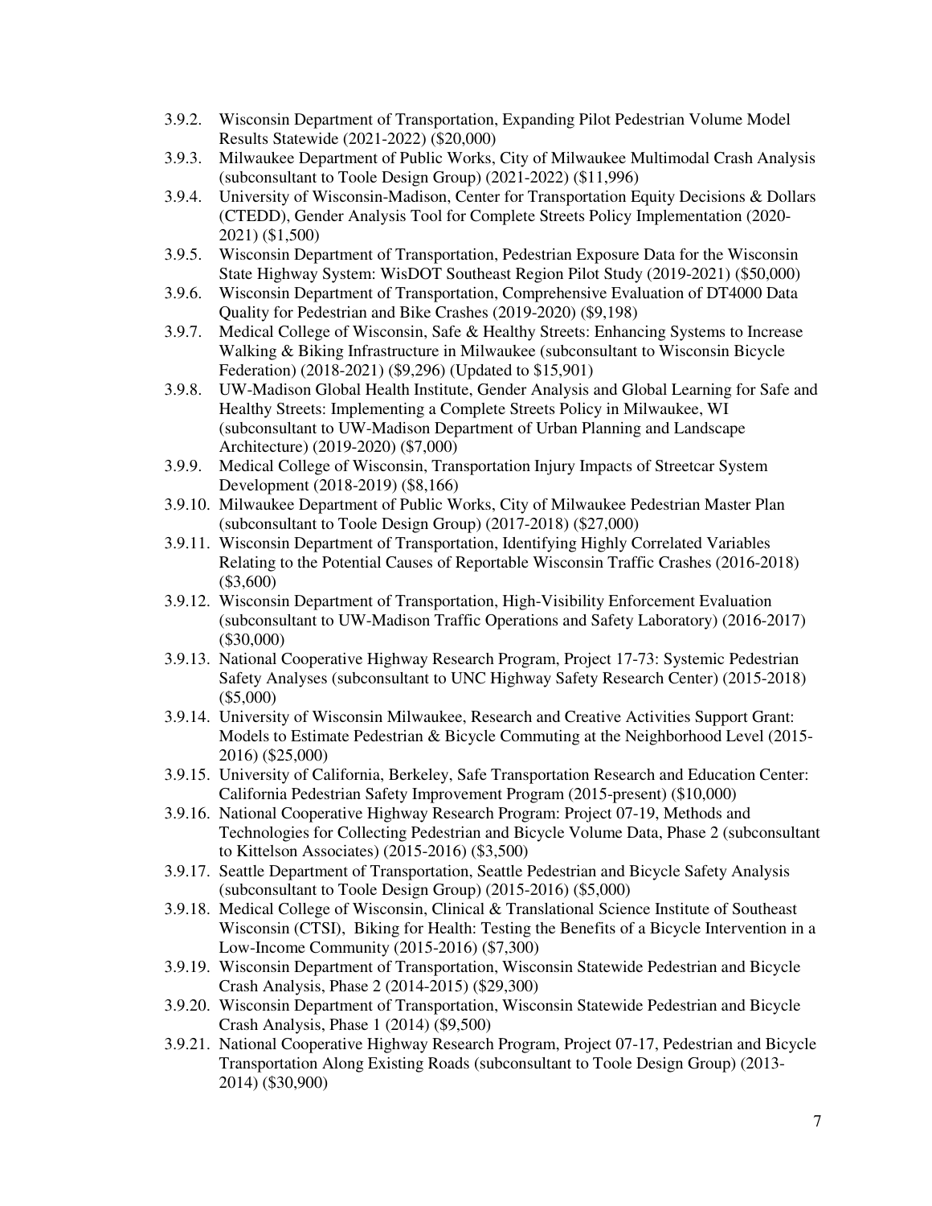3.9.2. Wisconsin Department of Transportation, Expanding Pilot Pedestrian Volume Model Results Statewide (2021-2022) ($20,000)

3.9.3. Milwaukee Department of Public Works, City of Milwaukee Multimodal Crash Analysis (subconsultant to Toole Design Group) (2021-2022) ($11,996)

3.9.4. University of Wisconsin-Madison, Center for Transportation Equity Decisions & Dollars (CTEDD), Gender Analysis Tool for Complete Streets Policy Implementation (2020-2021) ($1,500)

3.9.5. Wisconsin Department of Transportation, Pedestrian Exposure Data for the Wisconsin State Highway System: WisDOT Southeast Region Pilot Study (2019-2021) ($50,000)

3.9.6. Wisconsin Department of Transportation, Comprehensive Evaluation of DT4000 Data Quality for Pedestrian and Bike Crashes (2019-2020) ($9,198)

3.9.7. Medical College of Wisconsin, Safe & Healthy Streets: Enhancing Systems to Increase Walking & Biking Infrastructure in Milwaukee (subconsultant to Wisconsin Bicycle Federation) (2018-2021) ($9,296) (Updated to $15,901)

3.9.8. UW-Madison Global Health Institute, Gender Analysis and Global Learning for Safe and Healthy Streets: Implementing a Complete Streets Policy in Milwaukee, WI (subconsultant to UW-Madison Department of Urban Planning and Landscape Architecture) (2019-2020) ($7,000)

3.9.9. Medical College of Wisconsin, Transportation Injury Impacts of Streetcar System Development (2018-2019) ($8,166)

3.9.10. Milwaukee Department of Public Works, City of Milwaukee Pedestrian Master Plan (subconsultant to Toole Design Group) (2017-2018) ($27,000)

3.9.11. Wisconsin Department of Transportation, Identifying Highly Correlated Variables Relating to the Potential Causes of Reportable Wisconsin Traffic Crashes (2016-2018) ($3,600)

3.9.12. Wisconsin Department of Transportation, High-Visibility Enforcement Evaluation (subconsultant to UW-Madison Traffic Operations and Safety Laboratory) (2016-2017) ($30,000)

3.9.13. National Cooperative Highway Research Program, Project 17-73: Systemic Pedestrian Safety Analyses (subconsultant to UNC Highway Safety Research Center) (2015-2018) ($5,000)

3.9.14. University of Wisconsin Milwaukee, Research and Creative Activities Support Grant: Models to Estimate Pedestrian & Bicycle Commuting at the Neighborhood Level (2015-2016) ($25,000)

3.9.15. University of California, Berkeley, Safe Transportation Research and Education Center: California Pedestrian Safety Improvement Program (2015-present) ($10,000)

3.9.16. National Cooperative Highway Research Program: Project 07-19, Methods and Technologies for Collecting Pedestrian and Bicycle Volume Data, Phase 2 (subconsultant to Kittelson Associates) (2015-2016) ($3,500)

3.9.17. Seattle Department of Transportation, Seattle Pedestrian and Bicycle Safety Analysis (subconsultant to Toole Design Group) (2015-2016) ($5,000)

3.9.18. Medical College of Wisconsin, Clinical & Translational Science Institute of Southeast Wisconsin (CTSI), Biking for Health: Testing the Benefits of a Bicycle Intervention in a Low-Income Community (2015-2016) ($7,300)

3.9.19. Wisconsin Department of Transportation, Wisconsin Statewide Pedestrian and Bicycle Crash Analysis, Phase 2 (2014-2015) ($29,300)

3.9.20. Wisconsin Department of Transportation, Wisconsin Statewide Pedestrian and Bicycle Crash Analysis, Phase 1 (2014) ($9,500)

3.9.21. National Cooperative Highway Research Program, Project 07-17, Pedestrian and Bicycle Transportation Along Existing Roads (subconsultant to Toole Design Group) (2013-2014) ($30,900)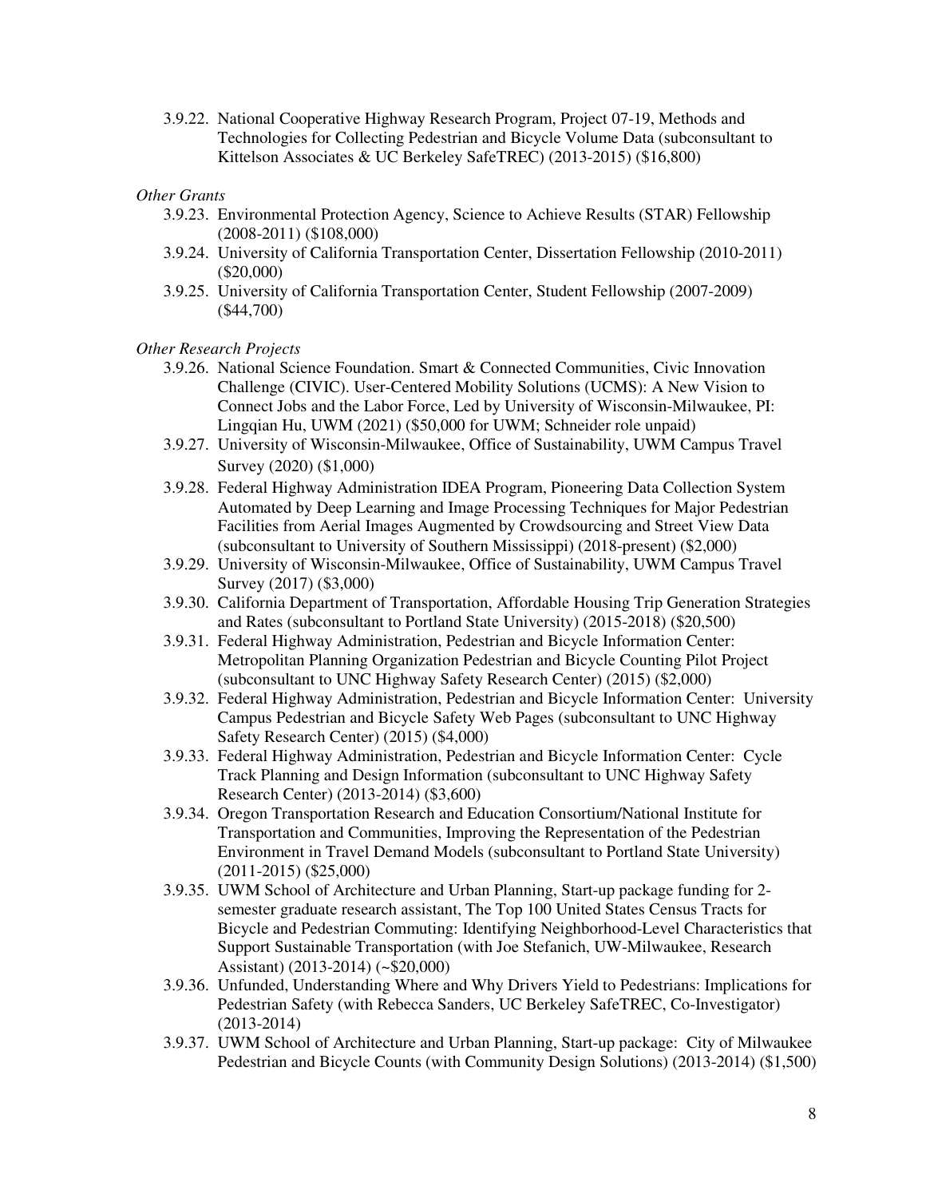3.9.22. National Cooperative Highway Research Program, Project 07-19, Methods and Technologies for Collecting Pedestrian and Bicycle Volume Data (subconsultant to Kittelson Associates & UC Berkeley SafeTREC) (2013-2015) ($16,800)

*Other Grants*

3.9.23. Environmental Protection Agency, Science to Achieve Results (STAR) Fellowship (2008-2011) ($108,000)

3.9.24. University of California Transportation Center, Dissertation Fellowship (2010-2011) ($20,000)

3.9.25. University of California Transportation Center, Student Fellowship (2007-2009) ($44,700)

*Other Research Projects*

3.9.26. National Science Foundation. Smart & Connected Communities, Civic Innovation Challenge (CIVIC). User-Centered Mobility Solutions (UCMS): A New Vision to Connect Jobs and the Labor Force, Led by University of Wisconsin-Milwaukee, PI: Lingqian Hu, UWM (2021) ($50,000 for UWM; Schneider role unpaid)

3.9.27. University of Wisconsin-Milwaukee, Office of Sustainability, UWM Campus Travel Survey (2020) ($1,000)

3.9.28. Federal Highway Administration IDEA Program, Pioneering Data Collection System Automated by Deep Learning and Image Processing Techniques for Major Pedestrian Facilities from Aerial Images Augmented by Crowdsourcing and Street View Data (subconsultant to University of Southern Mississippi) (2018-present) ($2,000)

3.9.29. University of Wisconsin-Milwaukee, Office of Sustainability, UWM Campus Travel Survey (2017) ($3,000)

3.9.30. California Department of Transportation, Affordable Housing Trip Generation Strategies and Rates (subconsultant to Portland State University) (2015-2018) ($20,500)

3.9.31. Federal Highway Administration, Pedestrian and Bicycle Information Center: Metropolitan Planning Organization Pedestrian and Bicycle Counting Pilot Project (subconsultant to UNC Highway Safety Research Center) (2015) ($2,000)

3.9.32. Federal Highway Administration, Pedestrian and Bicycle Information Center: University Campus Pedestrian and Bicycle Safety Web Pages (subconsultant to UNC Highway Safety Research Center) (2015) ($4,000)

3.9.33. Federal Highway Administration, Pedestrian and Bicycle Information Center: Cycle Track Planning and Design Information (subconsultant to UNC Highway Safety Research Center) (2013-2014) ($3,600)

3.9.34. Oregon Transportation Research and Education Consortium/National Institute for Transportation and Communities, Improving the Representation of the Pedestrian Environment in Travel Demand Models (subconsultant to Portland State University) (2011-2015) ($25,000)

3.9.35. UWM School of Architecture and Urban Planning, Start-up package funding for 2-semester graduate research assistant, The Top 100 United States Census Tracts for Bicycle and Pedestrian Commuting: Identifying Neighborhood-Level Characteristics that Support Sustainable Transportation (with Joe Stefanich, UW-Milwaukee, Research Assistant) (2013-2014) (~$20,000)

3.9.36. Unfunded, Understanding Where and Why Drivers Yield to Pedestrians: Implications for Pedestrian Safety (with Rebecca Sanders, UC Berkeley SafeTREC, Co-Investigator) (2013-2014)

3.9.37. UWM School of Architecture and Urban Planning, Start-up package: City of Milwaukee Pedestrian and Bicycle Counts (with Community Design Solutions) (2013-2014) ($1,500)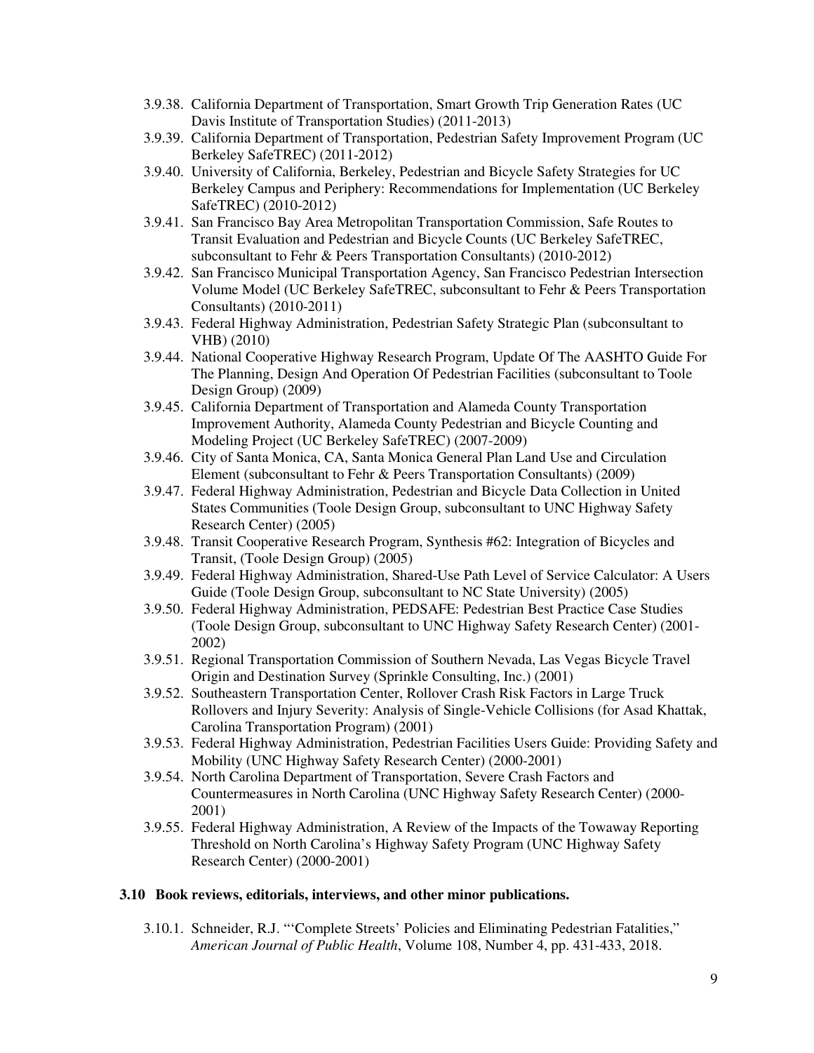- 3.9.38. California Department of Transportation, Smart Growth Trip Generation Rates (UC Davis Institute of Transportation Studies) (2011-2013)
- 3.9.39. California Department of Transportation, Pedestrian Safety Improvement Program (UC Berkeley SafeTREC) (2011-2012)
- 3.9.40. University of California, Berkeley, Pedestrian and Bicycle Safety Strategies for UC Berkeley Campus and Periphery: Recommendations for Implementation (UC Berkeley SafeTREC) (2010-2012)
- 3.9.41. San Francisco Bay Area Metropolitan Transportation Commission, Safe Routes to Transit Evaluation and Pedestrian and Bicycle Counts (UC Berkeley SafeTREC, subconsultant to Fehr & Peers Transportation Consultants) (2010-2012)
- 3.9.42. San Francisco Municipal Transportation Agency, San Francisco Pedestrian Intersection Volume Model (UC Berkeley SafeTREC, subconsultant to Fehr & Peers Transportation Consultants) (2010-2011)
- 3.9.43. Federal Highway Administration, Pedestrian Safety Strategic Plan (subconsultant to VHB) (2010)
- 3.9.44. National Cooperative Highway Research Program, Update Of The AASHTO Guide For The Planning, Design And Operation Of Pedestrian Facilities (subconsultant to Toole Design Group) (2009)
- 3.9.45. California Department of Transportation and Alameda County Transportation Improvement Authority, Alameda County Pedestrian and Bicycle Counting and Modeling Project (UC Berkeley SafeTREC) (2007-2009)
- 3.9.46. City of Santa Monica, CA, Santa Monica General Plan Land Use and Circulation Element (subconsultant to Fehr & Peers Transportation Consultants) (2009)
- 3.9.47. Federal Highway Administration, Pedestrian and Bicycle Data Collection in United States Communities (Toole Design Group, subconsultant to UNC Highway Safety Research Center) (2005)
- 3.9.48. Transit Cooperative Research Program, Synthesis #62: Integration of Bicycles and Transit, (Toole Design Group) (2005)
- 3.9.49. Federal Highway Administration, Shared-Use Path Level of Service Calculator: A Users Guide (Toole Design Group, subconsultant to NC State University) (2005)
- 3.9.50. Federal Highway Administration, PEDSAFE: Pedestrian Best Practice Case Studies (Toole Design Group, subconsultant to UNC Highway Safety Research Center) (2001-2002)
- 3.9.51. Regional Transportation Commission of Southern Nevada, Las Vegas Bicycle Travel Origin and Destination Survey (Sprinkle Consulting, Inc.) (2001)
- 3.9.52. Southeastern Transportation Center, Rollover Crash Risk Factors in Large Truck Rollovers and Injury Severity: Analysis of Single-Vehicle Collisions (for Asad Khattak, Carolina Transportation Program) (2001)
- 3.9.53. Federal Highway Administration, Pedestrian Facilities Users Guide: Providing Safety and Mobility (UNC Highway Safety Research Center) (2000-2001)
- 3.9.54. North Carolina Department of Transportation, Severe Crash Factors and Countermeasures in North Carolina (UNC Highway Safety Research Center) (2000-2001)
- 3.9.55. Federal Highway Administration, A Review of the Impacts of the Towaway Reporting Threshold on North Carolina's Highway Safety Program (UNC Highway Safety Research Center) (2000-2001)

### 3.10 Book reviews, editorials, interviews, and other minor publications.

- 3.10.1. Schneider, R.J. "'Complete Streets' Policies and Eliminating Pedestrian Fatalities," *American Journal of Public Health*, Volume 108, Number 4, pp. 431-433, 2018.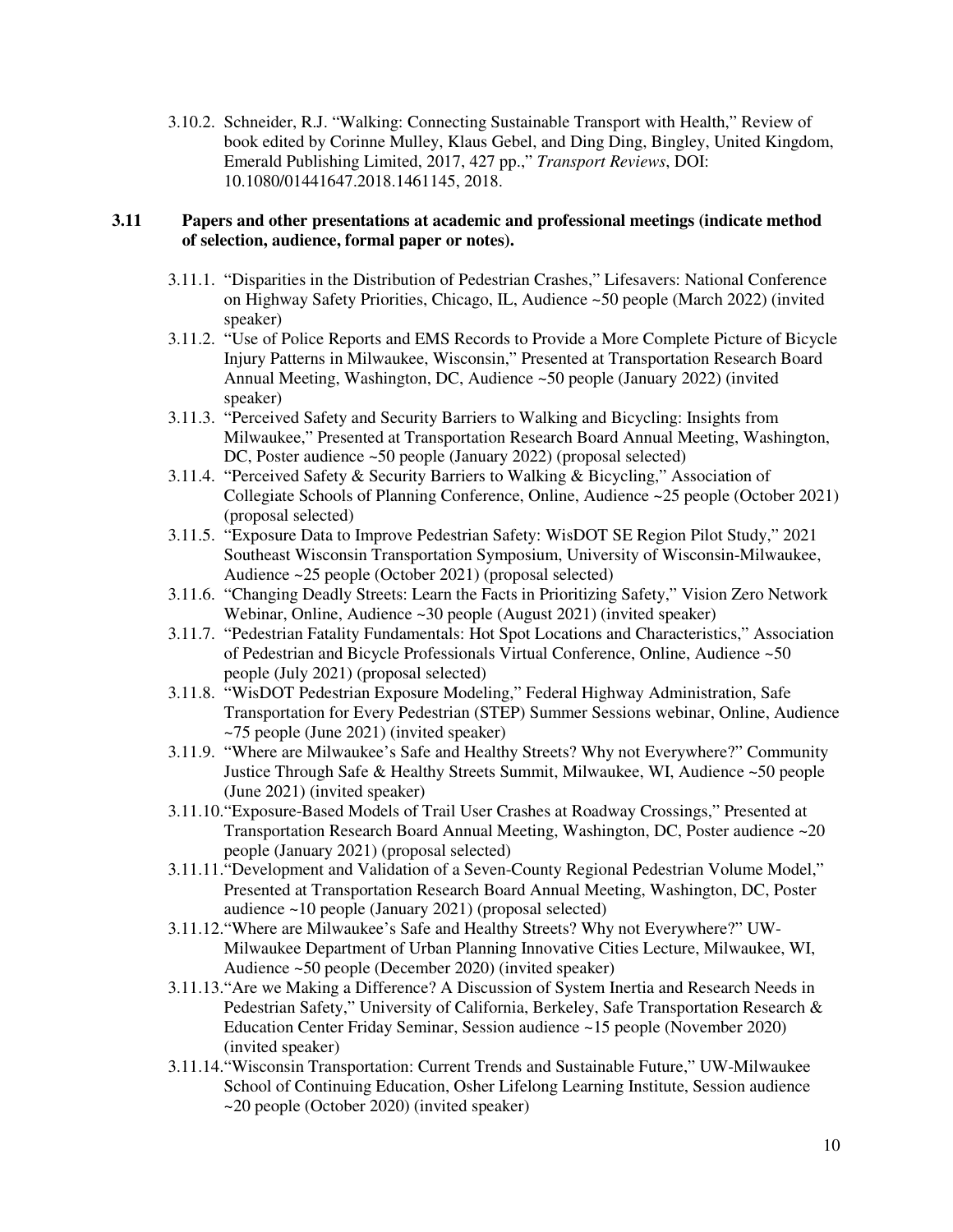3.10.2. Schneider, R.J. "Walking: Connecting Sustainable Transport with Health," Review of book edited by Corinne Mulley, Klaus Gebel, and Ding Ding, Bingley, United Kingdom, Emerald Publishing Limited, 2017, 427 pp.," *Transport Reviews*, DOI: 10.1080/01441647.2018.1461145, 2018.

### 3.11 Papers and other presentations at academic and professional meetings (indicate method of selection, audience, formal paper or notes).

3.11.1. "Disparities in the Distribution of Pedestrian Crashes," Lifesavers: National Conference on Highway Safety Priorities, Chicago, IL, Audience ~50 people (March 2022) (invited speaker)

3.11.2. "Use of Police Reports and EMS Records to Provide a More Complete Picture of Bicycle Injury Patterns in Milwaukee, Wisconsin," Presented at Transportation Research Board Annual Meeting, Washington, DC, Audience ~50 people (January 2022) (invited speaker)

3.11.3. "Perceived Safety and Security Barriers to Walking and Bicycling: Insights from Milwaukee," Presented at Transportation Research Board Annual Meeting, Washington, DC, Poster audience ~50 people (January 2022) (proposal selected)

3.11.4. "Perceived Safety & Security Barriers to Walking & Bicycling," Association of Collegiate Schools of Planning Conference, Online, Audience ~25 people (October 2021) (proposal selected)

3.11.5. "Exposure Data to Improve Pedestrian Safety: WisDOT SE Region Pilot Study," 2021 Southeast Wisconsin Transportation Symposium, University of Wisconsin-Milwaukee, Audience ~25 people (October 2021) (proposal selected)

3.11.6. "Changing Deadly Streets: Learn the Facts in Prioritizing Safety," Vision Zero Network Webinar, Online, Audience ~30 people (August 2021) (invited speaker)

3.11.7. "Pedestrian Fatality Fundamentals: Hot Spot Locations and Characteristics," Association of Pedestrian and Bicycle Professionals Virtual Conference, Online, Audience ~50 people (July 2021) (proposal selected)

3.11.8. "WisDOT Pedestrian Exposure Modeling," Federal Highway Administration, Safe Transportation for Every Pedestrian (STEP) Summer Sessions webinar, Online, Audience ~75 people (June 2021) (invited speaker)

3.11.9. "Where are Milwaukee's Safe and Healthy Streets? Why not Everywhere?" Community Justice Through Safe & Healthy Streets Summit, Milwaukee, WI, Audience ~50 people (June 2021) (invited speaker)

3.11.10. "Exposure-Based Models of Trail User Crashes at Roadway Crossings," Presented at Transportation Research Board Annual Meeting, Washington, DC, Poster audience ~20 people (January 2021) (proposal selected)

3.11.11. "Development and Validation of a Seven-County Regional Pedestrian Volume Model," Presented at Transportation Research Board Annual Meeting, Washington, DC, Poster audience ~10 people (January 2021) (proposal selected)

3.11.12. "Where are Milwaukee's Safe and Healthy Streets? Why not Everywhere?" UW-Milwaukee Department of Urban Planning Innovative Cities Lecture, Milwaukee, WI, Audience ~50 people (December 2020) (invited speaker)

3.11.13. "Are we Making a Difference? A Discussion of System Inertia and Research Needs in Pedestrian Safety," University of California, Berkeley, Safe Transportation Research & Education Center Friday Seminar, Session audience ~15 people (November 2020) (invited speaker)

3.11.14. "Wisconsin Transportation: Current Trends and Sustainable Future," UW-Milwaukee School of Continuing Education, Osher Lifelong Learning Institute, Session audience ~20 people (October 2020) (invited speaker)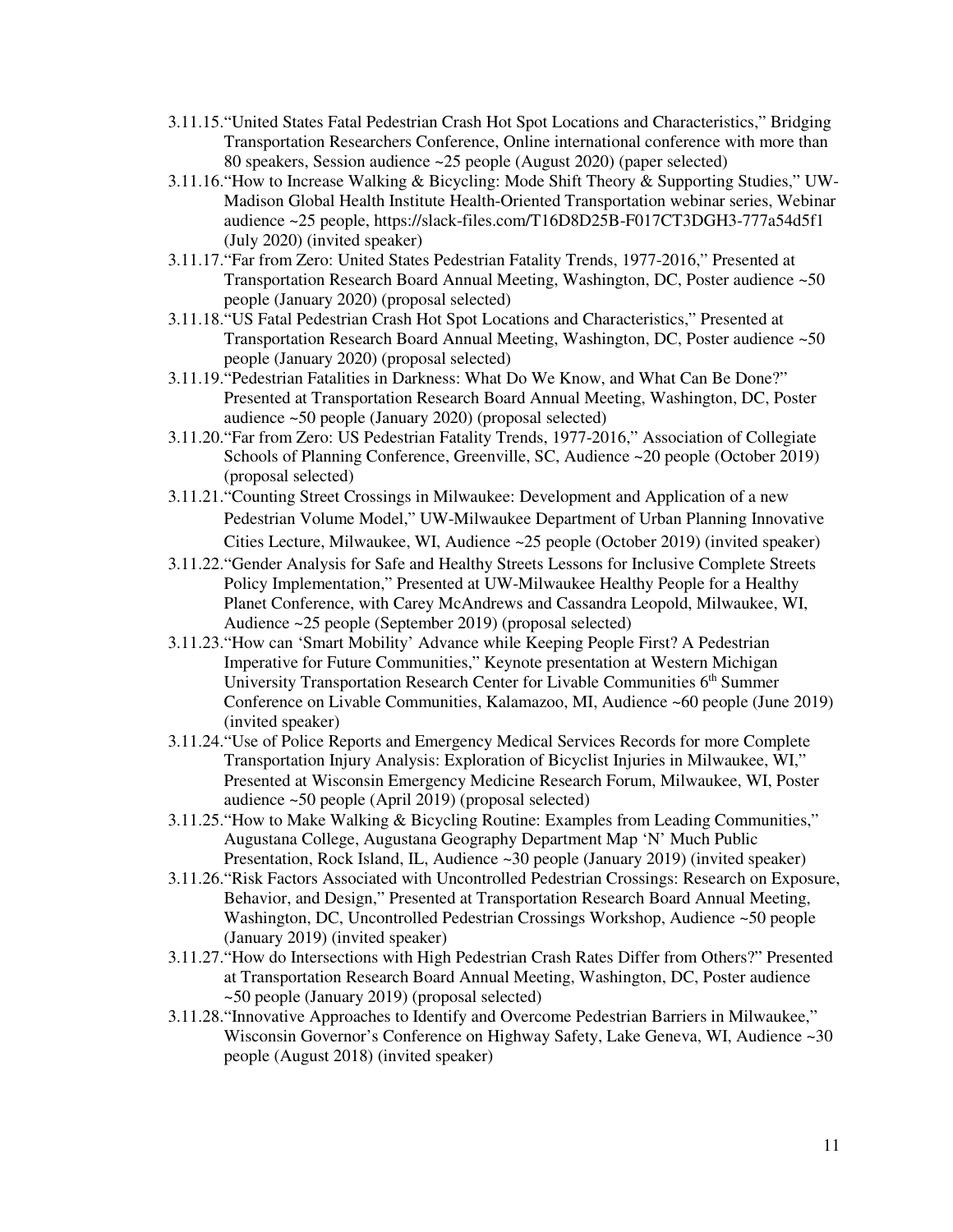3.11.15.“United States Fatal Pedestrian Crash Hot Spot Locations and Characteristics,” Bridging Transportation Researchers Conference, Online international conference with more than 80 speakers, Session audience ~25 people (August 2020) (paper selected)

3.11.16.“How to Increase Walking & Bicycling: Mode Shift Theory & Supporting Studies,” UW-Madison Global Health Institute Health-Oriented Transportation webinar series, Webinar audience ~25 people, https://slack-files.com/T16D8D25B-F017CT3DGH3-777a54d5f1 (July 2020) (invited speaker)

3.11.17.“Far from Zero: United States Pedestrian Fatality Trends, 1977-2016,” Presented at Transportation Research Board Annual Meeting, Washington, DC, Poster audience ~50 people (January 2020) (proposal selected)

3.11.18.“US Fatal Pedestrian Crash Hot Spot Locations and Characteristics,” Presented at Transportation Research Board Annual Meeting, Washington, DC, Poster audience ~50 people (January 2020) (proposal selected)

3.11.19.“Pedestrian Fatalities in Darkness: What Do We Know, and What Can Be Done?” Presented at Transportation Research Board Annual Meeting, Washington, DC, Poster audience ~50 people (January 2020) (proposal selected)

3.11.20.“Far from Zero: US Pedestrian Fatality Trends, 1977-2016,” Association of Collegiate Schools of Planning Conference, Greenville, SC, Audience ~20 people (October 2019) (proposal selected)

3.11.21.“Counting Street Crossings in Milwaukee: Development and Application of a new Pedestrian Volume Model,” UW-Milwaukee Department of Urban Planning Innovative Cities Lecture, Milwaukee, WI, Audience ~25 people (October 2019) (invited speaker)

3.11.22.“Gender Analysis for Safe and Healthy Streets Lessons for Inclusive Complete Streets Policy Implementation,” Presented at UW-Milwaukee Healthy People for a Healthy Planet Conference, with Carey McAndrews and Cassandra Leopold, Milwaukee, WI, Audience ~25 people (September 2019) (proposal selected)

3.11.23.“How can ‘Smart Mobility’ Advance while Keeping People First? A Pedestrian Imperative for Future Communities,” Keynote presentation at Western Michigan University Transportation Research Center for Livable Communities 6th Summer Conference on Livable Communities, Kalamazoo, MI, Audience ~60 people (June 2019) (invited speaker)

3.11.24.“Use of Police Reports and Emergency Medical Services Records for more Complete Transportation Injury Analysis: Exploration of Bicyclist Injuries in Milwaukee, WI,” Presented at Wisconsin Emergency Medicine Research Forum, Milwaukee, WI, Poster audience ~50 people (April 2019) (proposal selected)

3.11.25.“How to Make Walking & Bicycling Routine: Examples from Leading Communities,” Augustana College, Augustana Geography Department Map ‘N’ Much Public Presentation, Rock Island, IL, Audience ~30 people (January 2019) (invited speaker)

3.11.26.“Risk Factors Associated with Uncontrolled Pedestrian Crossings: Research on Exposure, Behavior, and Design,” Presented at Transportation Research Board Annual Meeting, Washington, DC, Uncontrolled Pedestrian Crossings Workshop, Audience ~50 people (January 2019) (invited speaker)

3.11.27.“How do Intersections with High Pedestrian Crash Rates Differ from Others?” Presented at Transportation Research Board Annual Meeting, Washington, DC, Poster audience ~50 people (January 2019) (proposal selected)

3.11.28.“Innovative Approaches to Identify and Overcome Pedestrian Barriers in Milwaukee,” Wisconsin Governor’s Conference on Highway Safety, Lake Geneva, WI, Audience ~30 people (August 2018) (invited speaker)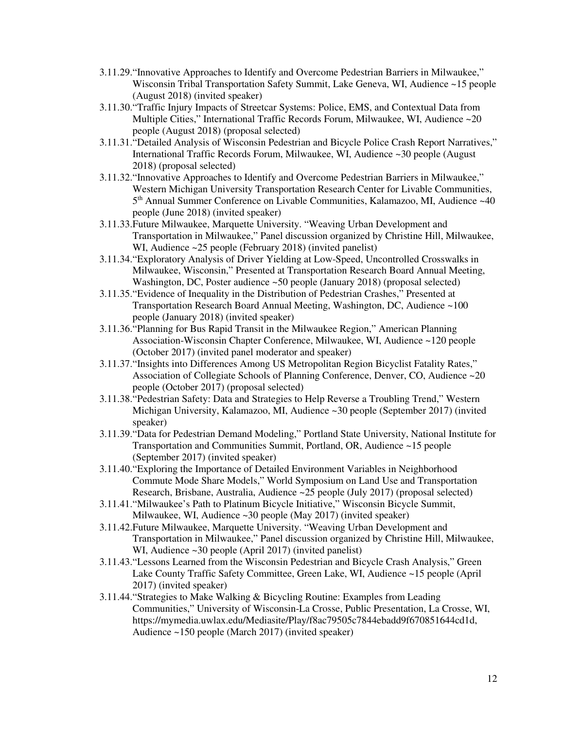3.11.29. "Innovative Approaches to Identify and Overcome Pedestrian Barriers in Milwaukee," Wisconsin Tribal Transportation Safety Summit, Lake Geneva, WI, Audience ~15 people (August 2018) (invited speaker)

3.11.30. "Traffic Injury Impacts of Streetcar Systems: Police, EMS, and Contextual Data from Multiple Cities," International Traffic Records Forum, Milwaukee, WI, Audience ~20 people (August 2018) (proposal selected)

3.11.31. "Detailed Analysis of Wisconsin Pedestrian and Bicycle Police Crash Report Narratives," International Traffic Records Forum, Milwaukee, WI, Audience ~30 people (August 2018) (proposal selected)

3.11.32. "Innovative Approaches to Identify and Overcome Pedestrian Barriers in Milwaukee," Western Michigan University Transportation Research Center for Livable Communities, 5th Annual Summer Conference on Livable Communities, Kalamazoo, MI, Audience ~40 people (June 2018) (invited speaker)

3.11.33. Future Milwaukee, Marquette University. "Weaving Urban Development and Transportation in Milwaukee," Panel discussion organized by Christine Hill, Milwaukee, WI, Audience ~25 people (February 2018) (invited panelist)

3.11.34. "Exploratory Analysis of Driver Yielding at Low-Speed, Uncontrolled Crosswalks in Milwaukee, Wisconsin," Presented at Transportation Research Board Annual Meeting, Washington, DC, Poster audience ~50 people (January 2018) (proposal selected)

3.11.35. "Evidence of Inequality in the Distribution of Pedestrian Crashes," Presented at Transportation Research Board Annual Meeting, Washington, DC, Audience ~100 people (January 2018) (invited speaker)

3.11.36. "Planning for Bus Rapid Transit in the Milwaukee Region," American Planning Association-Wisconsin Chapter Conference, Milwaukee, WI, Audience ~120 people (October 2017) (invited panel moderator and speaker)

3.11.37. "Insights into Differences Among US Metropolitan Region Bicyclist Fatality Rates," Association of Collegiate Schools of Planning Conference, Denver, CO, Audience ~20 people (October 2017) (proposal selected)

3.11.38. "Pedestrian Safety: Data and Strategies to Help Reverse a Troubling Trend," Western Michigan University, Kalamazoo, MI, Audience ~30 people (September 2017) (invited speaker)

3.11.39. "Data for Pedestrian Demand Modeling," Portland State University, National Institute for Transportation and Communities Summit, Portland, OR, Audience ~15 people (September 2017) (invited speaker)

3.11.40. "Exploring the Importance of Detailed Environment Variables in Neighborhood Commute Mode Share Models," World Symposium on Land Use and Transportation Research, Brisbane, Australia, Audience ~25 people (July 2017) (proposal selected)

3.11.41. "Milwaukee's Path to Platinum Bicycle Initiative," Wisconsin Bicycle Summit, Milwaukee, WI, Audience ~30 people (May 2017) (invited speaker)

3.11.42. Future Milwaukee, Marquette University. "Weaving Urban Development and Transportation in Milwaukee," Panel discussion organized by Christine Hill, Milwaukee, WI, Audience ~30 people (April 2017) (invited panelist)

3.11.43. "Lessons Learned from the Wisconsin Pedestrian and Bicycle Crash Analysis," Green Lake County Traffic Safety Committee, Green Lake, WI, Audience ~15 people (April 2017) (invited speaker)

3.11.44. "Strategies to Make Walking & Bicycling Routine: Examples from Leading Communities," University of Wisconsin-La Crosse, Public Presentation, La Crosse, WI, https://mymedia.uwlax.edu/Mediasite/Play/f8ac79505c7844ebadd9f670851644cd1d, Audience ~150 people (March 2017) (invited speaker)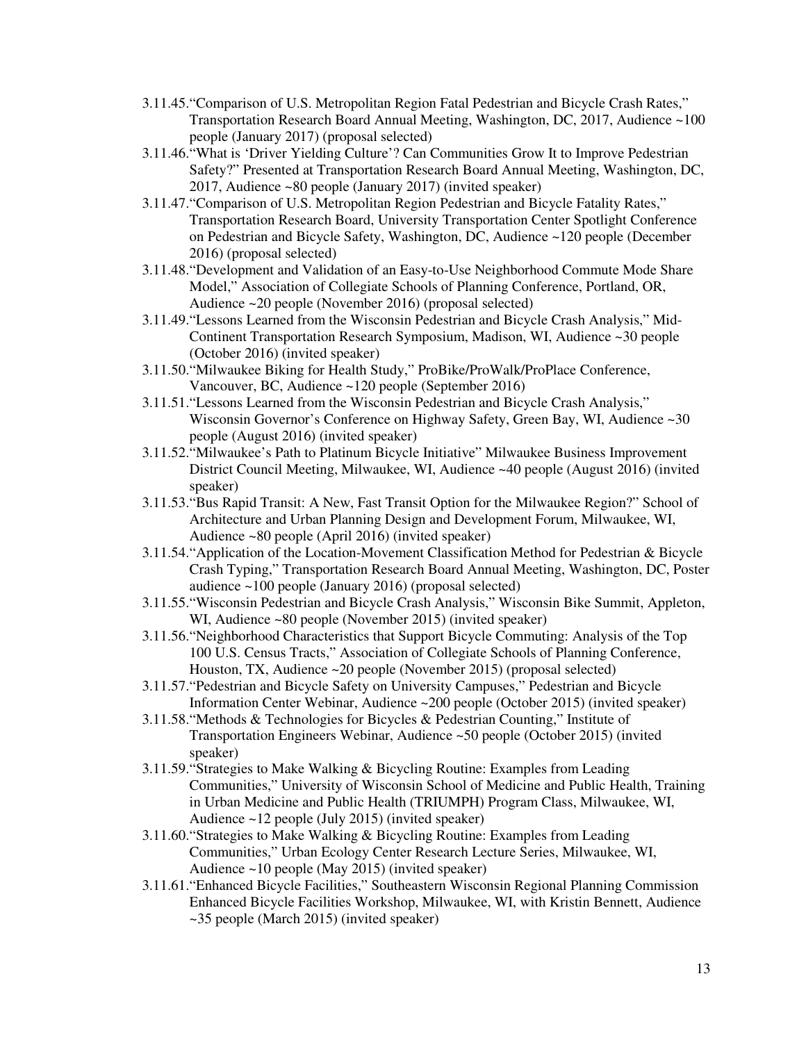3.11.45.“Comparison of U.S. Metropolitan Region Fatal Pedestrian and Bicycle Crash Rates,” Transportation Research Board Annual Meeting, Washington, DC, 2017, Audience ~100 people (January 2017) (proposal selected)

3.11.46.“What is ‘Driver Yielding Culture’? Can Communities Grow It to Improve Pedestrian Safety?” Presented at Transportation Research Board Annual Meeting, Washington, DC, 2017, Audience ~80 people (January 2017) (invited speaker)

3.11.47.“Comparison of U.S. Metropolitan Region Pedestrian and Bicycle Fatality Rates,” Transportation Research Board, University Transportation Center Spotlight Conference on Pedestrian and Bicycle Safety, Washington, DC, Audience ~120 people (December 2016) (proposal selected)

3.11.48.“Development and Validation of an Easy-to-Use Neighborhood Commute Mode Share Model,” Association of Collegiate Schools of Planning Conference, Portland, OR, Audience ~20 people (November 2016) (proposal selected)

3.11.49.“Lessons Learned from the Wisconsin Pedestrian and Bicycle Crash Analysis,” Mid-Continent Transportation Research Symposium, Madison, WI, Audience ~30 people (October 2016) (invited speaker)

3.11.50.“Milwaukee Biking for Health Study,” ProBike/ProWalk/ProPlace Conference, Vancouver, BC, Audience ~120 people (September 2016)

3.11.51.“Lessons Learned from the Wisconsin Pedestrian and Bicycle Crash Analysis,” Wisconsin Governor’s Conference on Highway Safety, Green Bay, WI, Audience ~30 people (August 2016) (invited speaker)

3.11.52.“Milwaukee’s Path to Platinum Bicycle Initiative” Milwaukee Business Improvement District Council Meeting, Milwaukee, WI, Audience ~40 people (August 2016) (invited speaker)

3.11.53.“Bus Rapid Transit: A New, Fast Transit Option for the Milwaukee Region?” School of Architecture and Urban Planning Design and Development Forum, Milwaukee, WI, Audience ~80 people (April 2016) (invited speaker)

3.11.54.“Application of the Location-Movement Classification Method for Pedestrian & Bicycle Crash Typing,” Transportation Research Board Annual Meeting, Washington, DC, Poster audience ~100 people (January 2016) (proposal selected)

3.11.55.“Wisconsin Pedestrian and Bicycle Crash Analysis,” Wisconsin Bike Summit, Appleton, WI, Audience ~80 people (November 2015) (invited speaker)

3.11.56.“Neighborhood Characteristics that Support Bicycle Commuting: Analysis of the Top 100 U.S. Census Tracts,” Association of Collegiate Schools of Planning Conference, Houston, TX, Audience ~20 people (November 2015) (proposal selected)

3.11.57.“Pedestrian and Bicycle Safety on University Campuses,” Pedestrian and Bicycle Information Center Webinar, Audience ~200 people (October 2015) (invited speaker)

3.11.58.“Methods & Technologies for Bicycles & Pedestrian Counting,” Institute of Transportation Engineers Webinar, Audience ~50 people (October 2015) (invited speaker)

3.11.59.“Strategies to Make Walking & Bicycling Routine: Examples from Leading Communities,” University of Wisconsin School of Medicine and Public Health, Training in Urban Medicine and Public Health (TRIUMPH) Program Class, Milwaukee, WI, Audience ~12 people (July 2015) (invited speaker)

3.11.60.“Strategies to Make Walking & Bicycling Routine: Examples from Leading Communities,” Urban Ecology Center Research Lecture Series, Milwaukee, WI, Audience ~10 people (May 2015) (invited speaker)

3.11.61.“Enhanced Bicycle Facilities,” Southeastern Wisconsin Regional Planning Commission Enhanced Bicycle Facilities Workshop, Milwaukee, WI, with Kristin Bennett, Audience ~35 people (March 2015) (invited speaker)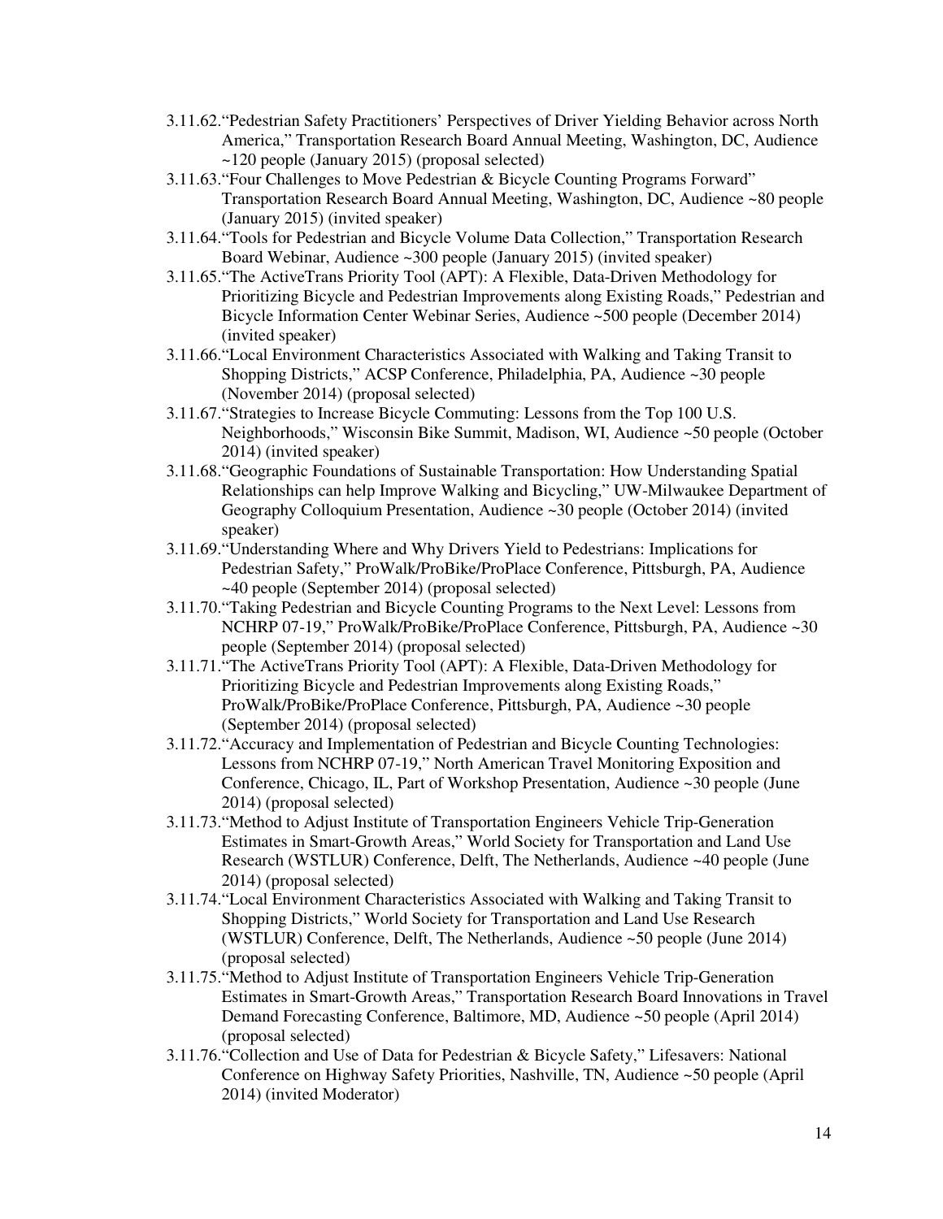3.11.62. "Pedestrian Safety Practitioners' Perspectives of Driver Yielding Behavior across North America," Transportation Research Board Annual Meeting, Washington, DC, Audience ~120 people (January 2015) (proposal selected)

3.11.63. "Four Challenges to Move Pedestrian & Bicycle Counting Programs Forward" Transportation Research Board Annual Meeting, Washington, DC, Audience ~80 people (January 2015) (invited speaker)

3.11.64. "Tools for Pedestrian and Bicycle Volume Data Collection," Transportation Research Board Webinar, Audience ~300 people (January 2015) (invited speaker)

3.11.65. "The ActiveTrans Priority Tool (APT): A Flexible, Data-Driven Methodology for Prioritizing Bicycle and Pedestrian Improvements along Existing Roads," Pedestrian and Bicycle Information Center Webinar Series, Audience ~500 people (December 2014) (invited speaker)

3.11.66. "Local Environment Characteristics Associated with Walking and Taking Transit to Shopping Districts," ACSP Conference, Philadelphia, PA, Audience ~30 people (November 2014) (proposal selected)

3.11.67. "Strategies to Increase Bicycle Commuting: Lessons from the Top 100 U.S. Neighborhoods," Wisconsin Bike Summit, Madison, WI, Audience ~50 people (October 2014) (invited speaker)

3.11.68. "Geographic Foundations of Sustainable Transportation: How Understanding Spatial Relationships can help Improve Walking and Bicycling," UW-Milwaukee Department of Geography Colloquium Presentation, Audience ~30 people (October 2014) (invited speaker)

3.11.69. "Understanding Where and Why Drivers Yield to Pedestrians: Implications for Pedestrian Safety," ProWalk/ProBike/ProPlace Conference, Pittsburgh, PA, Audience ~40 people (September 2014) (proposal selected)

3.11.70. "Taking Pedestrian and Bicycle Counting Programs to the Next Level: Lessons from NCHRP 07-19," ProWalk/ProBike/ProPlace Conference, Pittsburgh, PA, Audience ~30 people (September 2014) (proposal selected)

3.11.71. "The ActiveTrans Priority Tool (APT): A Flexible, Data-Driven Methodology for Prioritizing Bicycle and Pedestrian Improvements along Existing Roads," ProWalk/ProBike/ProPlace Conference, Pittsburgh, PA, Audience ~30 people (September 2014) (proposal selected)

3.11.72. "Accuracy and Implementation of Pedestrian and Bicycle Counting Technologies: Lessons from NCHRP 07-19," North American Travel Monitoring Exposition and Conference, Chicago, IL, Part of Workshop Presentation, Audience ~30 people (June 2014) (proposal selected)

3.11.73. "Method to Adjust Institute of Transportation Engineers Vehicle Trip-Generation Estimates in Smart-Growth Areas," World Society for Transportation and Land Use Research (WSTLUR) Conference, Delft, The Netherlands, Audience ~40 people (June 2014) (proposal selected)

3.11.74. "Local Environment Characteristics Associated with Walking and Taking Transit to Shopping Districts," World Society for Transportation and Land Use Research (WSTLUR) Conference, Delft, The Netherlands, Audience ~50 people (June 2014) (proposal selected)

3.11.75. "Method to Adjust Institute of Transportation Engineers Vehicle Trip-Generation Estimates in Smart-Growth Areas," Transportation Research Board Innovations in Travel Demand Forecasting Conference, Baltimore, MD, Audience ~50 people (April 2014) (proposal selected)

3.11.76. "Collection and Use of Data for Pedestrian & Bicycle Safety," Lifesavers: National Conference on Highway Safety Priorities, Nashville, TN, Audience ~50 people (April 2014) (invited Moderator)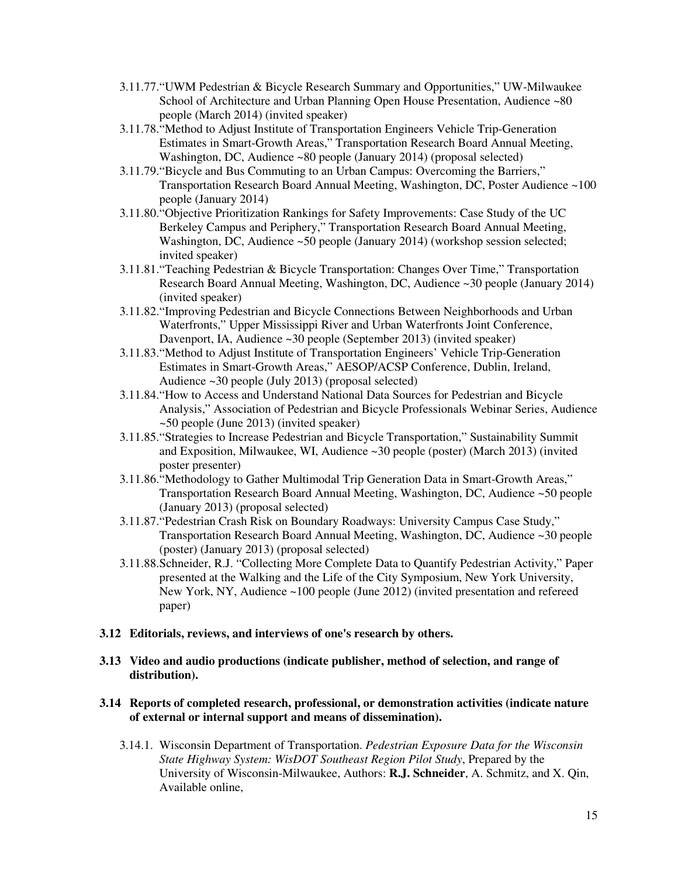3.11.77. "UWM Pedestrian & Bicycle Research Summary and Opportunities," UW-Milwaukee School of Architecture and Urban Planning Open House Presentation, Audience ~80 people (March 2014) (invited speaker)

3.11.78. "Method to Adjust Institute of Transportation Engineers Vehicle Trip-Generation Estimates in Smart-Growth Areas," Transportation Research Board Annual Meeting, Washington, DC, Audience ~80 people (January 2014) (proposal selected)

3.11.79. "Bicycle and Bus Commuting to an Urban Campus: Overcoming the Barriers," Transportation Research Board Annual Meeting, Washington, DC, Poster Audience ~100 people (January 2014)

3.11.80. "Objective Prioritization Rankings for Safety Improvements: Case Study of the UC Berkeley Campus and Periphery," Transportation Research Board Annual Meeting, Washington, DC, Audience ~50 people (January 2014) (workshop session selected; invited speaker)

3.11.81. "Teaching Pedestrian & Bicycle Transportation: Changes Over Time," Transportation Research Board Annual Meeting, Washington, DC, Audience ~30 people (January 2014) (invited speaker)

3.11.82. "Improving Pedestrian and Bicycle Connections Between Neighborhoods and Urban Waterfronts," Upper Mississippi River and Urban Waterfronts Joint Conference, Davenport, IA, Audience ~30 people (September 2013) (invited speaker)

3.11.83. "Method to Adjust Institute of Transportation Engineers' Vehicle Trip-Generation Estimates in Smart-Growth Areas," AESOP/ACSP Conference, Dublin, Ireland, Audience ~30 people (July 2013) (proposal selected)

3.11.84. "How to Access and Understand National Data Sources for Pedestrian and Bicycle Analysis," Association of Pedestrian and Bicycle Professionals Webinar Series, Audience ~50 people (June 2013) (invited speaker)

3.11.85. "Strategies to Increase Pedestrian and Bicycle Transportation," Sustainability Summit and Exposition, Milwaukee, WI, Audience ~30 people (poster) (March 2013) (invited poster presenter)

3.11.86. "Methodology to Gather Multimodal Trip Generation Data in Smart-Growth Areas," Transportation Research Board Annual Meeting, Washington, DC, Audience ~50 people (January 2013) (proposal selected)

3.11.87. "Pedestrian Crash Risk on Boundary Roadways: University Campus Case Study," Transportation Research Board Annual Meeting, Washington, DC, Audience ~30 people (poster) (January 2013) (proposal selected)

3.11.88. Schneider, R.J. "Collecting More Complete Data to Quantify Pedestrian Activity," Paper presented at the Walking and the Life of the City Symposium, New York University, New York, NY, Audience ~100 people (June 2012) (invited presentation and refereed paper)

**3.12 Editorials, reviews, and interviews of one's research by others.**

**3.13 Video and audio productions (indicate publisher, method of selection, and range of distribution).**

**3.14 Reports of completed research, professional, or demonstration activities (indicate nature of external or internal support and means of dissemination).**

3.14.1. Wisconsin Department of Transportation. *Pedestrian Exposure Data for the Wisconsin State Highway System: WisDOT Southeast Region Pilot Study*, Prepared by the University of Wisconsin-Milwaukee, Authors: **R.J. Schneider**, A. Schmitz, and X. Qin, Available online,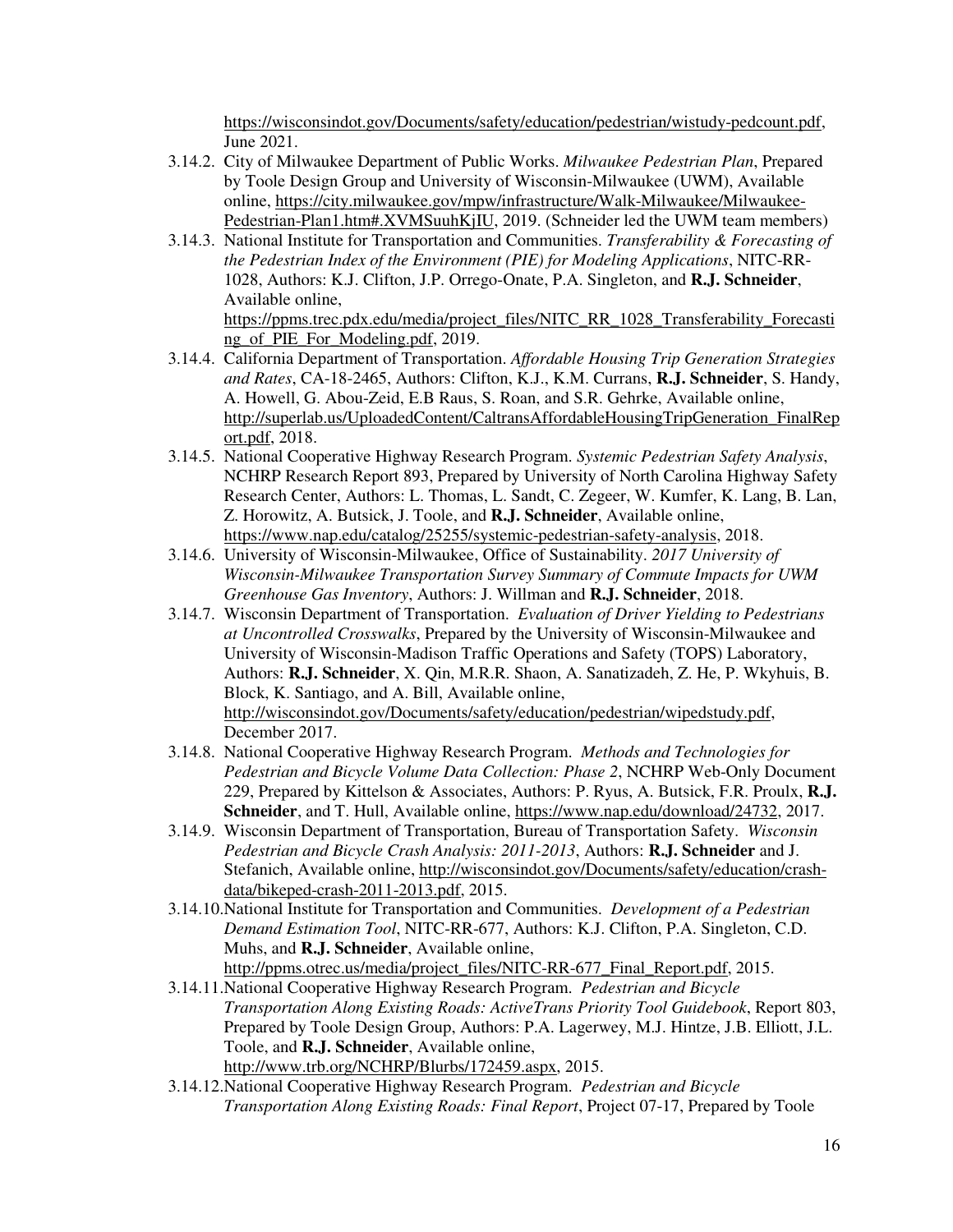https://wisconsindot.gov/Documents/safety/education/pedestrian/wistudy-pedcount.pdf, June 2021.

3.14.2. City of Milwaukee Department of Public Works. *Milwaukee Pedestrian Plan*, Prepared by Toole Design Group and University of Wisconsin-Milwaukee (UWM), Available online, https://city.milwaukee.gov/mpw/infrastructure/Walk-Milwaukee/Milwaukee-Pedestrian-Plan1.htm#.XVMSuuhKjIU, 2019. (Schneider led the UWM team members)

3.14.3. National Institute for Transportation and Communities. *Transferability & Forecasting of the Pedestrian Index of the Environment (PIE) for Modeling Applications*, NITC-RR-1028, Authors: K.J. Clifton, J.P. Orrego-Onate, P.A. Singleton, and **R.J. Schneider**, Available online, https://ppms.trec.pdx.edu/media/project_files/NITC_RR_1028_Transferability_Forecasting_of_PIE_For_Modeling.pdf, 2019.

3.14.4. California Department of Transportation. *Affordable Housing Trip Generation Strategies and Rates*, CA-18-2465, Authors: Clifton, K.J., K.M. Currans, **R.J. Schneider**, S. Handy, A. Howell, G. Abou-Zeid, E.B Raus, S. Roan, and S.R. Gehrke, Available online, http://superlab.us/UploadedContent/CaltransAffordableHousingTripGeneration_FinalReport.pdf, 2018.

3.14.5. National Cooperative Highway Research Program. *Systemic Pedestrian Safety Analysis*, NCHRP Research Report 893, Prepared by University of North Carolina Highway Safety Research Center, Authors: L. Thomas, L. Sandt, C. Zegeer, W. Kumfer, K. Lang, B. Lan, Z. Horowitz, A. Butsick, J. Toole, and **R.J. Schneider**, Available online, https://www.nap.edu/catalog/25255/systemic-pedestrian-safety-analysis, 2018.

3.14.6. University of Wisconsin-Milwaukee, Office of Sustainability. *2017 University of Wisconsin-Milwaukee Transportation Survey Summary of Commute Impacts for UWM Greenhouse Gas Inventory*, Authors: J. Willman and **R.J. Schneider**, 2018.

3.14.7. Wisconsin Department of Transportation. *Evaluation of Driver Yielding to Pedestrians at Uncontrolled Crosswalks*, Prepared by the University of Wisconsin-Milwaukee and University of Wisconsin-Madison Traffic Operations and Safety (TOPS) Laboratory, Authors: **R.J. Schneider**, X. Qin, M.R.R. Shaon, A. Sanatizadeh, Z. He, P. Wkyhuis, B. Block, K. Santiago, and A. Bill, Available online, http://wisconsindot.gov/Documents/safety/education/pedestrian/wipedstudy.pdf, December 2017.

3.14.8. National Cooperative Highway Research Program. *Methods and Technologies for Pedestrian and Bicycle Volume Data Collection: Phase 2*, NCHRP Web-Only Document 229, Prepared by Kittelson & Associates, Authors: P. Ryus, A. Butsick, F.R. Proulx, **R.J. Schneider**, and T. Hull, Available online, https://www.nap.edu/download/24732, 2017.

3.14.9. Wisconsin Department of Transportation, Bureau of Transportation Safety. *Wisconsin Pedestrian and Bicycle Crash Analysis: 2011-2013*, Authors: **R.J. Schneider** and J. Stefanich, Available online, http://wisconsindot.gov/Documents/safety/education/crash-data/bikeped-crash-2011-2013.pdf, 2015.

3.14.10. National Institute for Transportation and Communities. *Development of a Pedestrian Demand Estimation Tool*, NITC-RR-677, Authors: K.J. Clifton, P.A. Singleton, C.D. Muhs, and **R.J. Schneider**, Available online, http://ppms.otrec.us/media/project_files/NITC-RR-677_Final_Report.pdf, 2015.

3.14.11. National Cooperative Highway Research Program. *Pedestrian and Bicycle Transportation Along Existing Roads: ActiveTrans Priority Tool Guidebook*, Report 803, Prepared by Toole Design Group, Authors: P.A. Lagerwey, M.J. Hintze, J.B. Elliott, J.L. Toole, and **R.J. Schneider**, Available online, http://www.trb.org/NCHRP/Blurbs/172459.aspx, 2015.

3.14.12. National Cooperative Highway Research Program. *Pedestrian and Bicycle Transportation Along Existing Roads: Final Report*, Project 07-17, Prepared by Toole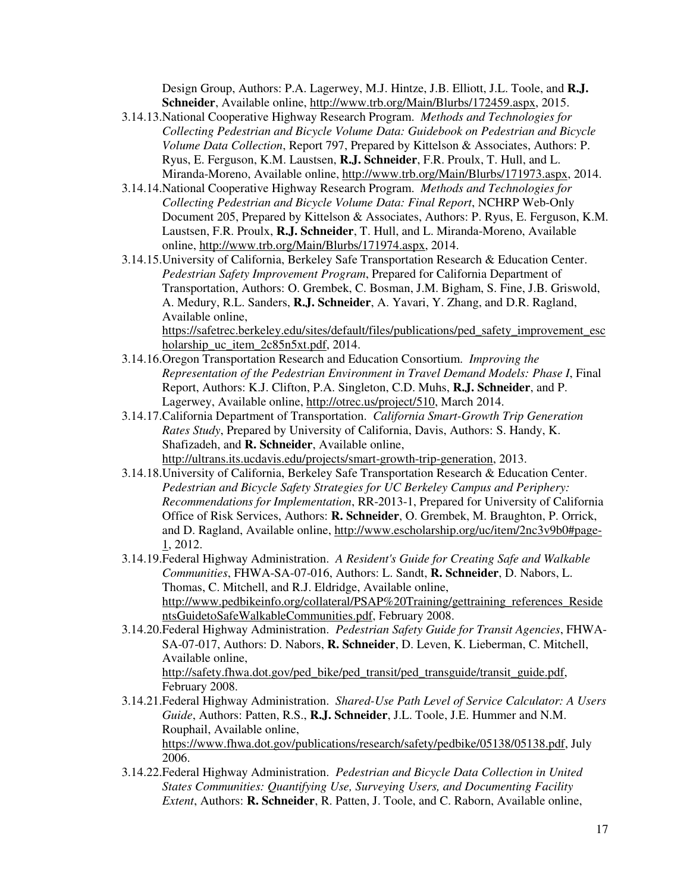Design Group, Authors: P.A. Lagerwey, M.J. Hintze, J.B. Elliott, J.L. Toole, and **R.J. Schneider**, Available online, http://www.trb.org/Main/Blurbs/172459.aspx, 2015.

3.14.13. National Cooperative Highway Research Program. *Methods and Technologies for Collecting Pedestrian and Bicycle Volume Data: Guidebook on Pedestrian and Bicycle Volume Data Collection*, Report 797, Prepared by Kittelson & Associates, Authors: P. Ryus, E. Ferguson, K.M. Laustsen, **R.J. Schneider**, F.R. Proulx, T. Hull, and L. Miranda-Moreno, Available online, http://www.trb.org/Main/Blurbs/171973.aspx, 2014.

3.14.14. National Cooperative Highway Research Program. *Methods and Technologies for Collecting Pedestrian and Bicycle Volume Data: Final Report*, NCHRP Web-Only Document 205, Prepared by Kittelson & Associates, Authors: P. Ryus, E. Ferguson, K.M. Laustsen, F.R. Proulx, **R.J. Schneider**, T. Hull, and L. Miranda-Moreno, Available online, http://www.trb.org/Main/Blurbs/171974.aspx, 2014.

3.14.15. University of California, Berkeley Safe Transportation Research & Education Center. *Pedestrian Safety Improvement Program*, Prepared for California Department of Transportation, Authors: O. Grembek, C. Bosman, J.M. Bigham, S. Fine, J.B. Griswold, A. Medury, R.L. Sanders, **R.J. Schneider**, A. Yavari, Y. Zhang, and D.R. Ragland, Available online, https://safetrec.berkeley.edu/sites/default/files/publications/ped_safety_improvement_escholarship_uc_item_2c85n5xt.pdf, 2014.

3.14.16. Oregon Transportation Research and Education Consortium. *Improving the Representation of the Pedestrian Environment in Travel Demand Models: Phase I*, Final Report, Authors: K.J. Clifton, P.A. Singleton, C.D. Muhs, **R.J. Schneider**, and P. Lagerwey, Available online, http://otrec.us/project/510, March 2014.

3.14.17. California Department of Transportation. *California Smart-Growth Trip Generation Rates Study*, Prepared by University of California, Davis, Authors: S. Handy, K. Shafizadeh, and **R. Schneider**, Available online, http://ultrans.its.ucdavis.edu/projects/smart-growth-trip-generation, 2013.

3.14.18. University of California, Berkeley Safe Transportation Research & Education Center. *Pedestrian and Bicycle Safety Strategies for UC Berkeley Campus and Periphery: Recommendations for Implementation*, RR-2013-1, Prepared for University of California Office of Risk Services, Authors: **R. Schneider**, O. Grembek, M. Braughton, P. Orrick, and D. Ragland, Available online, http://www.escholarship.org/uc/item/2nc3v9b0#page-1, 2012.

3.14.19. Federal Highway Administration. *A Resident's Guide for Creating Safe and Walkable Communities*, FHWA-SA-07-016, Authors: L. Sandt, **R. Schneider**, D. Nabors, L. Thomas, C. Mitchell, and R.J. Eldridge, Available online, http://www.pedbikeinfo.org/collateral/PSAP%20Training/gettraining_references_ResidentsGuidetoSafeWalkableCommunities.pdf, February 2008.

3.14.20. Federal Highway Administration. *Pedestrian Safety Guide for Transit Agencies*, FHWA-SA-07-017, Authors: D. Nabors, **R. Schneider**, D. Leven, K. Lieberman, C. Mitchell, Available online, http://safety.fhwa.dot.gov/ped_bike/ped_transit/ped_transguide/transit_guide.pdf, February 2008.

3.14.21. Federal Highway Administration. *Shared-Use Path Level of Service Calculator: A Users Guide*, Authors: Patten, R.S., **R.J. Schneider**, J.L. Toole, J.E. Hummer and N.M. Rouphail, Available online, https://www.fhwa.dot.gov/publications/research/safety/pedbike/05138/05138.pdf, July 2006.

3.14.22. Federal Highway Administration. *Pedestrian and Bicycle Data Collection in United States Communities: Quantifying Use, Surveying Users, and Documenting Facility Extent*, Authors: **R. Schneider**, R. Patten, J. Toole, and C. Raborn, Available online,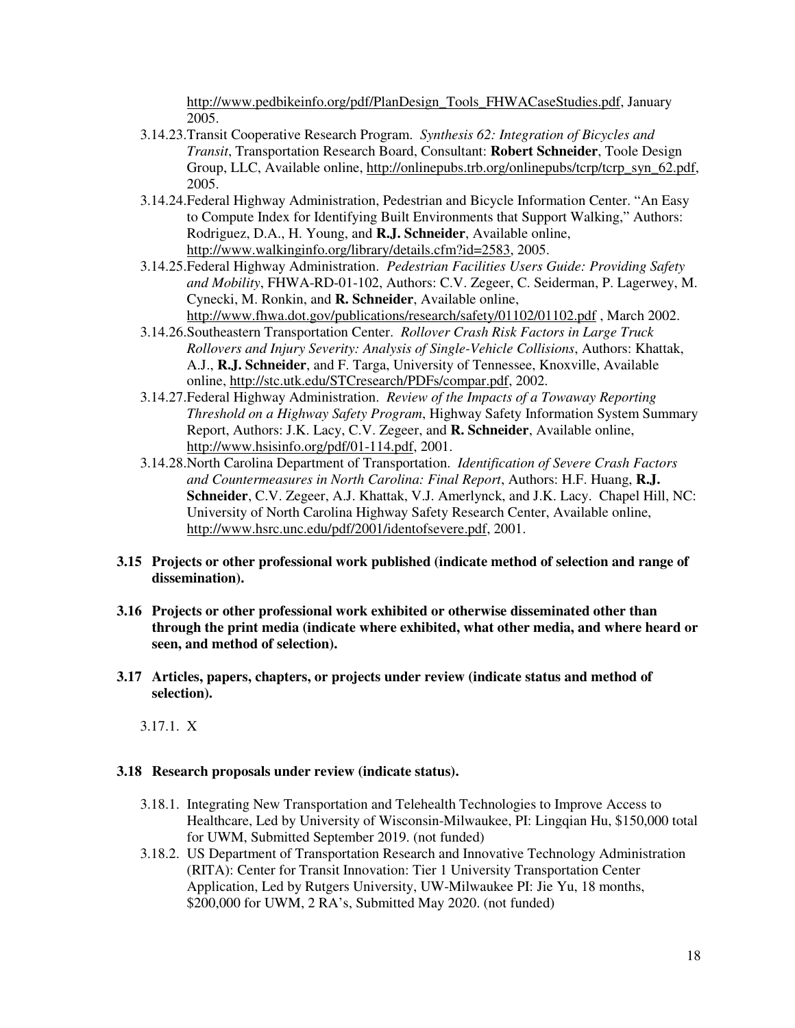http://www.pedbikeinfo.org/pdf/PlanDesign_Tools_FHWACaseStudies.pdf, January 2005.

3.14.23. Transit Cooperative Research Program. *Synthesis 62: Integration of Bicycles and Transit*, Transportation Research Board, Consultant: **Robert Schneider**, Toole Design Group, LLC, Available online, http://onlinepubs.trb.org/onlinepubs/tcrp/tcrp_syn_62.pdf, 2005.

3.14.24. Federal Highway Administration, Pedestrian and Bicycle Information Center. "An Easy to Compute Index for Identifying Built Environments that Support Walking," Authors: Rodriguez, D.A., H. Young, and **R.J. Schneider**, Available online, http://www.walkinginfo.org/library/details.cfm?id=2583, 2005.

3.14.25. Federal Highway Administration. *Pedestrian Facilities Users Guide: Providing Safety and Mobility*, FHWA-RD-01-102, Authors: C.V. Zegeer, C. Seiderman, P. Lagerwey, M. Cynecki, M. Ronkin, and **R. Schneider**, Available online, http://www.fhwa.dot.gov/publications/research/safety/01102/01102.pdf , March 2002.

3.14.26. Southeastern Transportation Center. *Rollover Crash Risk Factors in Large Truck Rollovers and Injury Severity: Analysis of Single-Vehicle Collisions*, Authors: Khattak, A.J., **R.J. Schneider**, and F. Targa, University of Tennessee, Knoxville, Available online, http://stc.utk.edu/STCresearch/PDFs/compar.pdf, 2002.

3.14.27. Federal Highway Administration. *Review of the Impacts of a Towaway Reporting Threshold on a Highway Safety Program*, Highway Safety Information System Summary Report, Authors: J.K. Lacy, C.V. Zegeer, and **R. Schneider**, Available online, http://www.hsisinfo.org/pdf/01-114.pdf, 2001.

3.14.28. North Carolina Department of Transportation. *Identification of Severe Crash Factors and Countermeasures in North Carolina: Final Report*, Authors: H.F. Huang, **R.J. Schneider**, C.V. Zegeer, A.J. Khattak, V.J. Amerlynck, and J.K. Lacy. Chapel Hill, NC: University of North Carolina Highway Safety Research Center, Available online, http://www.hsrc.unc.edu/pdf/2001/identofsevere.pdf, 2001.

**3.15 Projects or other professional work published (indicate method of selection and range of dissemination).**

**3.16 Projects or other professional work exhibited or otherwise disseminated other than through the print media (indicate where exhibited, what other media, and where heard or seen, and method of selection).**

**3.17 Articles, papers, chapters, or projects under review (indicate status and method of selection).**

3.17.1. X

**3.18 Research proposals under review (indicate status).**

3.18.1. Integrating New Transportation and Telehealth Technologies to Improve Access to Healthcare, Led by University of Wisconsin-Milwaukee, PI: Lingqian Hu, $150,000 total for UWM, Submitted September 2019. (not funded)

3.18.2. US Department of Transportation Research and Innovative Technology Administration (RITA): Center for Transit Innovation: Tier 1 University Transportation Center Application, Led by Rutgers University, UW-Milwaukee PI: Jie Yu, 18 months, $200,000 for UWM, 2 RA's, Submitted May 2020. (not funded)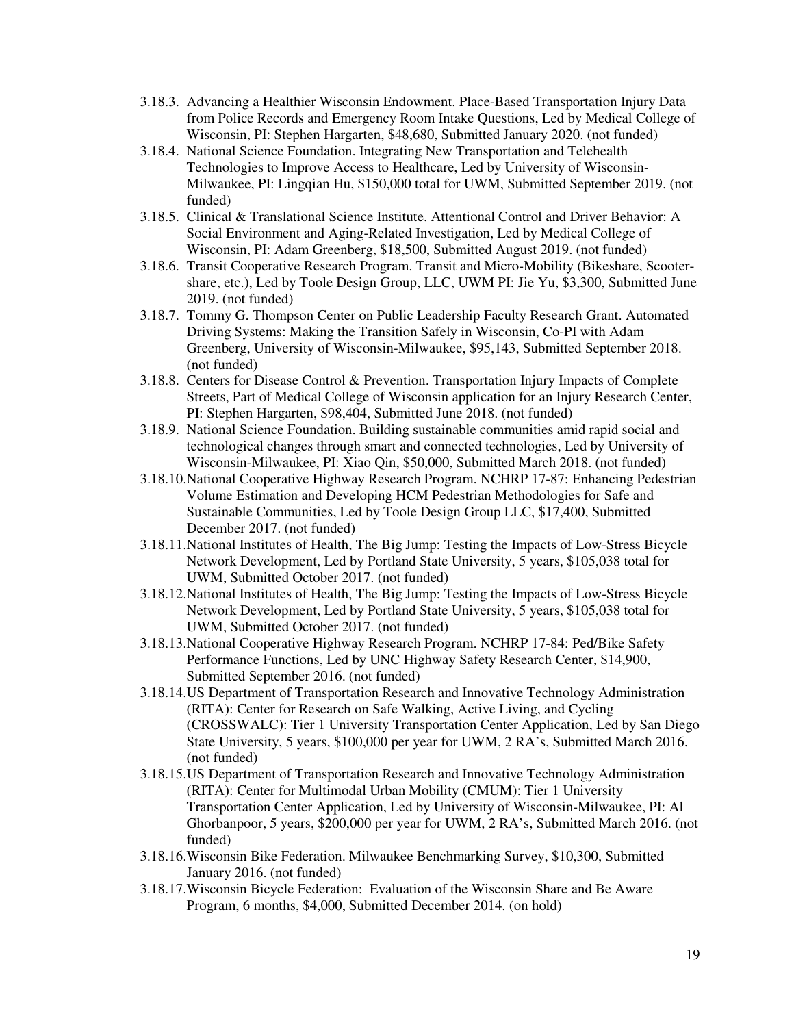3.18.3. Advancing a Healthier Wisconsin Endowment. Place-Based Transportation Injury Data from Police Records and Emergency Room Intake Questions, Led by Medical College of Wisconsin, PI: Stephen Hargarten, $48,680, Submitted January 2020. (not funded)

3.18.4. National Science Foundation. Integrating New Transportation and Telehealth Technologies to Improve Access to Healthcare, Led by University of Wisconsin-Milwaukee, PI: Lingqian Hu, $150,000 total for UWM, Submitted September 2019. (not funded)

3.18.5. Clinical & Translational Science Institute. Attentional Control and Driver Behavior: A Social Environment and Aging-Related Investigation, Led by Medical College of Wisconsin, PI: Adam Greenberg, $18,500, Submitted August 2019. (not funded)

3.18.6. Transit Cooperative Research Program. Transit and Micro-Mobility (Bikeshare, Scooter-share, etc.), Led by Toole Design Group, LLC, UWM PI: Jie Yu, $3,300, Submitted June 2019. (not funded)

3.18.7. Tommy G. Thompson Center on Public Leadership Faculty Research Grant. Automated Driving Systems: Making the Transition Safely in Wisconsin, Co-PI with Adam Greenberg, University of Wisconsin-Milwaukee, $95,143, Submitted September 2018. (not funded)

3.18.8. Centers for Disease Control & Prevention. Transportation Injury Impacts of Complete Streets, Part of Medical College of Wisconsin application for an Injury Research Center, PI: Stephen Hargarten, $98,404, Submitted June 2018. (not funded)

3.18.9. National Science Foundation. Building sustainable communities amid rapid social and technological changes through smart and connected technologies, Led by University of Wisconsin-Milwaukee, PI: Xiao Qin, $50,000, Submitted March 2018. (not funded)

3.18.10. National Cooperative Highway Research Program. NCHRP 17-87: Enhancing Pedestrian Volume Estimation and Developing HCM Pedestrian Methodologies for Safe and Sustainable Communities, Led by Toole Design Group LLC, $17,400, Submitted December 2017. (not funded)

3.18.11. National Institutes of Health, The Big Jump: Testing the Impacts of Low-Stress Bicycle Network Development, Led by Portland State University, 5 years, $105,038 total for UWM, Submitted October 2017. (not funded)

3.18.12. National Institutes of Health, The Big Jump: Testing the Impacts of Low-Stress Bicycle Network Development, Led by Portland State University, 5 years, $105,038 total for UWM, Submitted October 2017. (not funded)

3.18.13. National Cooperative Highway Research Program. NCHRP 17-84: Ped/Bike Safety Performance Functions, Led by UNC Highway Safety Research Center, $14,900, Submitted September 2016. (not funded)

3.18.14. US Department of Transportation Research and Innovative Technology Administration (RITA): Center for Research on Safe Walking, Active Living, and Cycling (CROSSWALC): Tier 1 University Transportation Center Application, Led by San Diego State University, 5 years, $100,000 per year for UWM, 2 RA's, Submitted March 2016. (not funded)

3.18.15. US Department of Transportation Research and Innovative Technology Administration (RITA): Center for Multimodal Urban Mobility (CMUM): Tier 1 University Transportation Center Application, Led by University of Wisconsin-Milwaukee, PI: Al Ghorbanpoor, 5 years, $200,000 per year for UWM, 2 RA's, Submitted March 2016. (not funded)

3.18.16. Wisconsin Bike Federation. Milwaukee Benchmarking Survey, $10,300, Submitted January 2016. (not funded)

3.18.17. Wisconsin Bicycle Federation: Evaluation of the Wisconsin Share and Be Aware Program, 6 months, $4,000, Submitted December 2014. (on hold)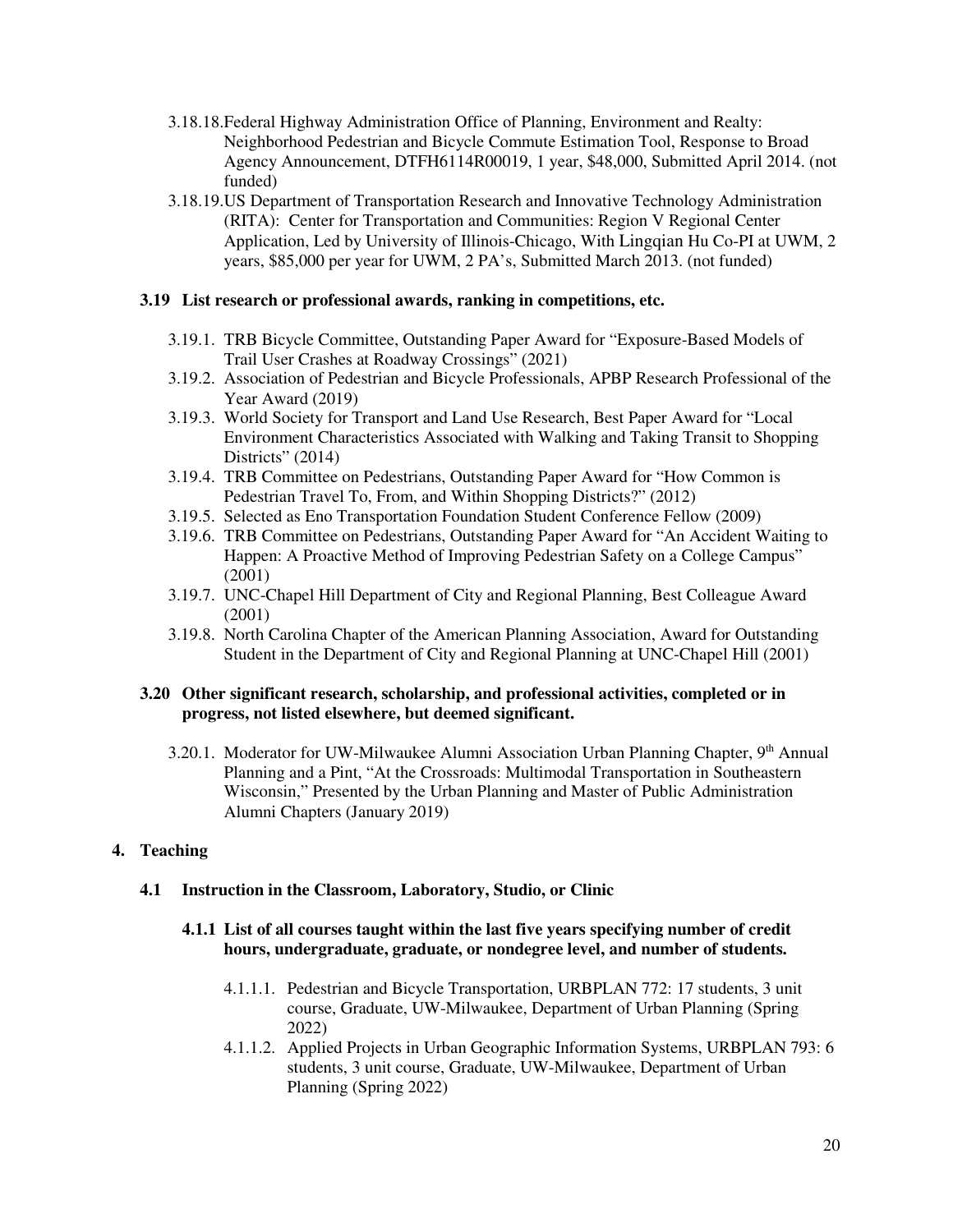3.18.18. Federal Highway Administration Office of Planning, Environment and Realty: Neighborhood Pedestrian and Bicycle Commute Estimation Tool, Response to Broad Agency Announcement, DTFH6114R00019, 1 year, $48,000, Submitted April 2014. (not funded)

3.18.19. US Department of Transportation Research and Innovative Technology Administration (RITA): Center for Transportation and Communities: Region V Regional Center Application, Led by University of Illinois-Chicago, With Lingqian Hu Co-PI at UWM, 2 years, $85,000 per year for UWM, 2 PA's, Submitted March 2013. (not funded)

### 3.19 List research or professional awards, ranking in competitions, etc.

3.19.1. TRB Bicycle Committee, Outstanding Paper Award for "Exposure-Based Models of Trail User Crashes at Roadway Crossings" (2021)

3.19.2. Association of Pedestrian and Bicycle Professionals, APBP Research Professional of the Year Award (2019)

3.19.3. World Society for Transport and Land Use Research, Best Paper Award for "Local Environment Characteristics Associated with Walking and Taking Transit to Shopping Districts" (2014)

3.19.4. TRB Committee on Pedestrians, Outstanding Paper Award for "How Common is Pedestrian Travel To, From, and Within Shopping Districts?" (2012)

3.19.5. Selected as Eno Transportation Foundation Student Conference Fellow (2009)

3.19.6. TRB Committee on Pedestrians, Outstanding Paper Award for "An Accident Waiting to Happen: A Proactive Method of Improving Pedestrian Safety on a College Campus" (2001)

3.19.7. UNC-Chapel Hill Department of City and Regional Planning, Best Colleague Award (2001)

3.19.8. North Carolina Chapter of the American Planning Association, Award for Outstanding Student in the Department of City and Regional Planning at UNC-Chapel Hill (2001)

### 3.20 Other significant research, scholarship, and professional activities, completed or in progress, not listed elsewhere, but deemed significant.

3.20.1. Moderator for UW-Milwaukee Alumni Association Urban Planning Chapter, 9th Annual Planning and a Pint, "At the Crossroads: Multimodal Transportation in Southeastern Wisconsin," Presented by the Urban Planning and Master of Public Administration Alumni Chapters (January 2019)

## 4. Teaching

### 4.1 Instruction in the Classroom, Laboratory, Studio, or Clinic

#### 4.1.1 List of all courses taught within the last five years specifying number of credit hours, undergraduate, graduate, or nondegree level, and number of students.

4.1.1.1. Pedestrian and Bicycle Transportation, URBPLAN 772: 17 students, 3 unit course, Graduate, UW-Milwaukee, Department of Urban Planning (Spring 2022)

4.1.1.2. Applied Projects in Urban Geographic Information Systems, URBPLAN 793: 6 students, 3 unit course, Graduate, UW-Milwaukee, Department of Urban Planning (Spring 2022)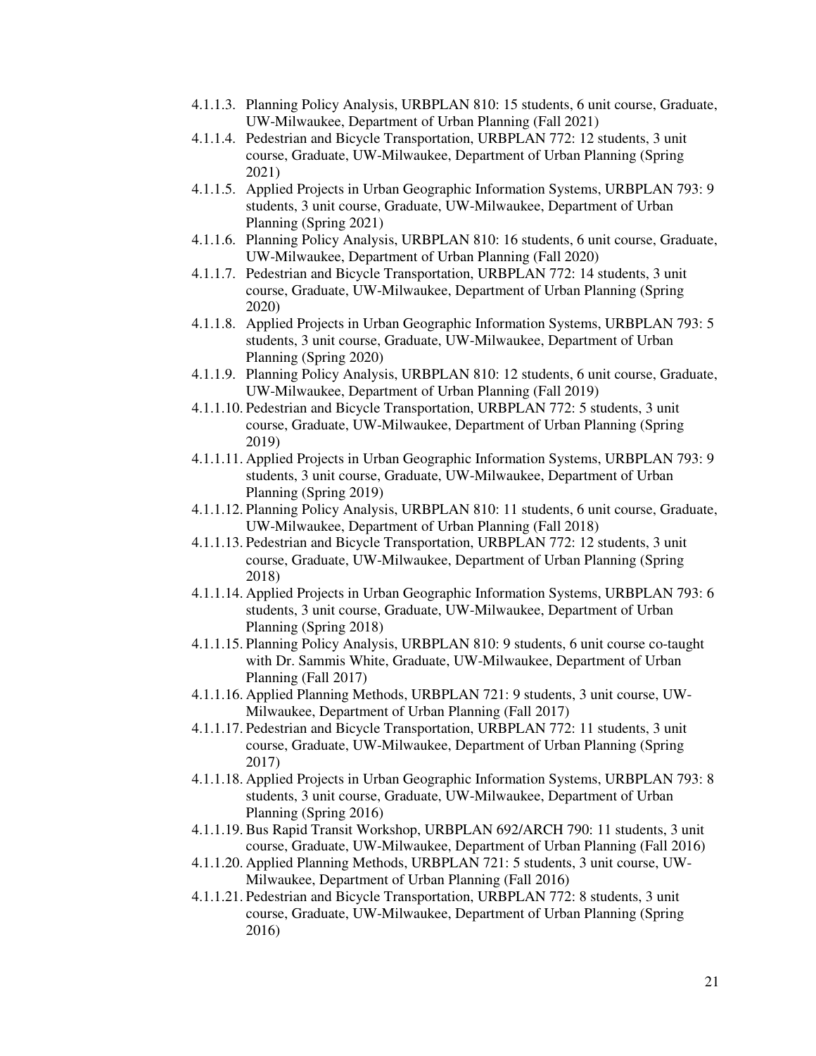4.1.1.3. Planning Policy Analysis, URBPLAN 810: 15 students, 6 unit course, Graduate, UW-Milwaukee, Department of Urban Planning (Fall 2021)

4.1.1.4. Pedestrian and Bicycle Transportation, URBPLAN 772: 12 students, 3 unit course, Graduate, UW-Milwaukee, Department of Urban Planning (Spring 2021)

4.1.1.5. Applied Projects in Urban Geographic Information Systems, URBPLAN 793: 9 students, 3 unit course, Graduate, UW-Milwaukee, Department of Urban Planning (Spring 2021)

4.1.1.6. Planning Policy Analysis, URBPLAN 810: 16 students, 6 unit course, Graduate, UW-Milwaukee, Department of Urban Planning (Fall 2020)

4.1.1.7. Pedestrian and Bicycle Transportation, URBPLAN 772: 14 students, 3 unit course, Graduate, UW-Milwaukee, Department of Urban Planning (Spring 2020)

4.1.1.8. Applied Projects in Urban Geographic Information Systems, URBPLAN 793: 5 students, 3 unit course, Graduate, UW-Milwaukee, Department of Urban Planning (Spring 2020)

4.1.1.9. Planning Policy Analysis, URBPLAN 810: 12 students, 6 unit course, Graduate, UW-Milwaukee, Department of Urban Planning (Fall 2019)

4.1.1.10. Pedestrian and Bicycle Transportation, URBPLAN 772: 5 students, 3 unit course, Graduate, UW-Milwaukee, Department of Urban Planning (Spring 2019)

4.1.1.11. Applied Projects in Urban Geographic Information Systems, URBPLAN 793: 9 students, 3 unit course, Graduate, UW-Milwaukee, Department of Urban Planning (Spring 2019)

4.1.1.12. Planning Policy Analysis, URBPLAN 810: 11 students, 6 unit course, Graduate, UW-Milwaukee, Department of Urban Planning (Fall 2018)

4.1.1.13. Pedestrian and Bicycle Transportation, URBPLAN 772: 12 students, 3 unit course, Graduate, UW-Milwaukee, Department of Urban Planning (Spring 2018)

4.1.1.14. Applied Projects in Urban Geographic Information Systems, URBPLAN 793: 6 students, 3 unit course, Graduate, UW-Milwaukee, Department of Urban Planning (Spring 2018)

4.1.1.15. Planning Policy Analysis, URBPLAN 810: 9 students, 6 unit course co-taught with Dr. Sammis White, Graduate, UW-Milwaukee, Department of Urban Planning (Fall 2017)

4.1.1.16. Applied Planning Methods, URBPLAN 721: 9 students, 3 unit course, UW-Milwaukee, Department of Urban Planning (Fall 2017)

4.1.1.17. Pedestrian and Bicycle Transportation, URBPLAN 772: 11 students, 3 unit course, Graduate, UW-Milwaukee, Department of Urban Planning (Spring 2017)

4.1.1.18. Applied Projects in Urban Geographic Information Systems, URBPLAN 793: 8 students, 3 unit course, Graduate, UW-Milwaukee, Department of Urban Planning (Spring 2016)

4.1.1.19. Bus Rapid Transit Workshop, URBPLAN 692/ARCH 790: 11 students, 3 unit course, Graduate, UW-Milwaukee, Department of Urban Planning (Fall 2016)

4.1.1.20. Applied Planning Methods, URBPLAN 721: 5 students, 3 unit course, UW-Milwaukee, Department of Urban Planning (Fall 2016)

4.1.1.21. Pedestrian and Bicycle Transportation, URBPLAN 772: 8 students, 3 unit course, Graduate, UW-Milwaukee, Department of Urban Planning (Spring 2016)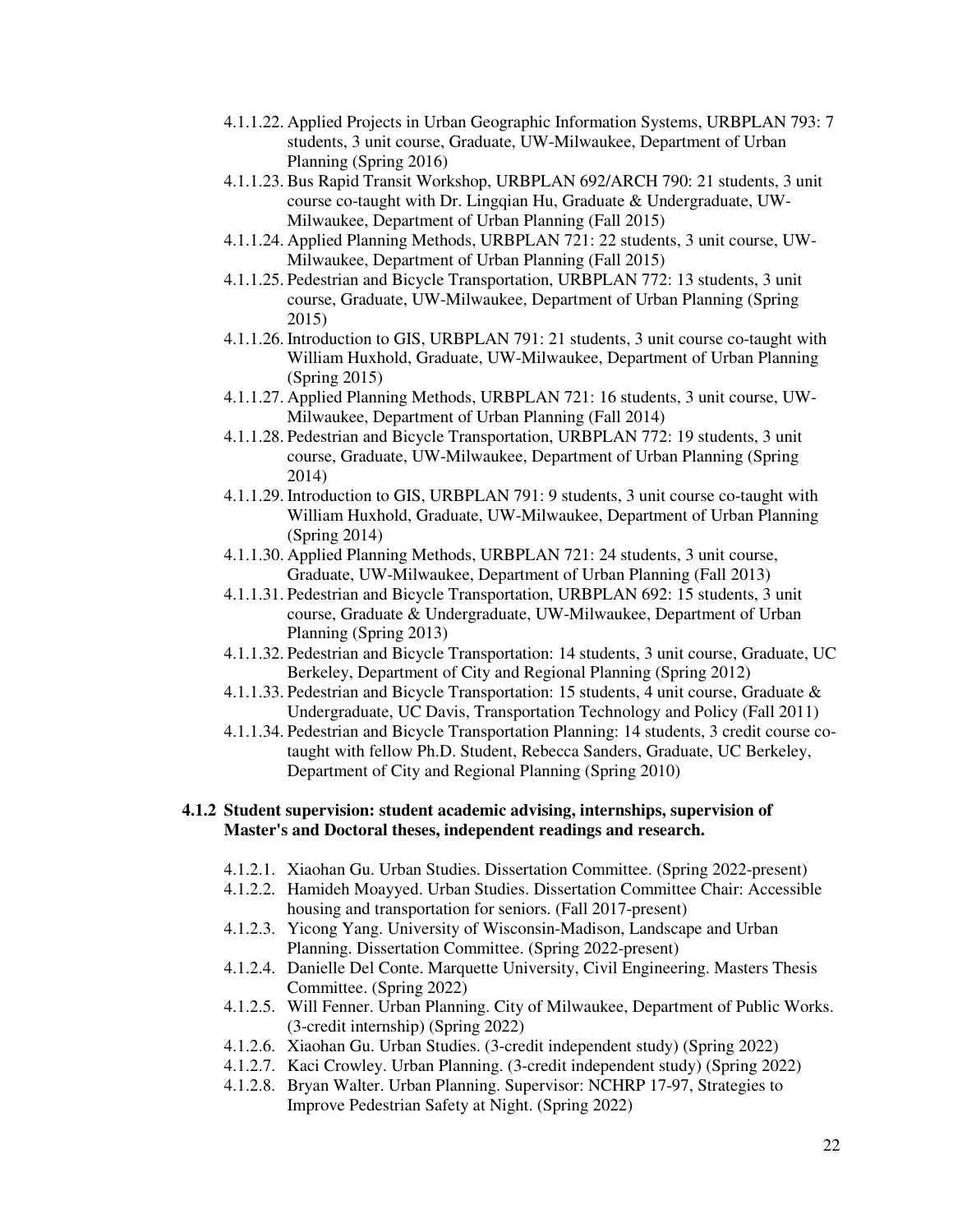- 4.1.1.22. Applied Projects in Urban Geographic Information Systems, URBPLAN 793: 7 students, 3 unit course, Graduate, UW-Milwaukee, Department of Urban Planning (Spring 2016)
- 4.1.1.23. Bus Rapid Transit Workshop, URBPLAN 692/ARCH 790: 21 students, 3 unit course co-taught with Dr. Lingqian Hu, Graduate & Undergraduate, UW-Milwaukee, Department of Urban Planning (Fall 2015)
- 4.1.1.24. Applied Planning Methods, URBPLAN 721: 22 students, 3 unit course, UW-Milwaukee, Department of Urban Planning (Fall 2015)
- 4.1.1.25. Pedestrian and Bicycle Transportation, URBPLAN 772: 13 students, 3 unit course, Graduate, UW-Milwaukee, Department of Urban Planning (Spring 2015)
- 4.1.1.26. Introduction to GIS, URBPLAN 791: 21 students, 3 unit course co-taught with William Huxhold, Graduate, UW-Milwaukee, Department of Urban Planning (Spring 2015)
- 4.1.1.27. Applied Planning Methods, URBPLAN 721: 16 students, 3 unit course, UW-Milwaukee, Department of Urban Planning (Fall 2014)
- 4.1.1.28. Pedestrian and Bicycle Transportation, URBPLAN 772: 19 students, 3 unit course, Graduate, UW-Milwaukee, Department of Urban Planning (Spring 2014)
- 4.1.1.29. Introduction to GIS, URBPLAN 791: 9 students, 3 unit course co-taught with William Huxhold, Graduate, UW-Milwaukee, Department of Urban Planning (Spring 2014)
- 4.1.1.30. Applied Planning Methods, URBPLAN 721: 24 students, 3 unit course, Graduate, UW-Milwaukee, Department of Urban Planning (Fall 2013)
- 4.1.1.31. Pedestrian and Bicycle Transportation, URBPLAN 692: 15 students, 3 unit course, Graduate & Undergraduate, UW-Milwaukee, Department of Urban Planning (Spring 2013)
- 4.1.1.32. Pedestrian and Bicycle Transportation: 14 students, 3 unit course, Graduate, UC Berkeley, Department of City and Regional Planning (Spring 2012)
- 4.1.1.33. Pedestrian and Bicycle Transportation: 15 students, 4 unit course, Graduate & Undergraduate, UC Davis, Transportation Technology and Policy (Fall 2011)
- 4.1.1.34. Pedestrian and Bicycle Transportation Planning: 14 students, 3 credit course co-taught with fellow Ph.D. Student, Rebecca Sanders, Graduate, UC Berkeley, Department of City and Regional Planning (Spring 2010)

### 4.1.2 Student supervision: student academic advising, internships, supervision of Master's and Doctoral theses, independent readings and research.

- 4.1.2.1. Xiaohan Gu. Urban Studies. Dissertation Committee. (Spring 2022-present)
- 4.1.2.2. Hamideh Moayyed. Urban Studies. Dissertation Committee Chair: Accessible housing and transportation for seniors. (Fall 2017-present)
- 4.1.2.3. Yicong Yang. University of Wisconsin-Madison, Landscape and Urban Planning. Dissertation Committee. (Spring 2022-present)
- 4.1.2.4. Danielle Del Conte. Marquette University, Civil Engineering. Masters Thesis Committee. (Spring 2022)
- 4.1.2.5. Will Fenner. Urban Planning. City of Milwaukee, Department of Public Works. (3-credit internship) (Spring 2022)
- 4.1.2.6. Xiaohan Gu. Urban Studies. (3-credit independent study) (Spring 2022)
- 4.1.2.7. Kaci Crowley. Urban Planning. (3-credit independent study) (Spring 2022)
- 4.1.2.8. Bryan Walter. Urban Planning. Supervisor: NCHRP 17-97, Strategies to Improve Pedestrian Safety at Night. (Spring 2022)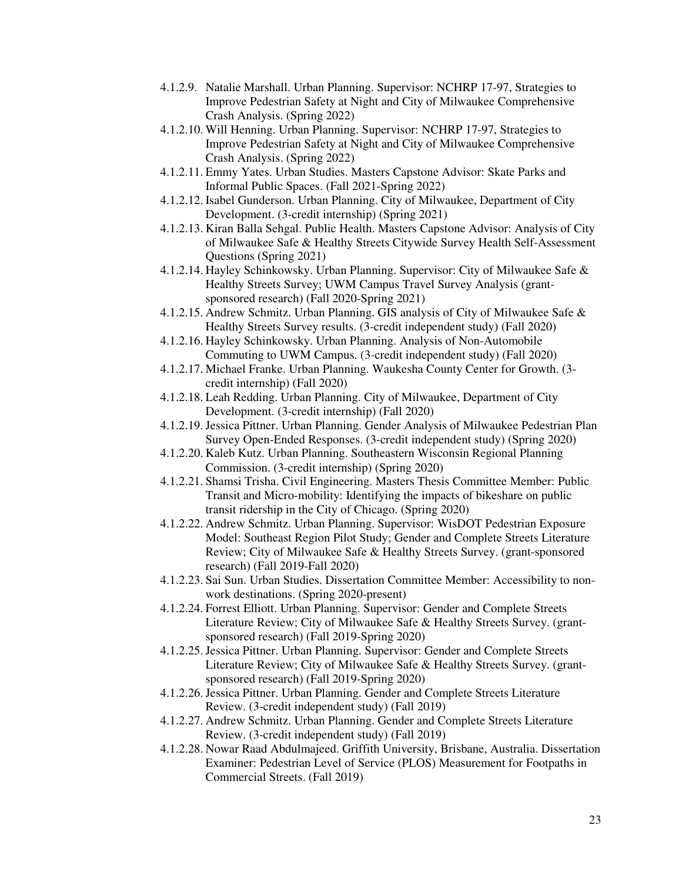4.1.2.9. Natalie Marshall. Urban Planning. Supervisor: NCHRP 17-97, Strategies to Improve Pedestrian Safety at Night and City of Milwaukee Comprehensive Crash Analysis. (Spring 2022)

4.1.2.10. Will Henning. Urban Planning. Supervisor: NCHRP 17-97, Strategies to Improve Pedestrian Safety at Night and City of Milwaukee Comprehensive Crash Analysis. (Spring 2022)

4.1.2.11. Emmy Yates. Urban Studies. Masters Capstone Advisor: Skate Parks and Informal Public Spaces. (Fall 2021-Spring 2022)

4.1.2.12. Isabel Gunderson. Urban Planning. City of Milwaukee, Department of City Development. (3-credit internship) (Spring 2021)

4.1.2.13. Kiran Balla Sehgal. Public Health. Masters Capstone Advisor: Analysis of City of Milwaukee Safe & Healthy Streets Citywide Survey Health Self-Assessment Questions (Spring 2021)

4.1.2.14. Hayley Schinkowsky. Urban Planning. Supervisor: City of Milwaukee Safe & Healthy Streets Survey; UWM Campus Travel Survey Analysis (grant-sponsored research) (Fall 2020-Spring 2021)

4.1.2.15. Andrew Schmitz. Urban Planning. GIS analysis of City of Milwaukee Safe & Healthy Streets Survey results. (3-credit independent study) (Fall 2020)

4.1.2.16. Hayley Schinkowsky. Urban Planning. Analysis of Non-Automobile Commuting to UWM Campus. (3-credit independent study) (Fall 2020)

4.1.2.17. Michael Franke. Urban Planning. Waukesha County Center for Growth. (3-credit internship) (Fall 2020)

4.1.2.18. Leah Redding. Urban Planning. City of Milwaukee, Department of City Development. (3-credit internship) (Fall 2020)

4.1.2.19. Jessica Pittner. Urban Planning. Gender Analysis of Milwaukee Pedestrian Plan Survey Open-Ended Responses. (3-credit independent study) (Spring 2020)

4.1.2.20. Kaleb Kutz. Urban Planning. Southeastern Wisconsin Regional Planning Commission. (3-credit internship) (Spring 2020)

4.1.2.21. Shamsi Trisha. Civil Engineering. Masters Thesis Committee Member: Public Transit and Micro-mobility: Identifying the impacts of bikeshare on public transit ridership in the City of Chicago. (Spring 2020)

4.1.2.22. Andrew Schmitz. Urban Planning. Supervisor: WisDOT Pedestrian Exposure Model: Southeast Region Pilot Study; Gender and Complete Streets Literature Review; City of Milwaukee Safe & Healthy Streets Survey. (grant-sponsored research) (Fall 2019-Fall 2020)

4.1.2.23. Sai Sun. Urban Studies. Dissertation Committee Member: Accessibility to non-work destinations. (Spring 2020-present)

4.1.2.24. Forrest Elliott. Urban Planning. Supervisor: Gender and Complete Streets Literature Review; City of Milwaukee Safe & Healthy Streets Survey. (grant-sponsored research) (Fall 2019-Spring 2020)

4.1.2.25. Jessica Pittner. Urban Planning. Supervisor: Gender and Complete Streets Literature Review; City of Milwaukee Safe & Healthy Streets Survey. (grant-sponsored research) (Fall 2019-Spring 2020)

4.1.2.26. Jessica Pittner. Urban Planning. Gender and Complete Streets Literature Review. (3-credit independent study) (Fall 2019)

4.1.2.27. Andrew Schmitz. Urban Planning. Gender and Complete Streets Literature Review. (3-credit independent study) (Fall 2019)

4.1.2.28. Nowar Raad Abdulmajeed. Griffith University, Brisbane, Australia. Dissertation Examiner: Pedestrian Level of Service (PLOS) Measurement for Footpaths in Commercial Streets. (Fall 2019)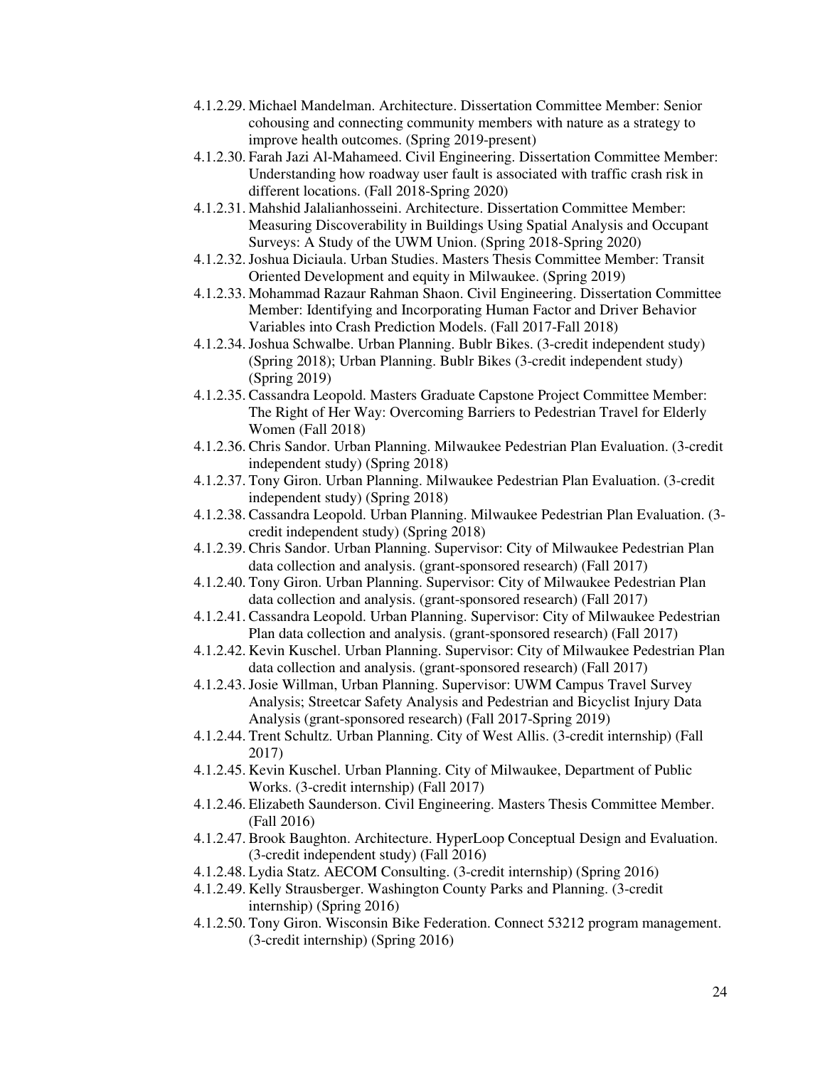4.1.2.29. Michael Mandelman. Architecture. Dissertation Committee Member: Senior cohousing and connecting community members with nature as a strategy to improve health outcomes. (Spring 2019-present)

4.1.2.30. Farah Jazi Al-Mahameed. Civil Engineering. Dissertation Committee Member: Understanding how roadway user fault is associated with traffic crash risk in different locations. (Fall 2018-Spring 2020)

4.1.2.31. Mahshid Jalalianhosseini. Architecture. Dissertation Committee Member: Measuring Discoverability in Buildings Using Spatial Analysis and Occupant Surveys: A Study of the UWM Union. (Spring 2018-Spring 2020)

4.1.2.32. Joshua Diciaula. Urban Studies. Masters Thesis Committee Member: Transit Oriented Development and equity in Milwaukee. (Spring 2019)

4.1.2.33. Mohammad Razaur Rahman Shaon. Civil Engineering. Dissertation Committee Member: Identifying and Incorporating Human Factor and Driver Behavior Variables into Crash Prediction Models. (Fall 2017-Fall 2018)

4.1.2.34. Joshua Schwalbe. Urban Planning. Bublr Bikes. (3-credit independent study) (Spring 2018); Urban Planning. Bublr Bikes (3-credit independent study) (Spring 2019)

4.1.2.35. Cassandra Leopold. Masters Graduate Capstone Project Committee Member: The Right of Her Way: Overcoming Barriers to Pedestrian Travel for Elderly Women (Fall 2018)

4.1.2.36. Chris Sandor. Urban Planning. Milwaukee Pedestrian Plan Evaluation. (3-credit independent study) (Spring 2018)

4.1.2.37. Tony Giron. Urban Planning. Milwaukee Pedestrian Plan Evaluation. (3-credit independent study) (Spring 2018)

4.1.2.38. Cassandra Leopold. Urban Planning. Milwaukee Pedestrian Plan Evaluation. (3-credit independent study) (Spring 2018)

4.1.2.39. Chris Sandor. Urban Planning. Supervisor: City of Milwaukee Pedestrian Plan data collection and analysis. (grant-sponsored research) (Fall 2017)

4.1.2.40. Tony Giron. Urban Planning. Supervisor: City of Milwaukee Pedestrian Plan data collection and analysis. (grant-sponsored research) (Fall 2017)

4.1.2.41. Cassandra Leopold. Urban Planning. Supervisor: City of Milwaukee Pedestrian Plan data collection and analysis. (grant-sponsored research) (Fall 2017)

4.1.2.42. Kevin Kuschel. Urban Planning. Supervisor: City of Milwaukee Pedestrian Plan data collection and analysis. (grant-sponsored research) (Fall 2017)

4.1.2.43. Josie Willman, Urban Planning. Supervisor: UWM Campus Travel Survey Analysis; Streetcar Safety Analysis and Pedestrian and Bicyclist Injury Data Analysis (grant-sponsored research) (Fall 2017-Spring 2019)

4.1.2.44. Trent Schultz. Urban Planning. City of West Allis. (3-credit internship) (Fall 2017)

4.1.2.45. Kevin Kuschel. Urban Planning. City of Milwaukee, Department of Public Works. (3-credit internship) (Fall 2017)

4.1.2.46. Elizabeth Saunderson. Civil Engineering. Masters Thesis Committee Member. (Fall 2016)

4.1.2.47. Brook Baughton. Architecture. HyperLoop Conceptual Design and Evaluation. (3-credit independent study) (Fall 2016)

4.1.2.48. Lydia Statz. AECOM Consulting. (3-credit internship) (Spring 2016)

4.1.2.49. Kelly Strausberger. Washington County Parks and Planning. (3-credit internship) (Spring 2016)

4.1.2.50. Tony Giron. Wisconsin Bike Federation. Connect 53212 program management. (3-credit internship) (Spring 2016)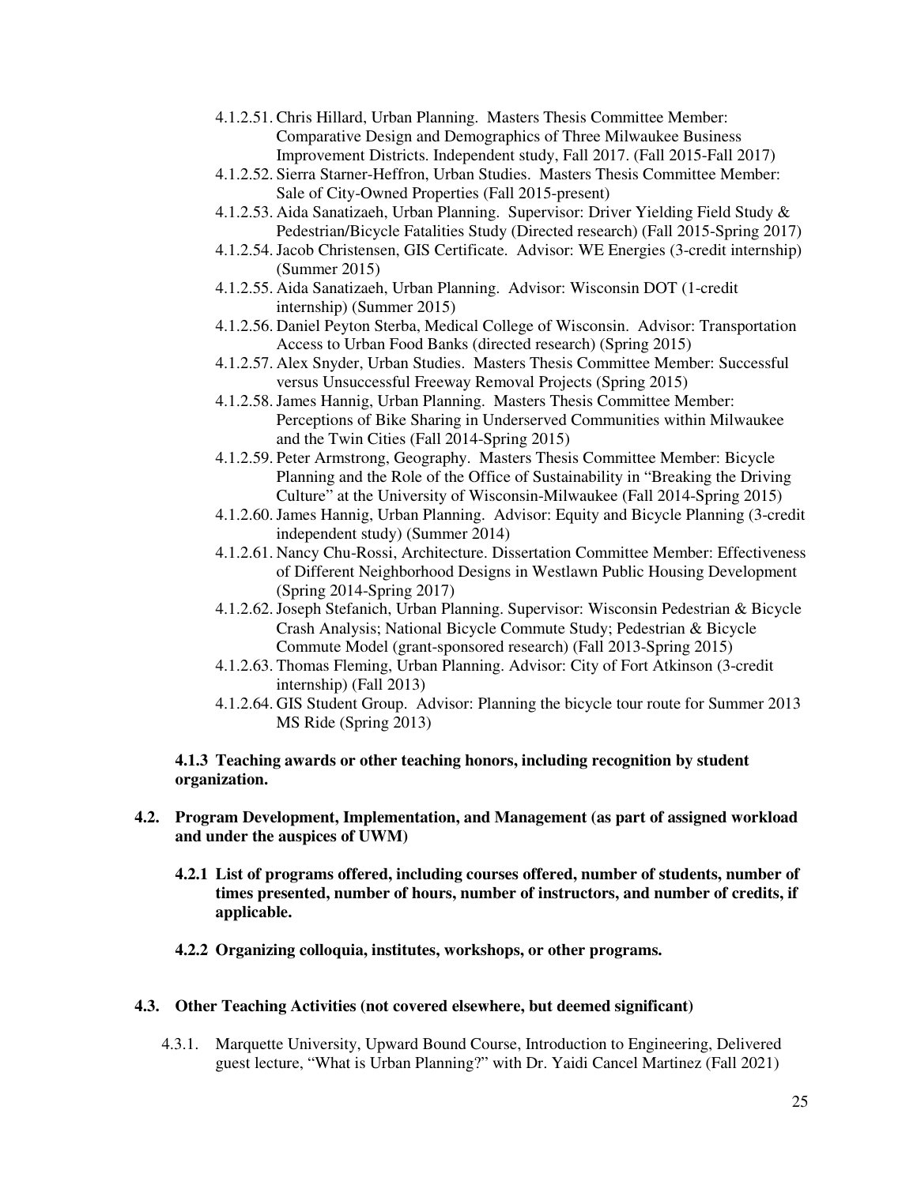- 4.1.2.51. Chris Hillard, Urban Planning. Masters Thesis Committee Member: Comparative Design and Demographics of Three Milwaukee Business Improvement Districts. Independent study, Fall 2017. (Fall 2015-Fall 2017)
- 4.1.2.52. Sierra Starner-Heffron, Urban Studies. Masters Thesis Committee Member: Sale of City-Owned Properties (Fall 2015-present)
- 4.1.2.53. Aida Sanatizaeh, Urban Planning. Supervisor: Driver Yielding Field Study & Pedestrian/Bicycle Fatalities Study (Directed research) (Fall 2015-Spring 2017)
- 4.1.2.54. Jacob Christensen, GIS Certificate. Advisor: WE Energies (3-credit internship) (Summer 2015)
- 4.1.2.55. Aida Sanatizaeh, Urban Planning. Advisor: Wisconsin DOT (1-credit internship) (Summer 2015)
- 4.1.2.56. Daniel Peyton Sterba, Medical College of Wisconsin. Advisor: Transportation Access to Urban Food Banks (directed research) (Spring 2015)
- 4.1.2.57. Alex Snyder, Urban Studies. Masters Thesis Committee Member: Successful versus Unsuccessful Freeway Removal Projects (Spring 2015)
- 4.1.2.58. James Hannig, Urban Planning. Masters Thesis Committee Member: Perceptions of Bike Sharing in Underserved Communities within Milwaukee and the Twin Cities (Fall 2014-Spring 2015)
- 4.1.2.59. Peter Armstrong, Geography. Masters Thesis Committee Member: Bicycle Planning and the Role of the Office of Sustainability in "Breaking the Driving Culture" at the University of Wisconsin-Milwaukee (Fall 2014-Spring 2015)
- 4.1.2.60. James Hannig, Urban Planning. Advisor: Equity and Bicycle Planning (3-credit independent study) (Summer 2014)
- 4.1.2.61. Nancy Chu-Rossi, Architecture. Dissertation Committee Member: Effectiveness of Different Neighborhood Designs in Westlawn Public Housing Development (Spring 2014-Spring 2017)
- 4.1.2.62. Joseph Stefanich, Urban Planning. Supervisor: Wisconsin Pedestrian & Bicycle Crash Analysis; National Bicycle Commute Study; Pedestrian & Bicycle Commute Model (grant-sponsored research) (Fall 2013-Spring 2015)
- 4.1.2.63. Thomas Fleming, Urban Planning. Advisor: City of Fort Atkinson (3-credit internship) (Fall 2013)
- 4.1.2.64. GIS Student Group. Advisor: Planning the bicycle tour route for Summer 2013 MS Ride (Spring 2013)

#### 4.1.3 Teaching awards or other teaching honors, including recognition by student organization.

### 4.2. Program Development, Implementation, and Management (as part of assigned workload and under the auspices of UWM)

#### 4.2.1 List of programs offered, including courses offered, number of students, number of times presented, number of hours, number of instructors, and number of credits, if applicable.

#### 4.2.2 Organizing colloquia, institutes, workshops, or other programs.

### 4.3. Other Teaching Activities (not covered elsewhere, but deemed significant)

- 4.3.1. Marquette University, Upward Bound Course, Introduction to Engineering, Delivered guest lecture, "What is Urban Planning?" with Dr. Yaidi Cancel Martinez (Fall 2021)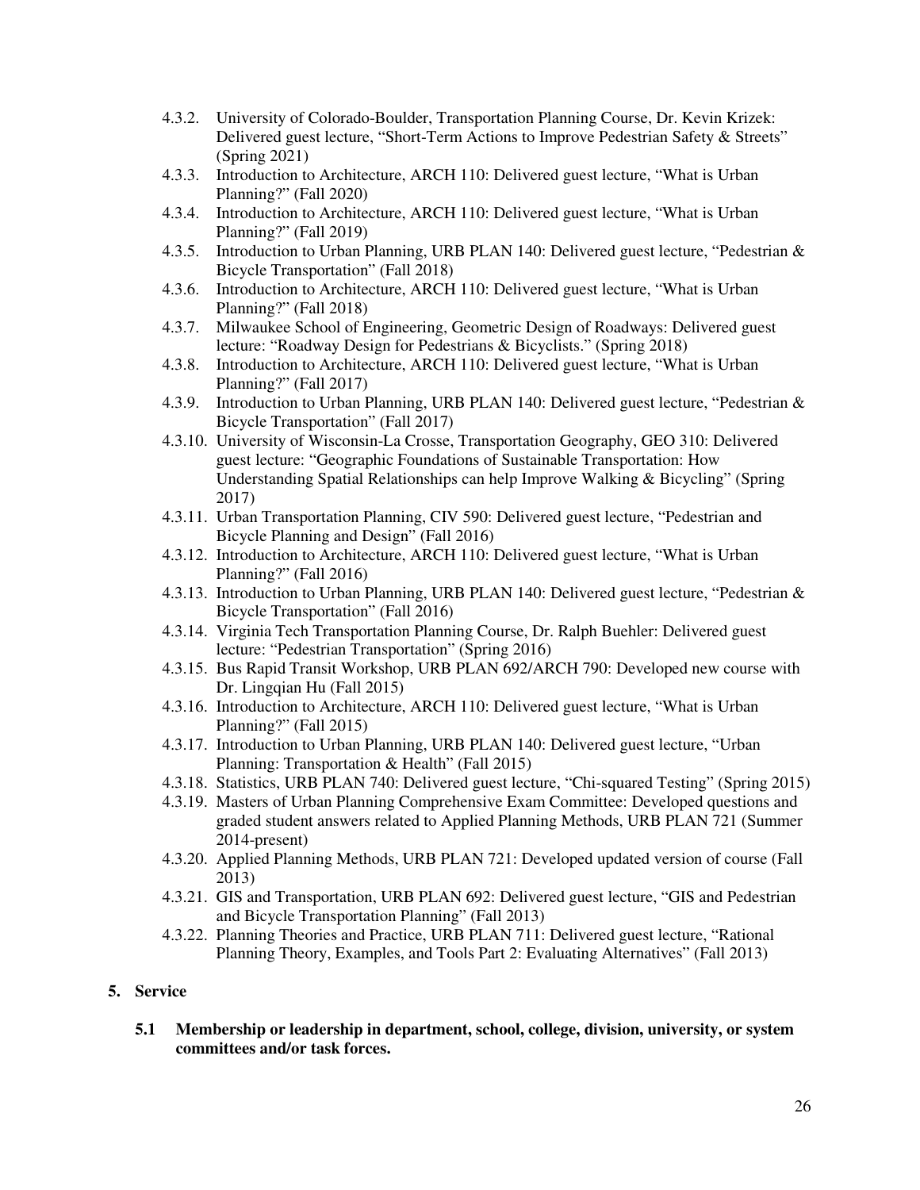- 4.3.2. University of Colorado-Boulder, Transportation Planning Course, Dr. Kevin Krizek: Delivered guest lecture, "Short-Term Actions to Improve Pedestrian Safety & Streets" (Spring 2021)
- 4.3.3. Introduction to Architecture, ARCH 110: Delivered guest lecture, "What is Urban Planning?" (Fall 2020)
- 4.3.4. Introduction to Architecture, ARCH 110: Delivered guest lecture, "What is Urban Planning?" (Fall 2019)
- 4.3.5. Introduction to Urban Planning, URB PLAN 140: Delivered guest lecture, "Pedestrian & Bicycle Transportation" (Fall 2018)
- 4.3.6. Introduction to Architecture, ARCH 110: Delivered guest lecture, "What is Urban Planning?" (Fall 2018)
- 4.3.7. Milwaukee School of Engineering, Geometric Design of Roadways: Delivered guest lecture: "Roadway Design for Pedestrians & Bicyclists." (Spring 2018)
- 4.3.8. Introduction to Architecture, ARCH 110: Delivered guest lecture, "What is Urban Planning?" (Fall 2017)
- 4.3.9. Introduction to Urban Planning, URB PLAN 140: Delivered guest lecture, "Pedestrian & Bicycle Transportation" (Fall 2017)
- 4.3.10. University of Wisconsin-La Crosse, Transportation Geography, GEO 310: Delivered guest lecture: "Geographic Foundations of Sustainable Transportation: How Understanding Spatial Relationships can help Improve Walking & Bicycling" (Spring 2017)
- 4.3.11. Urban Transportation Planning, CIV 590: Delivered guest lecture, "Pedestrian and Bicycle Planning and Design" (Fall 2016)
- 4.3.12. Introduction to Architecture, ARCH 110: Delivered guest lecture, "What is Urban Planning?" (Fall 2016)
- 4.3.13. Introduction to Urban Planning, URB PLAN 140: Delivered guest lecture, "Pedestrian & Bicycle Transportation" (Fall 2016)
- 4.3.14. Virginia Tech Transportation Planning Course, Dr. Ralph Buehler: Delivered guest lecture: "Pedestrian Transportation" (Spring 2016)
- 4.3.15. Bus Rapid Transit Workshop, URB PLAN 692/ARCH 790: Developed new course with Dr. Lingqian Hu (Fall 2015)
- 4.3.16. Introduction to Architecture, ARCH 110: Delivered guest lecture, "What is Urban Planning?" (Fall 2015)
- 4.3.17. Introduction to Urban Planning, URB PLAN 140: Delivered guest lecture, "Urban Planning: Transportation & Health" (Fall 2015)
- 4.3.18. Statistics, URB PLAN 740: Delivered guest lecture, "Chi-squared Testing" (Spring 2015)
- 4.3.19. Masters of Urban Planning Comprehensive Exam Committee: Developed questions and graded student answers related to Applied Planning Methods, URB PLAN 721 (Summer 2014-present)
- 4.3.20. Applied Planning Methods, URB PLAN 721: Developed updated version of course (Fall 2013)
- 4.3.21. GIS and Transportation, URB PLAN 692: Delivered guest lecture, "GIS and Pedestrian and Bicycle Transportation Planning" (Fall 2013)
- 4.3.22. Planning Theories and Practice, URB PLAN 711: Delivered guest lecture, "Rational Planning Theory, Examples, and Tools Part 2: Evaluating Alternatives" (Fall 2013)

## 5. Service

### 5.1 Membership or leadership in department, school, college, division, university, or system committees and/or task forces.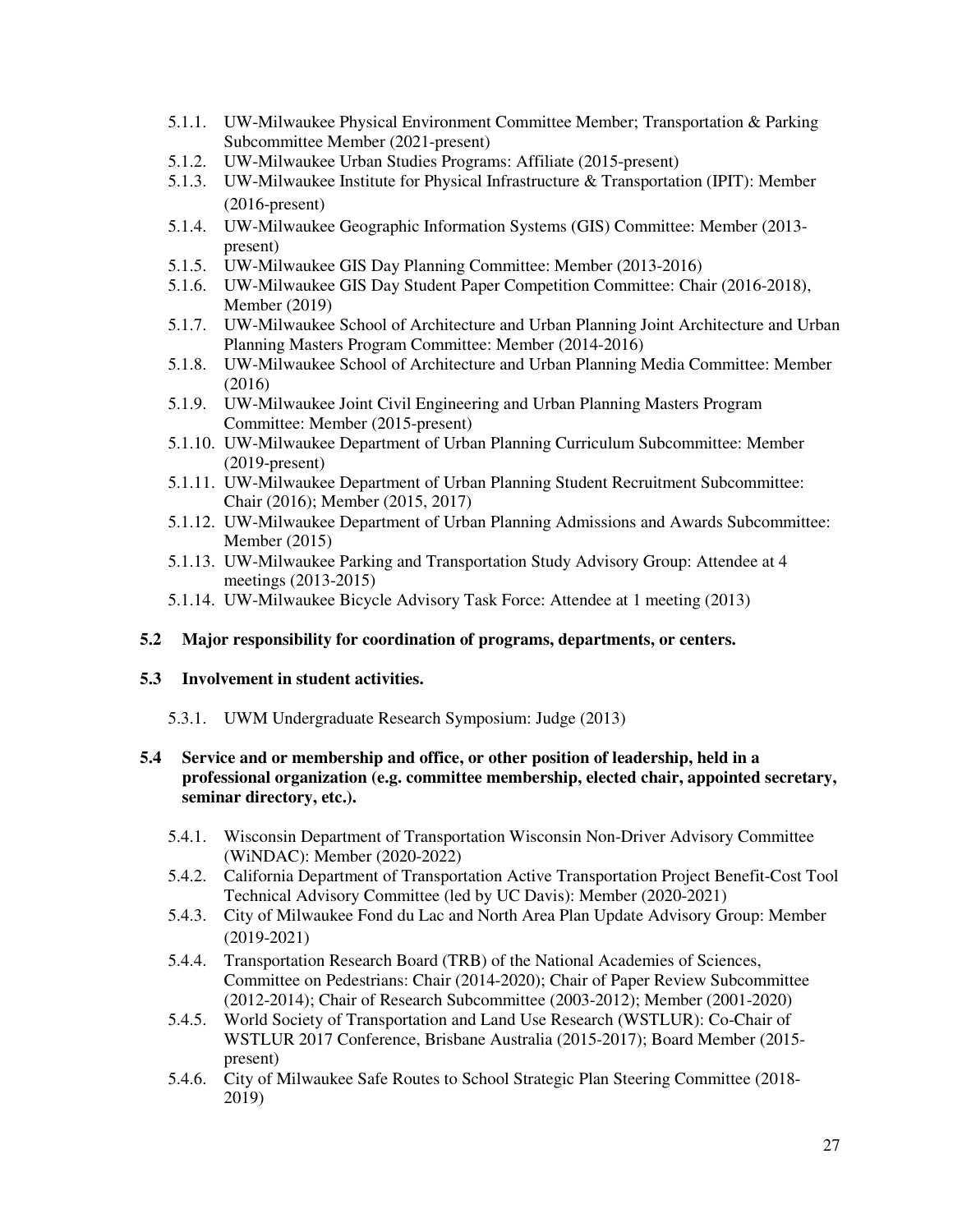5.1.1. UW-Milwaukee Physical Environment Committee Member; Transportation & Parking Subcommittee Member (2021-present)

5.1.2. UW-Milwaukee Urban Studies Programs: Affiliate (2015-present)

5.1.3. UW-Milwaukee Institute for Physical Infrastructure & Transportation (IPIT): Member (2016-present)

5.1.4. UW-Milwaukee Geographic Information Systems (GIS) Committee: Member (2013-present)

5.1.5. UW-Milwaukee GIS Day Planning Committee: Member (2013-2016)

5.1.6. UW-Milwaukee GIS Day Student Paper Competition Committee: Chair (2016-2018), Member (2019)

5.1.7. UW-Milwaukee School of Architecture and Urban Planning Joint Architecture and Urban Planning Masters Program Committee: Member (2014-2016)

5.1.8. UW-Milwaukee School of Architecture and Urban Planning Media Committee: Member (2016)

5.1.9. UW-Milwaukee Joint Civil Engineering and Urban Planning Masters Program Committee: Member (2015-present)

5.1.10. UW-Milwaukee Department of Urban Planning Curriculum Subcommittee: Member (2019-present)

5.1.11. UW-Milwaukee Department of Urban Planning Student Recruitment Subcommittee: Chair (2016); Member (2015, 2017)

5.1.12. UW-Milwaukee Department of Urban Planning Admissions and Awards Subcommittee: Member (2015)

5.1.13. UW-Milwaukee Parking and Transportation Study Advisory Group: Attendee at 4 meetings (2013-2015)

5.1.14. UW-Milwaukee Bicycle Advisory Task Force: Attendee at 1 meeting (2013)

**5.2 Major responsibility for coordination of programs, departments, or centers.**

**5.3 Involvement in student activities.**

5.3.1. UWM Undergraduate Research Symposium: Judge (2013)

**5.4 Service and or membership and office, or other position of leadership, held in a professional organization (e.g. committee membership, elected chair, appointed secretary, seminar directory, etc.).**

5.4.1. Wisconsin Department of Transportation Wisconsin Non-Driver Advisory Committee (WiNDAC): Member (2020-2022)

5.4.2. California Department of Transportation Active Transportation Project Benefit-Cost Tool Technical Advisory Committee (led by UC Davis): Member (2020-2021)

5.4.3. City of Milwaukee Fond du Lac and North Area Plan Update Advisory Group: Member (2019-2021)

5.4.4. Transportation Research Board (TRB) of the National Academies of Sciences, Committee on Pedestrians: Chair (2014-2020); Chair of Paper Review Subcommittee (2012-2014); Chair of Research Subcommittee (2003-2012); Member (2001-2020)

5.4.5. World Society of Transportation and Land Use Research (WSTLUR): Co-Chair of WSTLUR 2017 Conference, Brisbane Australia (2015-2017); Board Member (2015-present)

5.4.6. City of Milwaukee Safe Routes to School Strategic Plan Steering Committee (2018-2019)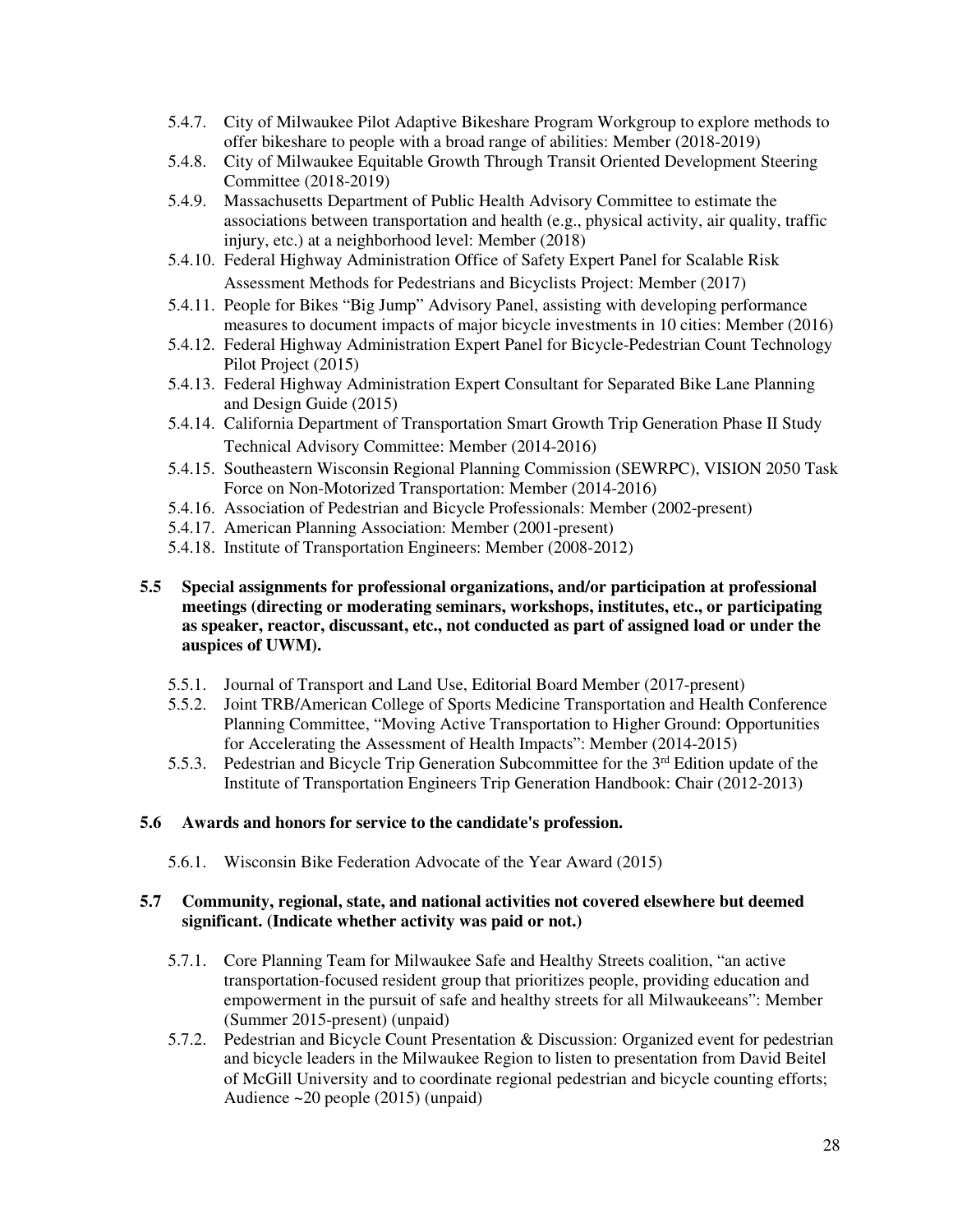- 5.4.7. City of Milwaukee Pilot Adaptive Bikeshare Program Workgroup to explore methods to offer bikeshare to people with a broad range of abilities: Member (2018-2019)
- 5.4.8. City of Milwaukee Equitable Growth Through Transit Oriented Development Steering Committee (2018-2019)
- 5.4.9. Massachusetts Department of Public Health Advisory Committee to estimate the associations between transportation and health (e.g., physical activity, air quality, traffic injury, etc.) at a neighborhood level: Member (2018)
- 5.4.10. Federal Highway Administration Office of Safety Expert Panel for Scalable Risk Assessment Methods for Pedestrians and Bicyclists Project: Member (2017)
- 5.4.11. People for Bikes "Big Jump" Advisory Panel, assisting with developing performance measures to document impacts of major bicycle investments in 10 cities: Member (2016)
- 5.4.12. Federal Highway Administration Expert Panel for Bicycle-Pedestrian Count Technology Pilot Project (2015)
- 5.4.13. Federal Highway Administration Expert Consultant for Separated Bike Lane Planning and Design Guide (2015)
- 5.4.14. California Department of Transportation Smart Growth Trip Generation Phase II Study Technical Advisory Committee: Member (2014-2016)
- 5.4.15. Southeastern Wisconsin Regional Planning Commission (SEWRPC), VISION 2050 Task Force on Non-Motorized Transportation: Member (2014-2016)
- 5.4.16. Association of Pedestrian and Bicycle Professionals: Member (2002-present)
- 5.4.17. American Planning Association: Member (2001-present)
- 5.4.18. Institute of Transportation Engineers: Member (2008-2012)

**5.5 Special assignments for professional organizations, and/or participation at professional meetings (directing or moderating seminars, workshops, institutes, etc., or participating as speaker, reactor, discussant, etc., not conducted as part of assigned load or under the auspices of UWM).**

- 5.5.1. Journal of Transport and Land Use, Editorial Board Member (2017-present)
- 5.5.2. Joint TRB/American College of Sports Medicine Transportation and Health Conference Planning Committee, "Moving Active Transportation to Higher Ground: Opportunities for Accelerating the Assessment of Health Impacts": Member (2014-2015)
- 5.5.3. Pedestrian and Bicycle Trip Generation Subcommittee for the 3rd Edition update of the Institute of Transportation Engineers Trip Generation Handbook: Chair (2012-2013)

**5.6 Awards and honors for service to the candidate's profession.**

- 5.6.1. Wisconsin Bike Federation Advocate of the Year Award (2015)

**5.7 Community, regional, state, and national activities not covered elsewhere but deemed significant. (Indicate whether activity was paid or not.)**

- 5.7.1. Core Planning Team for Milwaukee Safe and Healthy Streets coalition, "an active transportation-focused resident group that prioritizes people, providing education and empowerment in the pursuit of safe and healthy streets for all Milwaukeeans": Member (Summer 2015-present) (unpaid)
- 5.7.2. Pedestrian and Bicycle Count Presentation & Discussion: Organized event for pedestrian and bicycle leaders in the Milwaukee Region to listen to presentation from David Beitel of McGill University and to coordinate regional pedestrian and bicycle counting efforts; Audience ~20 people (2015) (unpaid)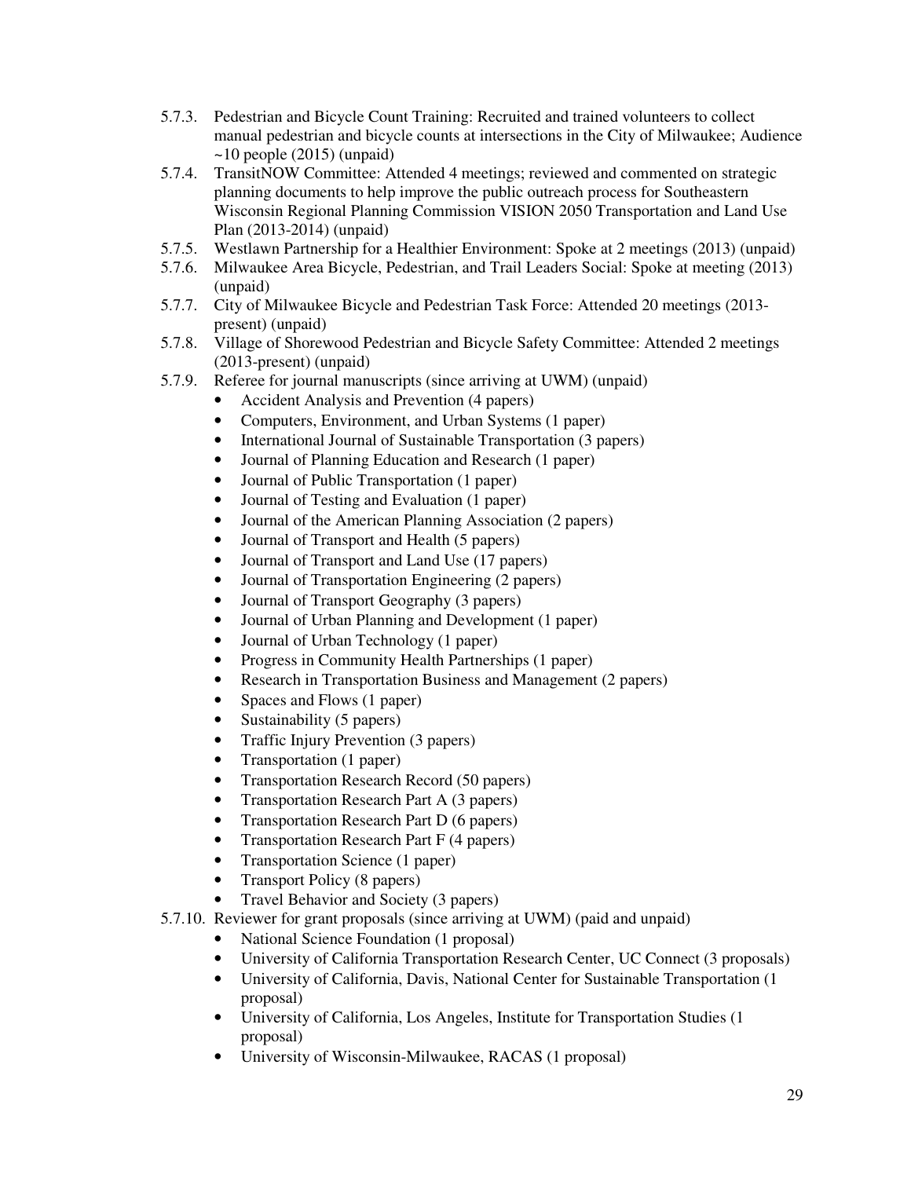5.7.3. Pedestrian and Bicycle Count Training: Recruited and trained volunteers to collect manual pedestrian and bicycle counts at intersections in the City of Milwaukee; Audience ~10 people (2015) (unpaid)

5.7.4. TransitNOW Committee: Attended 4 meetings; reviewed and commented on strategic planning documents to help improve the public outreach process for Southeastern Wisconsin Regional Planning Commission VISION 2050 Transportation and Land Use Plan (2013-2014) (unpaid)

5.7.5. Westlawn Partnership for a Healthier Environment: Spoke at 2 meetings (2013) (unpaid)

5.7.6. Milwaukee Area Bicycle, Pedestrian, and Trail Leaders Social: Spoke at meeting (2013) (unpaid)

5.7.7. City of Milwaukee Bicycle and Pedestrian Task Force: Attended 20 meetings (2013-present) (unpaid)

5.7.8. Village of Shorewood Pedestrian and Bicycle Safety Committee: Attended 2 meetings (2013-present) (unpaid)

5.7.9. Referee for journal manuscripts (since arriving at UWM) (unpaid)

- Accident Analysis and Prevention (4 papers)
- Computers, Environment, and Urban Systems (1 paper)
- International Journal of Sustainable Transportation (3 papers)
- Journal of Planning Education and Research (1 paper)
- Journal of Public Transportation (1 paper)
- Journal of Testing and Evaluation (1 paper)
- Journal of the American Planning Association (2 papers)
- Journal of Transport and Health (5 papers)
- Journal of Transport and Land Use (17 papers)
- Journal of Transportation Engineering (2 papers)
- Journal of Transport Geography (3 papers)
- Journal of Urban Planning and Development (1 paper)
- Journal of Urban Technology (1 paper)
- Progress in Community Health Partnerships (1 paper)
- Research in Transportation Business and Management (2 papers)
- Spaces and Flows (1 paper)
- Sustainability (5 papers)
- Traffic Injury Prevention (3 papers)
- Transportation (1 paper)
- Transportation Research Record (50 papers)
- Transportation Research Part A (3 papers)
- Transportation Research Part D (6 papers)
- Transportation Research Part F (4 papers)
- Transportation Science (1 paper)
- Transport Policy (8 papers)
- Travel Behavior and Society (3 papers)

5.7.10. Reviewer for grant proposals (since arriving at UWM) (paid and unpaid)

- National Science Foundation (1 proposal)
- University of California Transportation Research Center, UC Connect (3 proposals)
- University of California, Davis, National Center for Sustainable Transportation (1 proposal)
- University of California, Los Angeles, Institute for Transportation Studies (1 proposal)
- University of Wisconsin-Milwaukee, RACAS (1 proposal)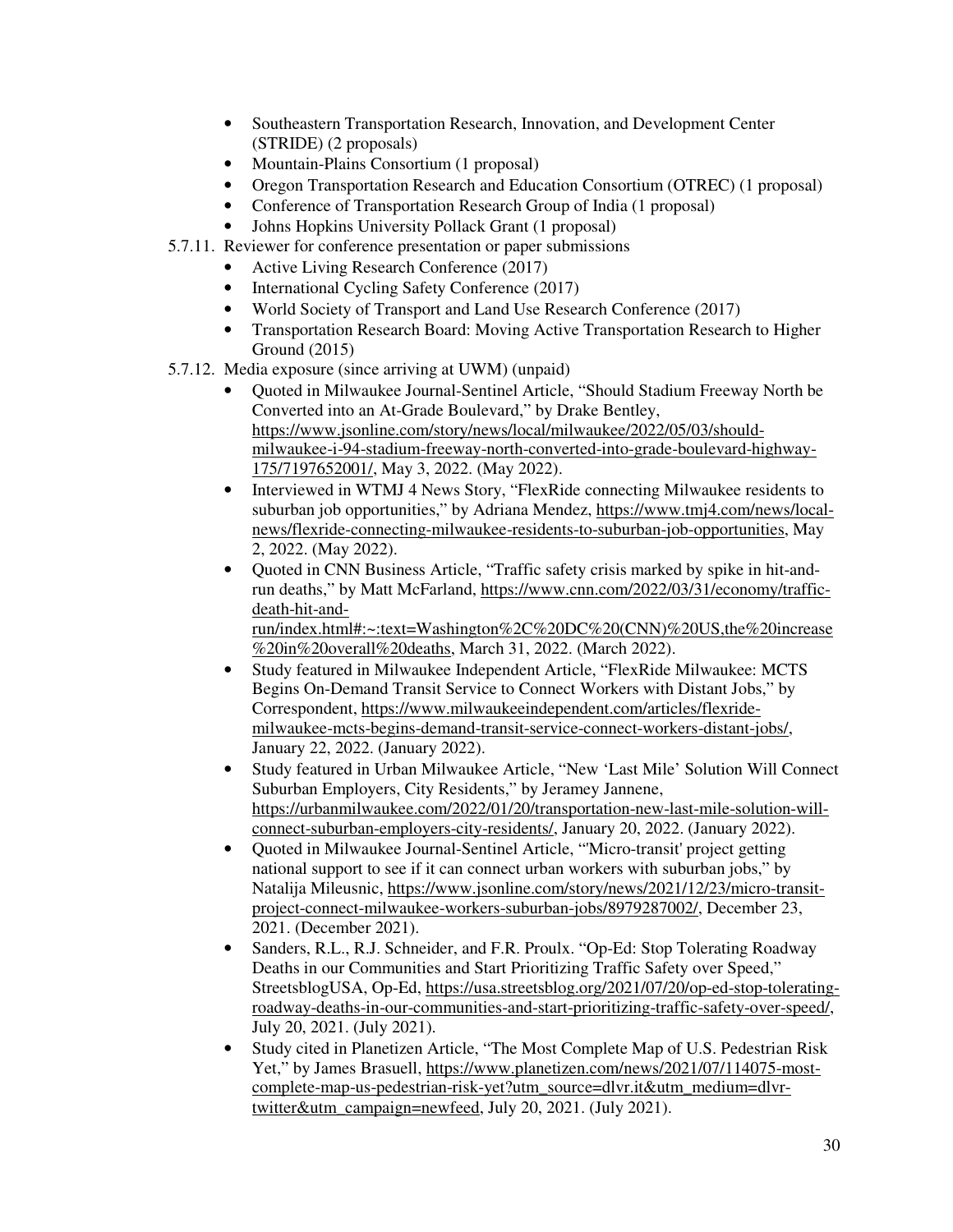- Southeastern Transportation Research, Innovation, and Development Center (STRIDE) (2 proposals)
- Mountain-Plains Consortium (1 proposal)
- Oregon Transportation Research and Education Consortium (OTREC) (1 proposal)
- Conference of Transportation Research Group of India (1 proposal)
- Johns Hopkins University Pollack Grant (1 proposal)

5.7.11. Reviewer for conference presentation or paper submissions

- Active Living Research Conference (2017)
- International Cycling Safety Conference (2017)
- World Society of Transport and Land Use Research Conference (2017)
- Transportation Research Board: Moving Active Transportation Research to Higher Ground (2015)

5.7.12. Media exposure (since arriving at UWM) (unpaid)

- Quoted in Milwaukee Journal-Sentinel Article, "Should Stadium Freeway North be Converted into an At-Grade Boulevard," by Drake Bentley, https://www.jsonline.com/story/news/local/milwaukee/2022/05/03/should-milwaukee-i-94-stadium-freeway-north-converted-into-grade-boulevard-highway-175/7197652001/, May 3, 2022. (May 2022).
- Interviewed in WTMJ 4 News Story, "FlexRide connecting Milwaukee residents to suburban job opportunities," by Adriana Mendez, https://www.tmj4.com/news/local-news/flexride-connecting-milwaukee-residents-to-suburban-job-opportunities, May 2, 2022. (May 2022).
- Quoted in CNN Business Article, "Traffic safety crisis marked by spike in hit-and-run deaths," by Matt McFarland, https://www.cnn.com/2022/03/31/economy/traffic-death-hit-and-run/index.html#:~:text=Washington%2C%20DC%20(CNN)%20US,the%20increase%20in%20overall%20deaths, March 31, 2022. (March 2022).
- Study featured in Milwaukee Independent Article, "FlexRide Milwaukee: MCTS Begins On-Demand Transit Service to Connect Workers with Distant Jobs," by Correspondent, https://www.milwaukeeindependent.com/articles/flexride-milwaukee-mcts-begins-demand-transit-service-connect-workers-distant-jobs/, January 22, 2022. (January 2022).
- Study featured in Urban Milwaukee Article, "New 'Last Mile' Solution Will Connect Suburban Employers, City Residents," by Jeramey Jannene, https://urbanmilwaukee.com/2022/01/20/transportation-new-last-mile-solution-will-connect-suburban-employers-city-residents/, January 20, 2022. (January 2022).
- Quoted in Milwaukee Journal-Sentinel Article, "'Micro-transit' project getting national support to see if it can connect urban workers with suburban jobs," by Natalija Mileusnic, https://www.jsonline.com/story/news/2021/12/23/micro-transit-project-connect-milwaukee-workers-suburban-jobs/8979287002/, December 23, 2021. (December 2021).
- Sanders, R.L., R.J. Schneider, and F.R. Proulx. "Op-Ed: Stop Tolerating Roadway Deaths in our Communities and Start Prioritizing Traffic Safety over Speed," StreetsblogUSA, Op-Ed, https://usa.streetsblog.org/2021/07/20/op-ed-stop-tolerating-roadway-deaths-in-our-communities-and-start-prioritizing-traffic-safety-over-speed/, July 20, 2021. (July 2021).
- Study cited in Planetizen Article, "The Most Complete Map of U.S. Pedestrian Risk Yet," by James Brasuell, https://www.planetizen.com/news/2021/07/114075-most-complete-map-us-pedestrian-risk-yet?utm_source=dlvr.it&utm_medium=dlvr-twitter&utm_campaign=newfeed, July 20, 2021. (July 2021).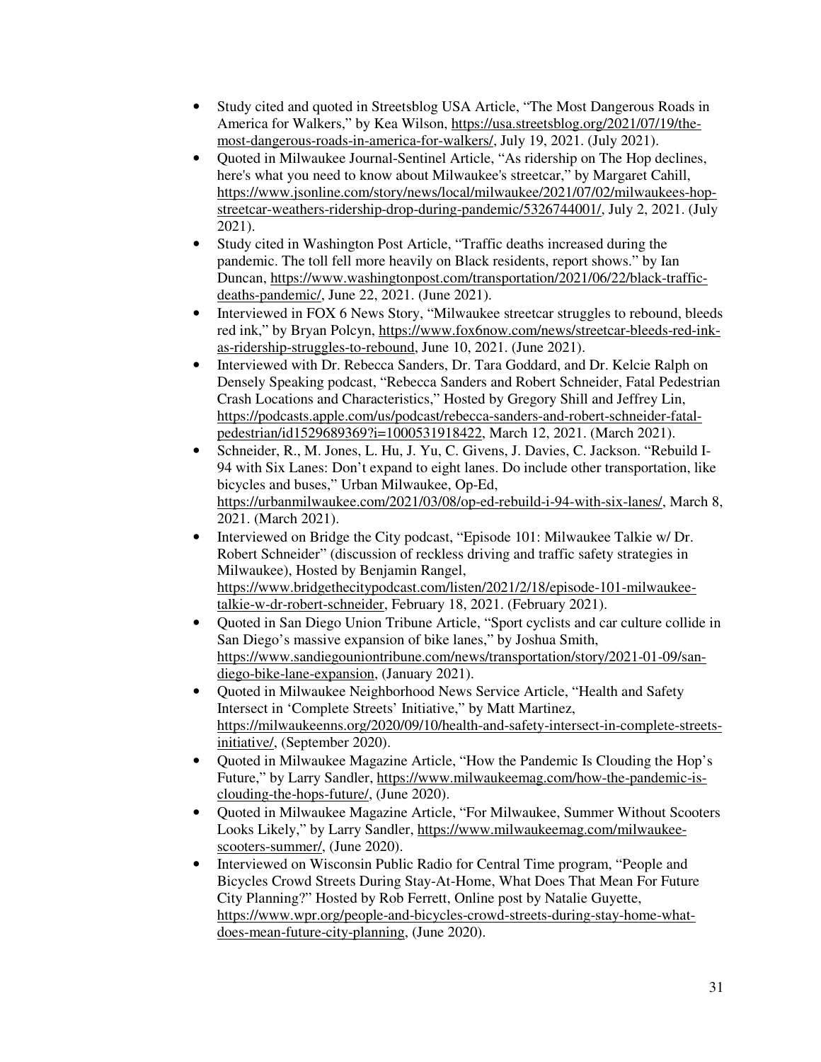- Study cited and quoted in Streetsblog USA Article, "The Most Dangerous Roads in America for Walkers," by Kea Wilson, https://usa.streetsblog.org/2021/07/19/the-most-dangerous-roads-in-america-for-walkers/, July 19, 2021. (July 2021).
- Quoted in Milwaukee Journal-Sentinel Article, "As ridership on The Hop declines, here's what you need to know about Milwaukee's streetcar," by Margaret Cahill, https://www.jsonline.com/story/news/local/milwaukee/2021/07/02/milwaukees-hop-streetcar-weathers-ridership-drop-during-pandemic/5326744001/, July 2, 2021. (July 2021).
- Study cited in Washington Post Article, "Traffic deaths increased during the pandemic. The toll fell more heavily on Black residents, report shows." by Ian Duncan, https://www.washingtonpost.com/transportation/2021/06/22/black-traffic-deaths-pandemic/, June 22, 2021. (June 2021).
- Interviewed in FOX 6 News Story, "Milwaukee streetcar struggles to rebound, bleeds red ink," by Bryan Polcyn, https://www.fox6now.com/news/streetcar-bleeds-red-ink-as-ridership-struggles-to-rebound, June 10, 2021. (June 2021).
- Interviewed with Dr. Rebecca Sanders, Dr. Tara Goddard, and Dr. Kelcie Ralph on Densely Speaking podcast, "Rebecca Sanders and Robert Schneider, Fatal Pedestrian Crash Locations and Characteristics," Hosted by Gregory Shill and Jeffrey Lin, https://podcasts.apple.com/us/podcast/rebecca-sanders-and-robert-schneider-fatal-pedestrian/id1529689369?i=1000531918422, March 12, 2021. (March 2021).
- Schneider, R., M. Jones, L. Hu, J. Yu, C. Givens, J. Davies, C. Jackson. "Rebuild I-94 with Six Lanes: Don't expand to eight lanes. Do include other transportation, like bicycles and buses," Urban Milwaukee, Op-Ed, https://urbanmilwaukee.com/2021/03/08/op-ed-rebuild-i-94-with-six-lanes/, March 8, 2021. (March 2021).
- Interviewed on Bridge the City podcast, "Episode 101: Milwaukee Talkie w/ Dr. Robert Schneider" (discussion of reckless driving and traffic safety strategies in Milwaukee), Hosted by Benjamin Rangel, https://www.bridgethecitypodcast.com/listen/2021/2/18/episode-101-milwaukee-talkie-w-dr-robert-schneider, February 18, 2021. (February 2021).
- Quoted in San Diego Union Tribune Article, "Sport cyclists and car culture collide in San Diego's massive expansion of bike lanes," by Joshua Smith, https://www.sandiegouniontribune.com/news/transportation/story/2021-01-09/san-diego-bike-lane-expansion, (January 2021).
- Quoted in Milwaukee Neighborhood News Service Article, "Health and Safety Intersect in 'Complete Streets' Initiative," by Matt Martinez, https://milwaukeenns.org/2020/09/10/health-and-safety-intersect-in-complete-streets-initiative/, (September 2020).
- Quoted in Milwaukee Magazine Article, "How the Pandemic Is Clouding the Hop's Future," by Larry Sandler, https://www.milwaukeemag.com/how-the-pandemic-is-clouding-the-hops-future/, (June 2020).
- Quoted in Milwaukee Magazine Article, "For Milwaukee, Summer Without Scooters Looks Likely," by Larry Sandler, https://www.milwaukeemag.com/milwaukee-scooters-summer/, (June 2020).
- Interviewed on Wisconsin Public Radio for Central Time program, "People and Bicycles Crowd Streets During Stay-At-Home, What Does That Mean For Future City Planning?" Hosted by Rob Ferrett, Online post by Natalie Guyette, https://www.wpr.org/people-and-bicycles-crowd-streets-during-stay-home-what-does-mean-future-city-planning, (June 2020).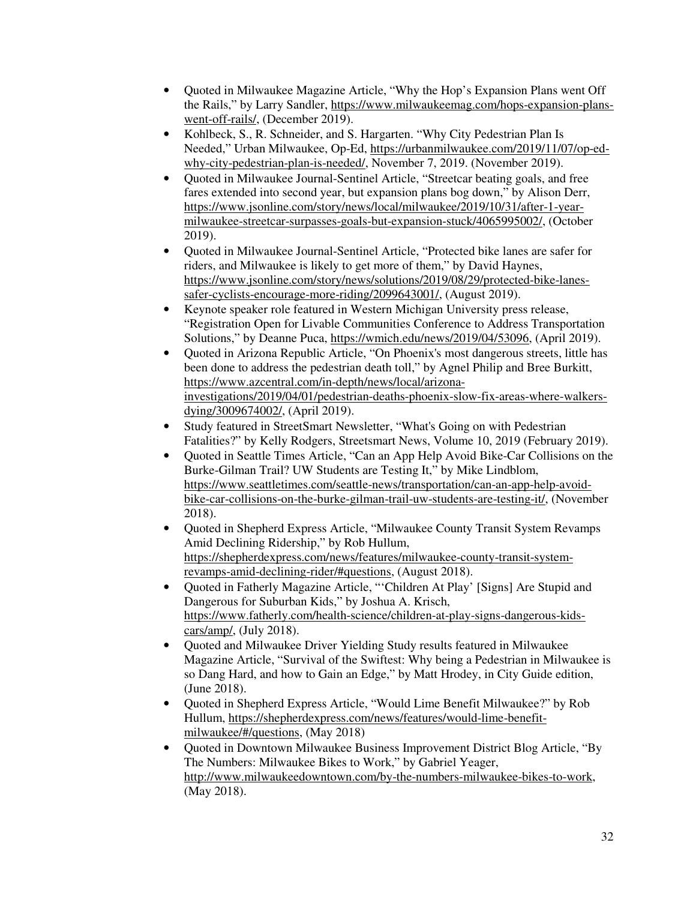- Quoted in Milwaukee Magazine Article, "Why the Hop's Expansion Plans went Off the Rails," by Larry Sandler, https://www.milwaukeemag.com/hops-expansion-plans-went-off-rails/, (December 2019).
- Kohlbeck, S., R. Schneider, and S. Hargarten. "Why City Pedestrian Plan Is Needed," Urban Milwaukee, Op-Ed, https://urbanmilwaukee.com/2019/11/07/op-ed-why-city-pedestrian-plan-is-needed/, November 7, 2019. (November 2019).
- Quoted in Milwaukee Journal-Sentinel Article, "Streetcar beating goals, and free fares extended into second year, but expansion plans bog down," by Alison Derr, https://www.jsonline.com/story/news/local/milwaukee/2019/10/31/after-1-year-milwaukee-streetcar-surpasses-goals-but-expansion-stuck/4065995002/, (October 2019).
- Quoted in Milwaukee Journal-Sentinel Article, "Protected bike lanes are safer for riders, and Milwaukee is likely to get more of them," by David Haynes, https://www.jsonline.com/story/news/solutions/2019/08/29/protected-bike-lanes-safer-cyclists-encourage-more-riding/2099643001/, (August 2019).
- Keynote speaker role featured in Western Michigan University press release, "Registration Open for Livable Communities Conference to Address Transportation Solutions," by Deanne Puca, https://wmich.edu/news/2019/04/53096, (April 2019).
- Quoted in Arizona Republic Article, "On Phoenix's most dangerous streets, little has been done to address the pedestrian death toll," by Agnel Philip and Bree Burkitt, https://www.azcentral.com/in-depth/news/local/arizona-investigations/2019/04/01/pedestrian-deaths-phoenix-slow-fix-areas-where-walkers-dying/3009674002/, (April 2019).
- Study featured in StreetSmart Newsletter, "What's Going on with Pedestrian Fatalities?" by Kelly Rodgers, Streetsmart News, Volume 10, 2019 (February 2019).
- Quoted in Seattle Times Article, "Can an App Help Avoid Bike-Car Collisions on the Burke-Gilman Trail? UW Students are Testing It," by Mike Lindblom, https://www.seattletimes.com/seattle-news/transportation/can-an-app-help-avoid-bike-car-collisions-on-the-burke-gilman-trail-uw-students-are-testing-it/, (November 2018).
- Quoted in Shepherd Express Article, "Milwaukee County Transit System Revamps Amid Declining Ridership," by Rob Hullum, https://shepherdexpress.com/news/features/milwaukee-county-transit-system-revamps-amid-declining-rider/#questions, (August 2018).
- Quoted in Fatherly Magazine Article, "'Children At Play' [Signs] Are Stupid and Dangerous for Suburban Kids," by Joshua A. Krisch, https://www.fatherly.com/health-science/children-at-play-signs-dangerous-kids-cars/amp/, (July 2018).
- Quoted and Milwaukee Driver Yielding Study results featured in Milwaukee Magazine Article, "Survival of the Swiftest: Why being a Pedestrian in Milwaukee is so Dang Hard, and how to Gain an Edge," by Matt Hrodey, in City Guide edition, (June 2018).
- Quoted in Shepherd Express Article, "Would Lime Benefit Milwaukee?" by Rob Hullum, https://shepherdexpress.com/news/features/would-lime-benefit-milwaukee/#/questions, (May 2018)
- Quoted in Downtown Milwaukee Business Improvement District Blog Article, "By The Numbers: Milwaukee Bikes to Work," by Gabriel Yeager, http://www.milwaukeedowntown.com/by-the-numbers-milwaukee-bikes-to-work, (May 2018).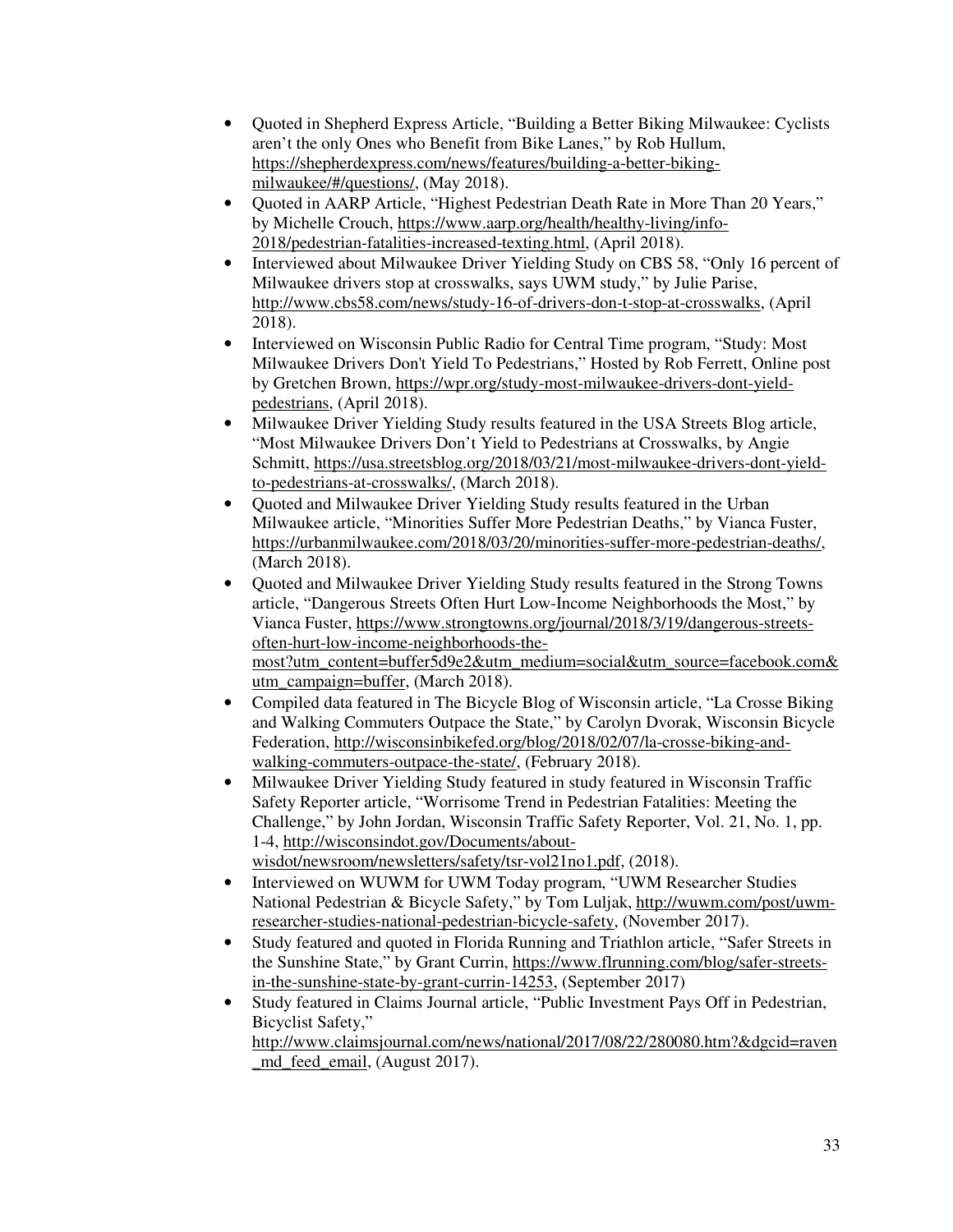- Quoted in Shepherd Express Article, "Building a Better Biking Milwaukee: Cyclists aren't the only Ones who Benefit from Bike Lanes," by Rob Hullum, https://shepherdexpress.com/news/features/building-a-better-biking-milwaukee/#/questions/, (May 2018).
- Quoted in AARP Article, "Highest Pedestrian Death Rate in More Than 20 Years," by Michelle Crouch, https://www.aarp.org/health/healthy-living/info-2018/pedestrian-fatalities-increased-texting.html, (April 2018).
- Interviewed about Milwaukee Driver Yielding Study on CBS 58, "Only 16 percent of Milwaukee drivers stop at crosswalks, says UWM study," by Julie Parise, http://www.cbs58.com/news/study-16-of-drivers-don-t-stop-at-crosswalks, (April 2018).
- Interviewed on Wisconsin Public Radio for Central Time program, "Study: Most Milwaukee Drivers Don't Yield To Pedestrians," Hosted by Rob Ferrett, Online post by Gretchen Brown, https://wpr.org/study-most-milwaukee-drivers-dont-yield-pedestrians, (April 2018).
- Milwaukee Driver Yielding Study results featured in the USA Streets Blog article, "Most Milwaukee Drivers Don't Yield to Pedestrians at Crosswalks, by Angie Schmitt, https://usa.streetsblog.org/2018/03/21/most-milwaukee-drivers-dont-yield-to-pedestrians-at-crosswalks/, (March 2018).
- Quoted and Milwaukee Driver Yielding Study results featured in the Urban Milwaukee article, "Minorities Suffer More Pedestrian Deaths," by Vianca Fuster, https://urbanmilwaukee.com/2018/03/20/minorities-suffer-more-pedestrian-deaths/, (March 2018).
- Quoted and Milwaukee Driver Yielding Study results featured in the Strong Towns article, "Dangerous Streets Often Hurt Low-Income Neighborhoods the Most," by Vianca Fuster, https://www.strongtowns.org/journal/2018/3/19/dangerous-streets-often-hurt-low-income-neighborhoods-the-most?utm_content=buffer5d9e2&utm_medium=social&utm_source=facebook.com&utm_campaign=buffer, (March 2018).
- Compiled data featured in The Bicycle Blog of Wisconsin article, "La Crosse Biking and Walking Commuters Outpace the State," by Carolyn Dvorak, Wisconsin Bicycle Federation, http://wisconsinbikefed.org/blog/2018/02/07/la-crosse-biking-and-walking-commuters-outpace-the-state/, (February 2018).
- Milwaukee Driver Yielding Study featured in study featured in Wisconsin Traffic Safety Reporter article, "Worrisome Trend in Pedestrian Fatalities: Meeting the Challenge," by John Jordan, Wisconsin Traffic Safety Reporter, Vol. 21, No. 1, pp. 1-4, http://wisconsindot.gov/Documents/about-wisdot/newsroom/newsletters/safety/tsr-vol21no1.pdf, (2018).
- Interviewed on WUWM for UWM Today program, "UWM Researcher Studies National Pedestrian & Bicycle Safety," by Tom Luljak, http://wuwm.com/post/uwm-researcher-studies-national-pedestrian-bicycle-safety, (November 2017).
- Study featured and quoted in Florida Running and Triathlon article, "Safer Streets in the Sunshine State," by Grant Currin, https://www.flrunning.com/blog/safer-streets-in-the-sunshine-state-by-grant-currin-14253, (September 2017)
- Study featured in Claims Journal article, "Public Investment Pays Off in Pedestrian, Bicyclist Safety," http://www.claimsjournal.com/news/national/2017/08/22/280080.htm?&dgcid=raven_md_feed_email, (August 2017).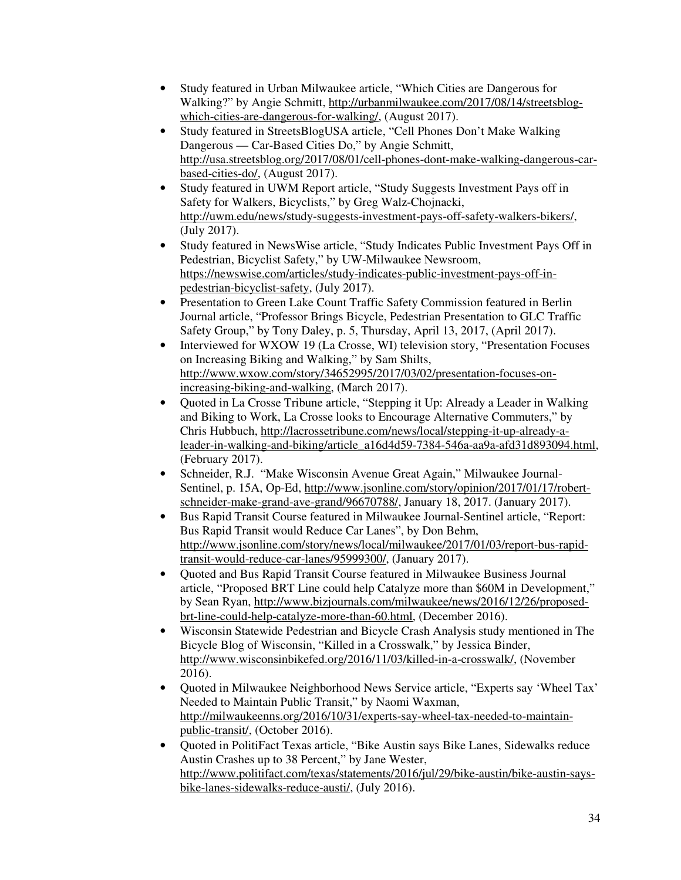- Study featured in Urban Milwaukee article, "Which Cities are Dangerous for Walking?" by Angie Schmitt, http://urbanmilwaukee.com/2017/08/14/streetsblog-which-cities-are-dangerous-for-walking/, (August 2017).
- Study featured in StreetsBlogUSA article, "Cell Phones Don't Make Walking Dangerous — Car-Based Cities Do," by Angie Schmitt, http://usa.streetsblog.org/2017/08/01/cell-phones-dont-make-walking-dangerous-car-based-cities-do/, (August 2017).
- Study featured in UWM Report article, "Study Suggests Investment Pays off in Safety for Walkers, Bicyclists," by Greg Walz-Chojnacki, http://uwm.edu/news/study-suggests-investment-pays-off-safety-walkers-bikers/, (July 2017).
- Study featured in NewsWise article, "Study Indicates Public Investment Pays Off in Pedestrian, Bicyclist Safety," by UW-Milwaukee Newsroom, https://newswise.com/articles/study-indicates-public-investment-pays-off-in-pedestrian-bicyclist-safety, (July 2017).
- Presentation to Green Lake Count Traffic Safety Commission featured in Berlin Journal article, "Professor Brings Bicycle, Pedestrian Presentation to GLC Traffic Safety Group," by Tony Daley, p. 5, Thursday, April 13, 2017, (April 2017).
- Interviewed for WXOW 19 (La Crosse, WI) television story, "Presentation Focuses on Increasing Biking and Walking," by Sam Shilts, http://www.wxow.com/story/34652995/2017/03/02/presentation-focuses-on-increasing-biking-and-walking, (March 2017).
- Quoted in La Crosse Tribune article, "Stepping it Up: Already a Leader in Walking and Biking to Work, La Crosse looks to Encourage Alternative Commuters," by Chris Hubbuch, http://lacrossetribune.com/news/local/stepping-it-up-already-a-leader-in-walking-and-biking/article_a16d4d59-7384-546a-aa9a-afd31d893094.html, (February 2017).
- Schneider, R.J. "Make Wisconsin Avenue Great Again," Milwaukee Journal-Sentinel, p. 15A, Op-Ed, http://www.jsonline.com/story/opinion/2017/01/17/robert-schneider-make-grand-ave-grand/96670788/, January 18, 2017. (January 2017).
- Bus Rapid Transit Course featured in Milwaukee Journal-Sentinel article, "Report: Bus Rapid Transit would Reduce Car Lanes", by Don Behm, http://www.jsonline.com/story/news/local/milwaukee/2017/01/03/report-bus-rapid-transit-would-reduce-car-lanes/95999300/, (January 2017).
- Quoted and Bus Rapid Transit Course featured in Milwaukee Business Journal article, "Proposed BRT Line could help Catalyze more than $60M in Development," by Sean Ryan, http://www.bizjournals.com/milwaukee/news/2016/12/26/proposed-brt-line-could-help-catalyze-more-than-60.html, (December 2016).
- Wisconsin Statewide Pedestrian and Bicycle Crash Analysis study mentioned in The Bicycle Blog of Wisconsin, "Killed in a Crosswalk," by Jessica Binder, http://www.wisconsinbikefed.org/2016/11/03/killed-in-a-crosswalk/, (November 2016).
- Quoted in Milwaukee Neighborhood News Service article, "Experts say 'Wheel Tax' Needed to Maintain Public Transit," by Naomi Waxman, http://milwaukeenns.org/2016/10/31/experts-say-wheel-tax-needed-to-maintain-public-transit/, (October 2016).
- Quoted in PolitiFact Texas article, "Bike Austin says Bike Lanes, Sidewalks reduce Austin Crashes up to 38 Percent," by Jane Wester, http://www.politifact.com/texas/statements/2016/jul/29/bike-austin/bike-austin-says-bike-lanes-sidewalks-reduce-austi/, (July 2016).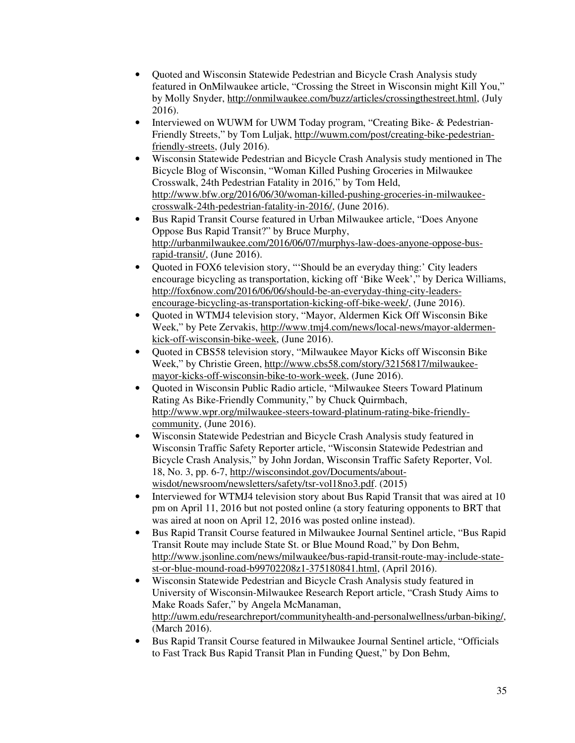- Quoted and Wisconsin Statewide Pedestrian and Bicycle Crash Analysis study featured in OnMilwaukee article, "Crossing the Street in Wisconsin might Kill You," by Molly Snyder, http://onmilwaukee.com/buzz/articles/crossingthestreet.html, (July 2016).
- Interviewed on WUWM for UWM Today program, "Creating Bike- & Pedestrian-Friendly Streets," by Tom Luljak, http://wuwm.com/post/creating-bike-pedestrian-friendly-streets, (July 2016).
- Wisconsin Statewide Pedestrian and Bicycle Crash Analysis study mentioned in The Bicycle Blog of Wisconsin, "Woman Killed Pushing Groceries in Milwaukee Crosswalk, 24th Pedestrian Fatality in 2016," by Tom Held, http://www.bfw.org/2016/06/30/woman-killed-pushing-groceries-in-milwaukee-crosswalk-24th-pedestrian-fatality-in-2016/, (June 2016).
- Bus Rapid Transit Course featured in Urban Milwaukee article, "Does Anyone Oppose Bus Rapid Transit?" by Bruce Murphy, http://urbanmilwaukee.com/2016/06/07/murphys-law-does-anyone-oppose-bus-rapid-transit/, (June 2016).
- Quoted in FOX6 television story, "'Should be an everyday thing:' City leaders encourage bicycling as transportation, kicking off 'Bike Week'," by Derica Williams, http://fox6now.com/2016/06/06/should-be-an-everyday-thing-city-leaders-encourage-bicycling-as-transportation-kicking-off-bike-week/, (June 2016).
- Quoted in WTMJ4 television story, "Mayor, Aldermen Kick Off Wisconsin Bike Week," by Pete Zervakis, http://www.tmj4.com/news/local-news/mayor-aldermen-kick-off-wisconsin-bike-week, (June 2016).
- Quoted in CBS58 television story, "Milwaukee Mayor Kicks off Wisconsin Bike Week," by Christie Green, http://www.cbs58.com/story/32156817/milwaukee-mayor-kicks-off-wisconsin-bike-to-work-week, (June 2016).
- Quoted in Wisconsin Public Radio article, "Milwaukee Steers Toward Platinum Rating As Bike-Friendly Community," by Chuck Quirmbach, http://www.wpr.org/milwaukee-steers-toward-platinum-rating-bike-friendly-community, (June 2016).
- Wisconsin Statewide Pedestrian and Bicycle Crash Analysis study featured in Wisconsin Traffic Safety Reporter article, "Wisconsin Statewide Pedestrian and Bicycle Crash Analysis," by John Jordan, Wisconsin Traffic Safety Reporter, Vol. 18, No. 3, pp. 6-7, http://wisconsindot.gov/Documents/about-wisdot/newsroom/newsletters/safety/tsr-vol18no3.pdf. (2015)
- Interviewed for WTMJ4 television story about Bus Rapid Transit that was aired at 10 pm on April 11, 2016 but not posted online (a story featuring opponents to BRT that was aired at noon on April 12, 2016 was posted online instead).
- Bus Rapid Transit Course featured in Milwaukee Journal Sentinel article, "Bus Rapid Transit Route may include State St. or Blue Mound Road," by Don Behm, http://www.jsonline.com/news/milwaukee/bus-rapid-transit-route-may-include-state-st-or-blue-mound-road-b99702208z1-375180841.html, (April 2016).
- Wisconsin Statewide Pedestrian and Bicycle Crash Analysis study featured in University of Wisconsin-Milwaukee Research Report article, "Crash Study Aims to Make Roads Safer," by Angela McManaman, http://uwm.edu/researchreport/communityhealth-and-personalwellness/urban-biking/, (March 2016).
- Bus Rapid Transit Course featured in Milwaukee Journal Sentinel article, "Officials to Fast Track Bus Rapid Transit Plan in Funding Quest," by Don Behm,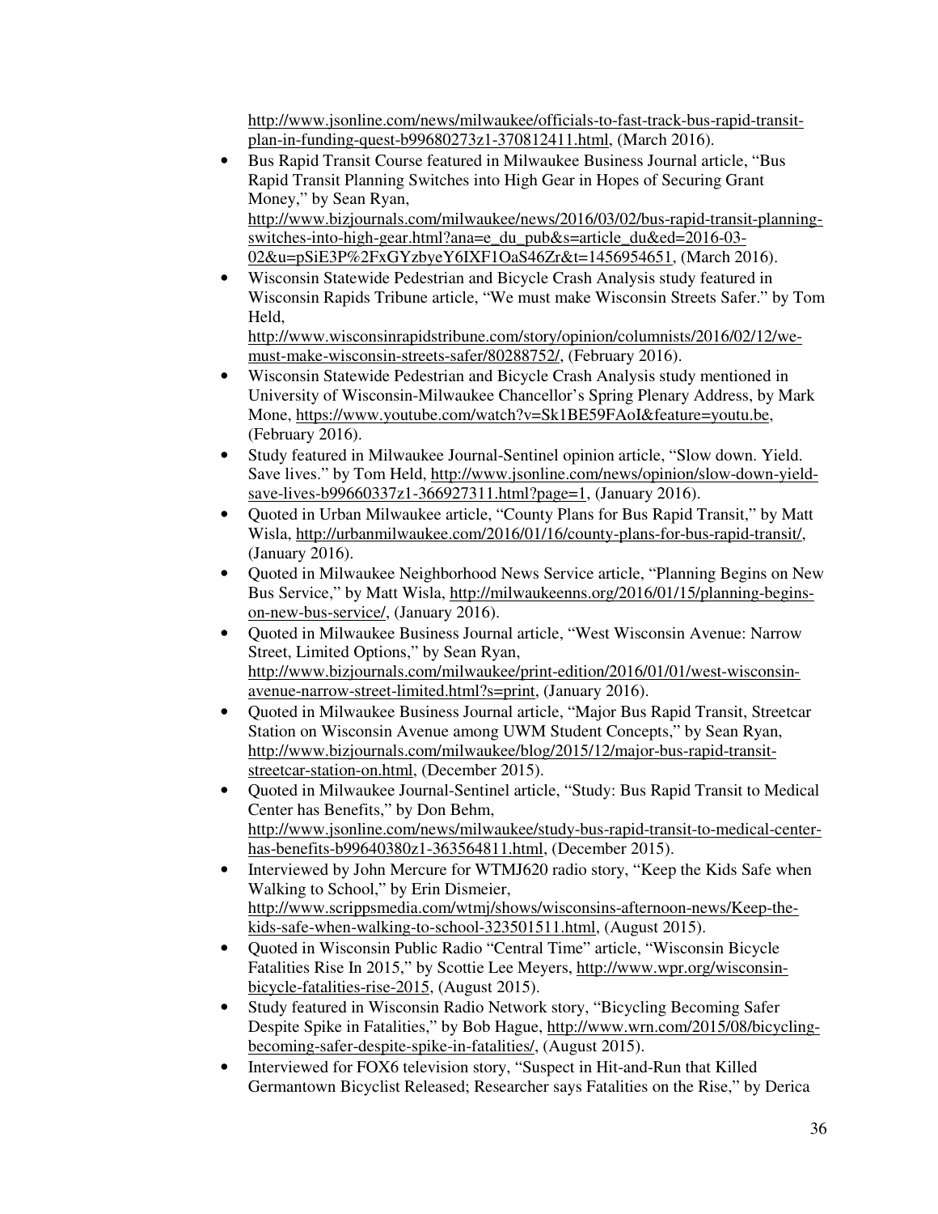http://www.jsonline.com/news/milwaukee/officials-to-fast-track-bus-rapid-transit-plan-in-funding-quest-b99680273z1-370812411.html, (March 2016).

- Bus Rapid Transit Course featured in Milwaukee Business Journal article, "Bus Rapid Transit Planning Switches into High Gear in Hopes of Securing Grant Money," by Sean Ryan, http://www.bizjournals.com/milwaukee/news/2016/03/02/bus-rapid-transit-planning-switches-into-high-gear.html?ana=e_du_pub&s=article_du&ed=2016-03-02&u=pSiE3P%2FxGYzbyeY6IXF1OaS46Zr&t=1456954651, (March 2016).
- Wisconsin Statewide Pedestrian and Bicycle Crash Analysis study featured in Wisconsin Rapids Tribune article, "We must make Wisconsin Streets Safer." by Tom Held, http://www.wisconsinrapidstribune.com/story/opinion/columnists/2016/02/12/we-must-make-wisconsin-streets-safer/80288752/, (February 2016).
- Wisconsin Statewide Pedestrian and Bicycle Crash Analysis study mentioned in University of Wisconsin-Milwaukee Chancellor's Spring Plenary Address, by Mark Mone, https://www.youtube.com/watch?v=Sk1BE59FAoI&feature=youtu.be, (February 2016).
- Study featured in Milwaukee Journal-Sentinel opinion article, "Slow down. Yield. Save lives." by Tom Held, http://www.jsonline.com/news/opinion/slow-down-yield-save-lives-b99660337z1-366927311.html?page=1, (January 2016).
- Quoted in Urban Milwaukee article, "County Plans for Bus Rapid Transit," by Matt Wisla, http://urbanmilwaukee.com/2016/01/16/county-plans-for-bus-rapid-transit/, (January 2016).
- Quoted in Milwaukee Neighborhood News Service article, "Planning Begins on New Bus Service," by Matt Wisla, http://milwaukeenns.org/2016/01/15/planning-begins-on-new-bus-service/, (January 2016).
- Quoted in Milwaukee Business Journal article, "West Wisconsin Avenue: Narrow Street, Limited Options," by Sean Ryan, http://www.bizjournals.com/milwaukee/print-edition/2016/01/01/west-wisconsin-avenue-narrow-street-limited.html?s=print, (January 2016).
- Quoted in Milwaukee Business Journal article, "Major Bus Rapid Transit, Streetcar Station on Wisconsin Avenue among UWM Student Concepts," by Sean Ryan, http://www.bizjournals.com/milwaukee/blog/2015/12/major-bus-rapid-transit-streetcar-station-on.html, (December 2015).
- Quoted in Milwaukee Journal-Sentinel article, "Study: Bus Rapid Transit to Medical Center has Benefits," by Don Behm, http://www.jsonline.com/news/milwaukee/study-bus-rapid-transit-to-medical-center-has-benefits-b99640380z1-363564811.html, (December 2015).
- Interviewed by John Mercure for WTMJ620 radio story, "Keep the Kids Safe when Walking to School," by Erin Dismeier, http://www.scrippsmedia.com/wtmj/shows/wisconsins-afternoon-news/Keep-the-kids-safe-when-walking-to-school-323501511.html, (August 2015).
- Quoted in Wisconsin Public Radio "Central Time" article, "Wisconsin Bicycle Fatalities Rise In 2015," by Scottie Lee Meyers, http://www.wpr.org/wisconsin-bicycle-fatalities-rise-2015, (August 2015).
- Study featured in Wisconsin Radio Network story, "Bicycling Becoming Safer Despite Spike in Fatalities," by Bob Hague, http://www.wrn.com/2015/08/bicycling-becoming-safer-despite-spike-in-fatalities/, (August 2015).
- Interviewed for FOX6 television story, "Suspect in Hit-and-Run that Killed Germantown Bicyclist Released; Researcher says Fatalities on the Rise," by Derica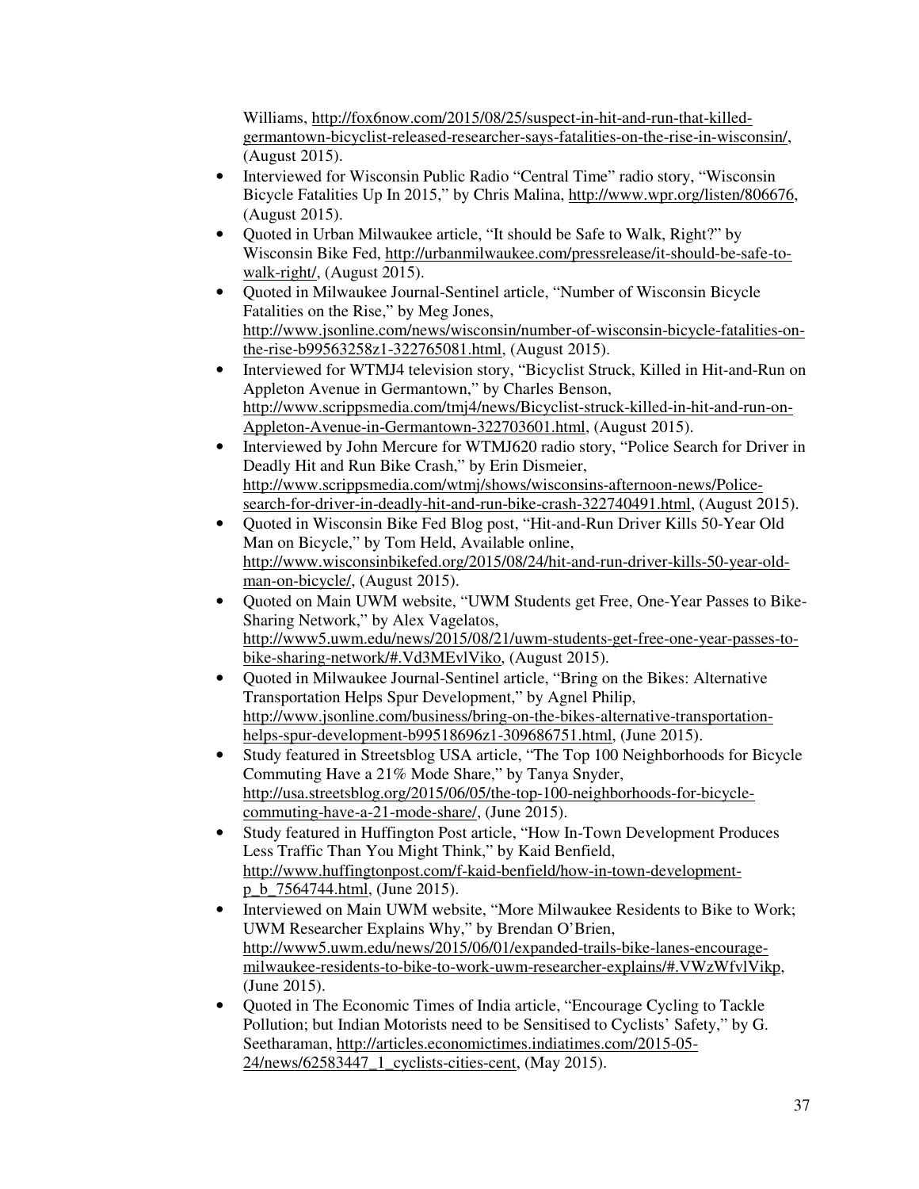Williams, http://fox6now.com/2015/08/25/suspect-in-hit-and-run-that-killed-germantown-bicyclist-released-researcher-says-fatalities-on-the-rise-in-wisconsin/, (August 2015).

- Interviewed for Wisconsin Public Radio "Central Time" radio story, "Wisconsin Bicycle Fatalities Up In 2015," by Chris Malina, http://www.wpr.org/listen/806676, (August 2015).
- Quoted in Urban Milwaukee article, "It should be Safe to Walk, Right?" by Wisconsin Bike Fed, http://urbanmilwaukee.com/pressrelease/it-should-be-safe-to-walk-right/, (August 2015).
- Quoted in Milwaukee Journal-Sentinel article, "Number of Wisconsin Bicycle Fatalities on the Rise," by Meg Jones, http://www.jsonline.com/news/wisconsin/number-of-wisconsin-bicycle-fatalities-on-the-rise-b99563258z1-322765081.html, (August 2015).
- Interviewed for WTMJ4 television story, "Bicyclist Struck, Killed in Hit-and-Run on Appleton Avenue in Germantown," by Charles Benson, http://www.scrippsmedia.com/tmj4/news/Bicyclist-struck-killed-in-hit-and-run-on-Appleton-Avenue-in-Germantown-322703601.html, (August 2015).
- Interviewed by John Mercure for WTMJ620 radio story, "Police Search for Driver in Deadly Hit and Run Bike Crash," by Erin Dismeier, http://www.scrippsmedia.com/wtmj/shows/wisconsins-afternoon-news/Police-search-for-driver-in-deadly-hit-and-run-bike-crash-322740491.html, (August 2015).
- Quoted in Wisconsin Bike Fed Blog post, "Hit-and-Run Driver Kills 50-Year Old Man on Bicycle," by Tom Held, Available online, http://www.wisconsinbikefed.org/2015/08/24/hit-and-run-driver-kills-50-year-old-man-on-bicycle/, (August 2015).
- Quoted on Main UWM website, "UWM Students get Free, One-Year Passes to Bike-Sharing Network," by Alex Vagelatos, http://www5.uwm.edu/news/2015/08/21/uwm-students-get-free-one-year-passes-to-bike-sharing-network/#.Vd3MEvlViko, (August 2015).
- Quoted in Milwaukee Journal-Sentinel article, "Bring on the Bikes: Alternative Transportation Helps Spur Development," by Agnel Philip, http://www.jsonline.com/business/bring-on-the-bikes-alternative-transportation-helps-spur-development-b99518696z1-309686751.html, (June 2015).
- Study featured in Streetsblog USA article, "The Top 100 Neighborhoods for Bicycle Commuting Have a 21% Mode Share," by Tanya Snyder, http://usa.streetsblog.org/2015/06/05/the-top-100-neighborhoods-for-bicycle-commuting-have-a-21-mode-share/, (June 2015).
- Study featured in Huffington Post article, "How In-Town Development Produces Less Traffic Than You Might Think," by Kaid Benfield, http://www.huffingtonpost.com/f-kaid-benfield/how-in-town-development-p_b_7564744.html, (June 2015).
- Interviewed on Main UWM website, "More Milwaukee Residents to Bike to Work; UWM Researcher Explains Why," by Brendan O'Brien, http://www5.uwm.edu/news/2015/06/01/expanded-trails-bike-lanes-encourage-milwaukee-residents-to-bike-to-work-uwm-researcher-explains/#.VWzWfvlVikp, (June 2015).
- Quoted in The Economic Times of India article, "Encourage Cycling to Tackle Pollution; but Indian Motorists need to be Sensitised to Cyclists' Safety," by G. Seetharaman, http://articles.economictimes.indiatimes.com/2015-05-24/news/62583447_1_cyclists-cities-cent, (May 2015).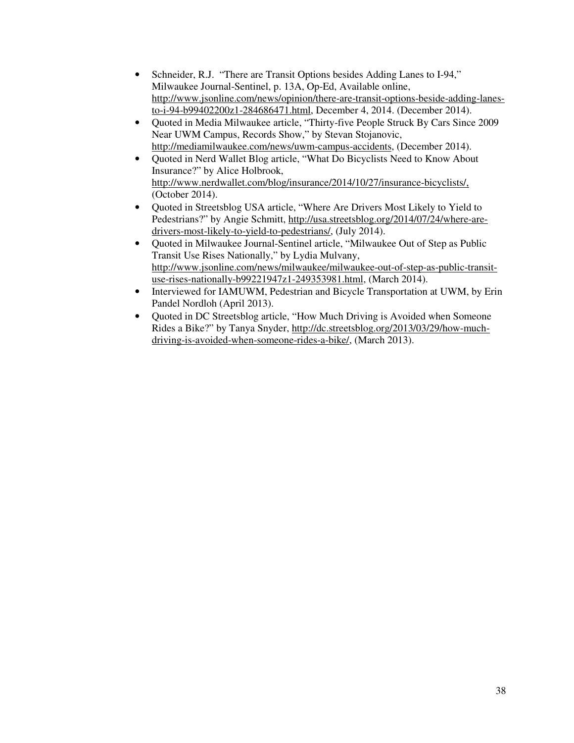- Schneider, R.J. "There are Transit Options besides Adding Lanes to I-94," Milwaukee Journal-Sentinel, p. 13A, Op-Ed, Available online, http://www.jsonline.com/news/opinion/there-are-transit-options-beside-adding-lanes-to-i-94-b99402200z1-284686471.html, December 4, 2014. (December 2014).
- Quoted in Media Milwaukee article, "Thirty-five People Struck By Cars Since 2009 Near UWM Campus, Records Show," by Stevan Stojanovic, http://mediamilwaukee.com/news/uwm-campus-accidents, (December 2014).
- Quoted in Nerd Wallet Blog article, "What Do Bicyclists Need to Know About Insurance?" by Alice Holbrook, http://www.nerdwallet.com/blog/insurance/2014/10/27/insurance-bicyclists/, (October 2014).
- Quoted in Streetsblog USA article, "Where Are Drivers Most Likely to Yield to Pedestrians?" by Angie Schmitt, http://usa.streetsblog.org/2014/07/24/where-are-drivers-most-likely-to-yield-to-pedestrians/, (July 2014).
- Quoted in Milwaukee Journal-Sentinel article, "Milwaukee Out of Step as Public Transit Use Rises Nationally," by Lydia Mulvany, http://www.jsonline.com/news/milwaukee/milwaukee-out-of-step-as-public-transit-use-rises-nationally-b99221947z1-249353981.html, (March 2014).
- Interviewed for IAMUWM, Pedestrian and Bicycle Transportation at UWM, by Erin Pandel Nordloh (April 2013).
- Quoted in DC Streetsblog article, "How Much Driving is Avoided when Someone Rides a Bike?" by Tanya Snyder, http://dc.streetsblog.org/2013/03/29/how-much-driving-is-avoided-when-someone-rides-a-bike/, (March 2013).